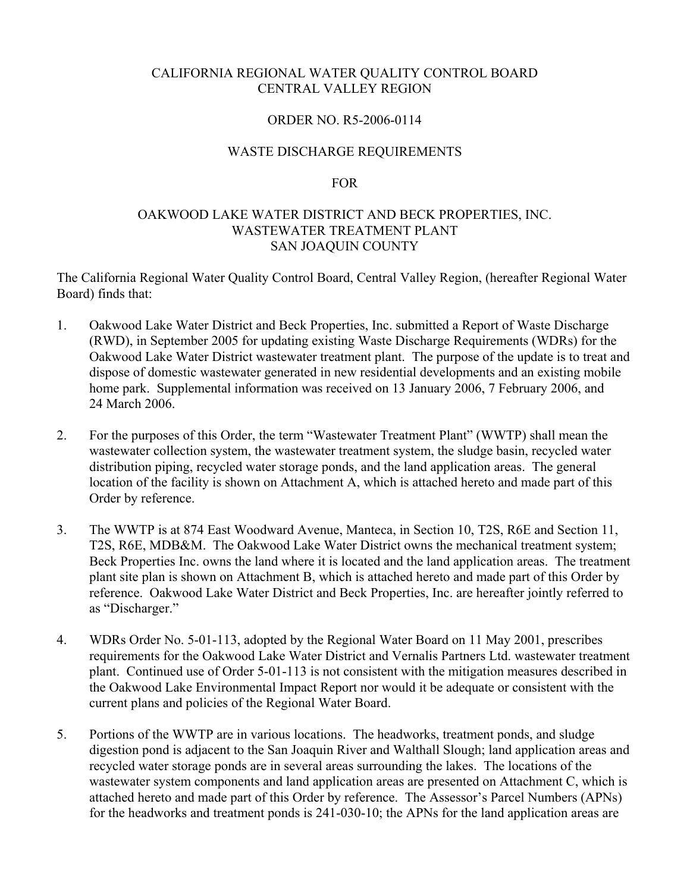CALIFORNIA REGIONAL WATER QUALITY CONTROL BOARD
CENTRAL VALLEY REGION

ORDER NO. R5-2006-0114

WASTE DISCHARGE REQUIREMENTS

FOR

OAKWOOD LAKE WATER DISTRICT AND BECK PROPERTIES, INC.
WASTEWATER TREATMENT PLANT
SAN JOAQUIN COUNTY

The California Regional Water Quality Control Board, Central Valley Region, (hereafter Regional Water Board) finds that:

1. Oakwood Lake Water District and Beck Properties, Inc. submitted a Report of Waste Discharge (RWD), in September 2005 for updating existing Waste Discharge Requirements (WDRs) for the Oakwood Lake Water District wastewater treatment plant. The purpose of the update is to treat and dispose of domestic wastewater generated in new residential developments and an existing mobile home park. Supplemental information was received on 13 January 2006, 7 February 2006, and 24 March 2006.

2. For the purposes of this Order, the term "Wastewater Treatment Plant" (WWTP) shall mean the wastewater collection system, the wastewater treatment system, the sludge basin, recycled water distribution piping, recycled water storage ponds, and the land application areas. The general location of the facility is shown on Attachment A, which is attached hereto and made part of this Order by reference.

3. The WWTP is at 874 East Woodward Avenue, Manteca, in Section 10, T2S, R6E and Section 11, T2S, R6E, MDB&M. The Oakwood Lake Water District owns the mechanical treatment system; Beck Properties Inc. owns the land where it is located and the land application areas. The treatment plant site plan is shown on Attachment B, which is attached hereto and made part of this Order by reference. Oakwood Lake Water District and Beck Properties, Inc. are hereafter jointly referred to as "Discharger."

4. WDRs Order No. 5-01-113, adopted by the Regional Water Board on 11 May 2001, prescribes requirements for the Oakwood Lake Water District and Vernalis Partners Ltd. wastewater treatment plant. Continued use of Order 5-01-113 is not consistent with the mitigation measures described in the Oakwood Lake Environmental Impact Report nor would it be adequate or consistent with the current plans and policies of the Regional Water Board.

5. Portions of the WWTP are in various locations. The headworks, treatment ponds, and sludge digestion pond is adjacent to the San Joaquin River and Walthall Slough; land application areas and recycled water storage ponds are in several areas surrounding the lakes. The locations of the wastewater system components and land application areas are presented on Attachment C, which is attached hereto and made part of this Order by reference. The Assessor's Parcel Numbers (APNs) for the headworks and treatment ponds is 241-030-10; the APNs for the land application areas are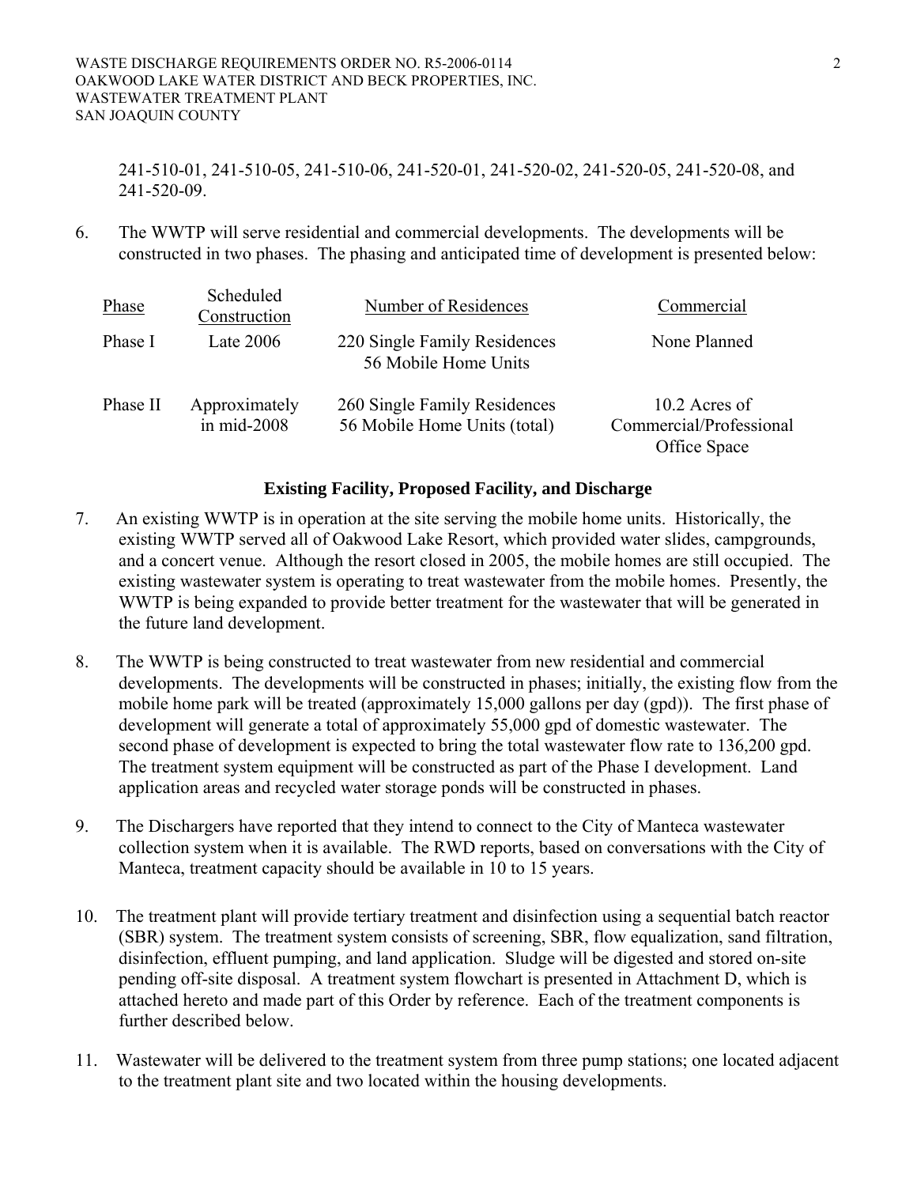241-510-01, 241-510-05, 241-510-06, 241-520-01, 241-520-02, 241-520-05, 241-520-08, and 241-520-09.

6. The WWTP will serve residential and commercial developments. The developments will be constructed in two phases. The phasing and anticipated time of development is presented below:

| Phase | Scheduled Construction | Number of Residences | Commercial |
|---|---|---|---|
| Phase I | Late 2006 | 220 Single Family Residences<br>56 Mobile Home Units | None Planned |
| Phase II | Approximately in mid-2008 | 260 Single Family Residences<br>56 Mobile Home Units (total) | 10.2 Acres of Commercial/Professional Office Space |

**Existing Facility, Proposed Facility, and Discharge**

7. An existing WWTP is in operation at the site serving the mobile home units. Historically, the existing WWTP served all of Oakwood Lake Resort, which provided water slides, campgrounds, and a concert venue. Although the resort closed in 2005, the mobile homes are still occupied. The existing wastewater system is operating to treat wastewater from the mobile homes. Presently, the WWTP is being expanded to provide better treatment for the wastewater that will be generated in the future land development.

8. The WWTP is being constructed to treat wastewater from new residential and commercial developments. The developments will be constructed in phases; initially, the existing flow from the mobile home park will be treated (approximately 15,000 gallons per day (gpd)). The first phase of development will generate a total of approximately 55,000 gpd of domestic wastewater. The second phase of development is expected to bring the total wastewater flow rate to 136,200 gpd. The treatment system equipment will be constructed as part of the Phase I development. Land application areas and recycled water storage ponds will be constructed in phases.

9. The Dischargers have reported that they intend to connect to the City of Manteca wastewater collection system when it is available. The RWD reports, based on conversations with the City of Manteca, treatment capacity should be available in 10 to 15 years.

10. The treatment plant will provide tertiary treatment and disinfection using a sequential batch reactor (SBR) system. The treatment system consists of screening, SBR, flow equalization, sand filtration, disinfection, effluent pumping, and land application. Sludge will be digested and stored on-site pending off-site disposal. A treatment system flowchart is presented in Attachment D, which is attached hereto and made part of this Order by reference. Each of the treatment components is further described below.

11. Wastewater will be delivered to the treatment system from three pump stations; one located adjacent to the treatment plant site and two located within the housing developments.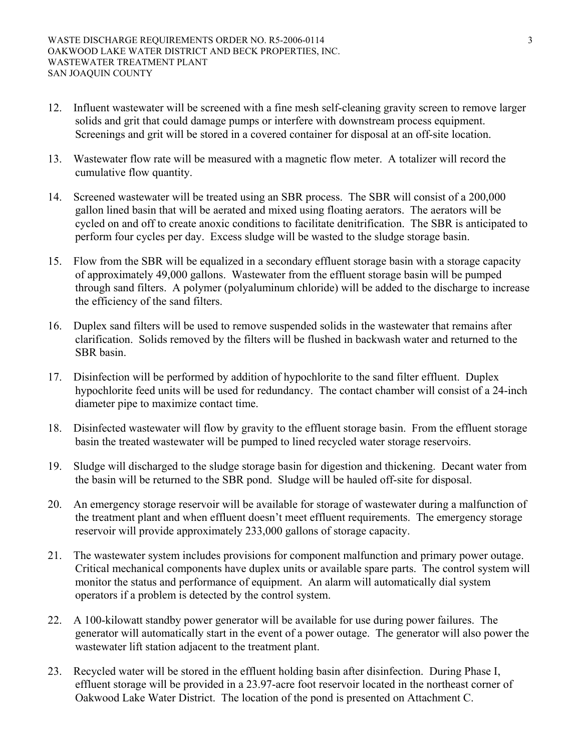12. Influent wastewater will be screened with a fine mesh self-cleaning gravity screen to remove larger solids and grit that could damage pumps or interfere with downstream process equipment. Screenings and grit will be stored in a covered container for disposal at an off-site location.

13. Wastewater flow rate will be measured with a magnetic flow meter. A totalizer will record the cumulative flow quantity.

14. Screened wastewater will be treated using an SBR process. The SBR will consist of a 200,000 gallon lined basin that will be aerated and mixed using floating aerators. The aerators will be cycled on and off to create anoxic conditions to facilitate denitrification. The SBR is anticipated to perform four cycles per day. Excess sludge will be wasted to the sludge storage basin.

15. Flow from the SBR will be equalized in a secondary effluent storage basin with a storage capacity of approximately 49,000 gallons. Wastewater from the effluent storage basin will be pumped through sand filters. A polymer (polyaluminum chloride) will be added to the discharge to increase the efficiency of the sand filters.

16. Duplex sand filters will be used to remove suspended solids in the wastewater that remains after clarification. Solids removed by the filters will be flushed in backwash water and returned to the SBR basin.

17. Disinfection will be performed by addition of hypochlorite to the sand filter effluent. Duplex hypochlorite feed units will be used for redundancy. The contact chamber will consist of a 24-inch diameter pipe to maximize contact time.

18. Disinfected wastewater will flow by gravity to the effluent storage basin. From the effluent storage basin the treated wastewater will be pumped to lined recycled water storage reservoirs.

19. Sludge will discharged to the sludge storage basin for digestion and thickening. Decant water from the basin will be returned to the SBR pond. Sludge will be hauled off-site for disposal.

20. An emergency storage reservoir will be available for storage of wastewater during a malfunction of the treatment plant and when effluent doesn't meet effluent requirements. The emergency storage reservoir will provide approximately 233,000 gallons of storage capacity.

21. The wastewater system includes provisions for component malfunction and primary power outage. Critical mechanical components have duplex units or available spare parts. The control system will monitor the status and performance of equipment. An alarm will automatically dial system operators if a problem is detected by the control system.

22. A 100-kilowatt standby power generator will be available for use during power failures. The generator will automatically start in the event of a power outage. The generator will also power the wastewater lift station adjacent to the treatment plant.

23. Recycled water will be stored in the effluent holding basin after disinfection. During Phase I, effluent storage will be provided in a 23.97-acre foot reservoir located in the northeast corner of Oakwood Lake Water District. The location of the pond is presented on Attachment C.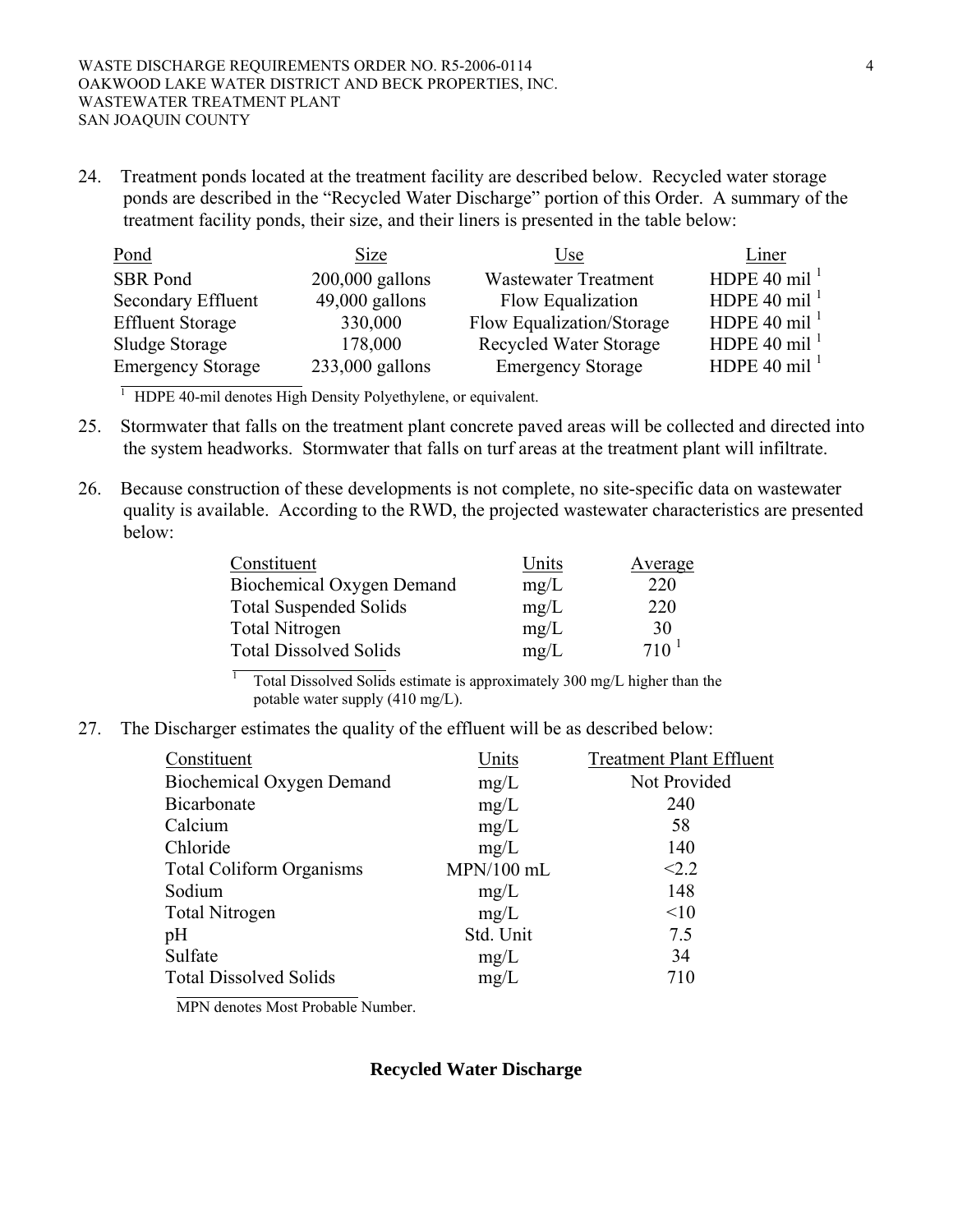24. Treatment ponds located at the treatment facility are described below. Recycled water storage ponds are described in the "Recycled Water Discharge" portion of this Order. A summary of the treatment facility ponds, their size, and their liners is presented in the table below:

| Pond | Size | Use | Liner |
|---|---|---|---|
| SBR Pond | 200,000 gallons | Wastewater Treatment | HDPE 40 mil [1] |
| Secondary Effluent | 49,000 gallons | Flow Equalization | HDPE 40 mil [1] |
| Effluent Storage | 330,000 | Flow Equalization/Storage | HDPE 40 mil [1] |
| Sludge Storage | 178,000 | Recycled Water Storage | HDPE 40 mil [1] |
| Emergency Storage | 233,000 gallons | Emergency Storage | HDPE 40 mil [1] |

[1] HDPE 40-mil denotes High Density Polyethylene, or equivalent.

25. Stormwater that falls on the treatment plant concrete paved areas will be collected and directed into the system headworks. Stormwater that falls on turf areas at the treatment plant will infiltrate.

26. Because construction of these developments is not complete, no site-specific data on wastewater quality is available. According to the RWD, the projected wastewater characteristics are presented below:

| Constituent | Units | Average |
|---|---|---|
| Biochemical Oxygen Demand | mg/L | 220 |
| Total Suspended Solids | mg/L | 220 |
| Total Nitrogen | mg/L | 30 |
| Total Dissolved Solids | mg/L | 710 [1] |

[1] Total Dissolved Solids estimate is approximately 300 mg/L higher than the potable water supply (410 mg/L).

27. The Discharger estimates the quality of the effluent will be as described below:

| Constituent | Units | Treatment Plant Effluent |
|---|---|---|
| Biochemical Oxygen Demand | mg/L | Not Provided |
| Bicarbonate | mg/L | 240 |
| Calcium | mg/L | 58 |
| Chloride | mg/L | 140 |
| Total Coliform Organisms | MPN/100 mL | <2.2 |
| Sodium | mg/L | 148 |
| Total Nitrogen | mg/L | <10 |
| pH | Std. Unit | 7.5 |
| Sulfate | mg/L | 34 |
| Total Dissolved Solids | mg/L | 710 |

MPN denotes Most Probable Number.

**Recycled Water Discharge**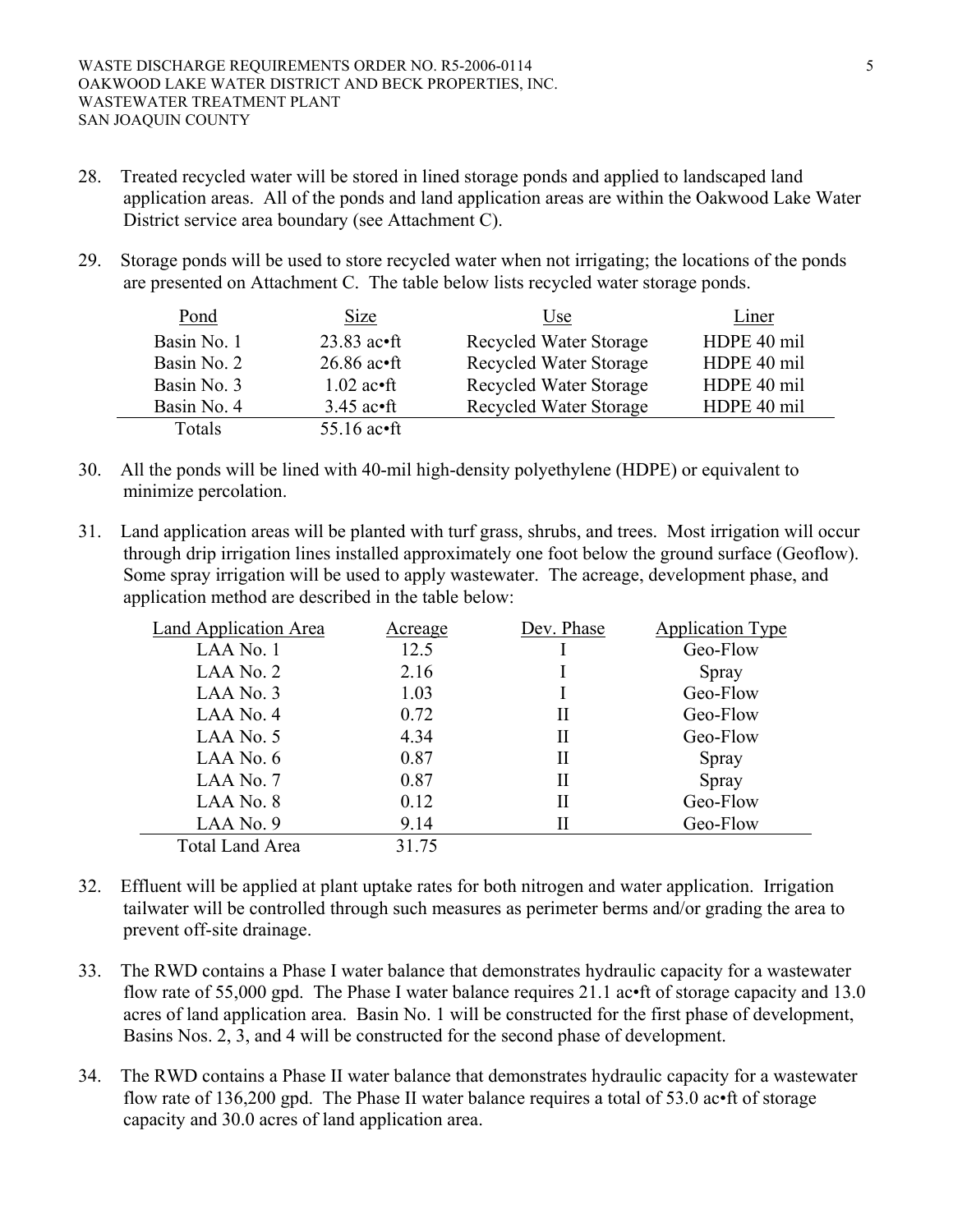28. Treated recycled water will be stored in lined storage ponds and applied to landscaped land application areas. All of the ponds and land application areas are within the Oakwood Lake Water District service area boundary (see Attachment C).

29. Storage ponds will be used to store recycled water when not irrigating; the locations of the ponds are presented on Attachment C. The table below lists recycled water storage ponds.

| Pond | Size | Use | Liner |
|---|---|---|---|
| Basin No. 1 | 23.83 ac•ft | Recycled Water Storage | HDPE 40 mil |
| Basin No. 2 | 26.86 ac•ft | Recycled Water Storage | HDPE 40 mil |
| Basin No. 3 | 1.02 ac•ft | Recycled Water Storage | HDPE 40 mil |
| Basin No. 4 | 3.45 ac•ft | Recycled Water Storage | HDPE 40 mil |
| Totals | 55.16 ac•ft | | |

30. All the ponds will be lined with 40-mil high-density polyethylene (HDPE) or equivalent to minimize percolation.

31. Land application areas will be planted with turf grass, shrubs, and trees. Most irrigation will occur through drip irrigation lines installed approximately one foot below the ground surface (Geoflow). Some spray irrigation will be used to apply wastewater. The acreage, development phase, and application method are described in the table below:

| Land Application Area | Acreage | Dev. Phase | Application Type |
|---|---|---|---|
| LAA No. 1 | 12.5 | I | Geo-Flow |
| LAA No. 2 | 2.16 | I | Spray |
| LAA No. 3 | 1.03 | I | Geo-Flow |
| LAA No. 4 | 0.72 | II | Geo-Flow |
| LAA No. 5 | 4.34 | II | Geo-Flow |
| LAA No. 6 | 0.87 | II | Spray |
| LAA No. 7 | 0.87 | II | Spray |
| LAA No. 8 | 0.12 | II | Geo-Flow |
| LAA No. 9 | 9.14 | II | Geo-Flow |
| Total Land Area | 31.75 | | |

32. Effluent will be applied at plant uptake rates for both nitrogen and water application. Irrigation tailwater will be controlled through such measures as perimeter berms and/or grading the area to prevent off-site drainage.

33. The RWD contains a Phase I water balance that demonstrates hydraulic capacity for a wastewater flow rate of 55,000 gpd. The Phase I water balance requires 21.1 ac•ft of storage capacity and 13.0 acres of land application area. Basin No. 1 will be constructed for the first phase of development, Basins Nos. 2, 3, and 4 will be constructed for the second phase of development.

34. The RWD contains a Phase II water balance that demonstrates hydraulic capacity for a wastewater flow rate of 136,200 gpd. The Phase II water balance requires a total of 53.0 ac•ft of storage capacity and 30.0 acres of land application area.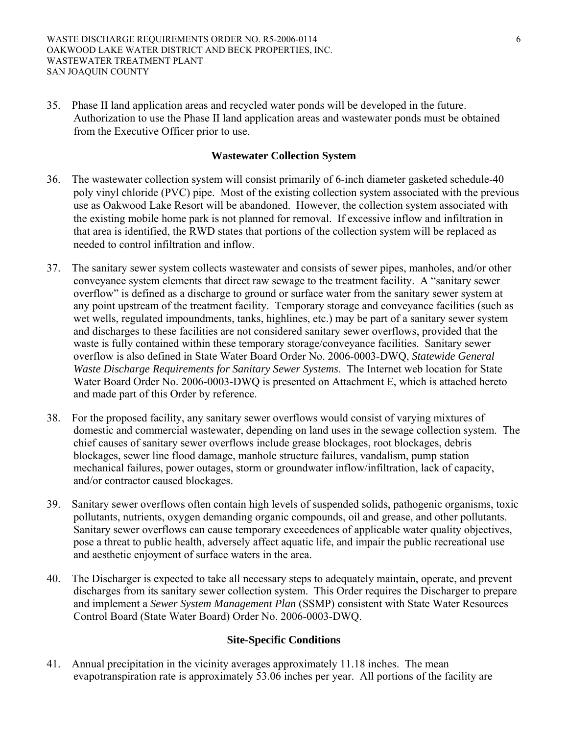35. Phase II land application areas and recycled water ponds will be developed in the future. Authorization to use the Phase II land application areas and wastewater ponds must be obtained from the Executive Officer prior to use.

### Wastewater Collection System

36. The wastewater collection system will consist primarily of 6-inch diameter gasketed schedule-40 poly vinyl chloride (PVC) pipe. Most of the existing collection system associated with the previous use as Oakwood Lake Resort will be abandoned. However, the collection system associated with the existing mobile home park is not planned for removal. If excessive inflow and infiltration in that area is identified, the RWD states that portions of the collection system will be replaced as needed to control infiltration and inflow.

37. The sanitary sewer system collects wastewater and consists of sewer pipes, manholes, and/or other conveyance system elements that direct raw sewage to the treatment facility. A "sanitary sewer overflow" is defined as a discharge to ground or surface water from the sanitary sewer system at any point upstream of the treatment facility. Temporary storage and conveyance facilities (such as wet wells, regulated impoundments, tanks, highlines, etc.) may be part of a sanitary sewer system and discharges to these facilities are not considered sanitary sewer overflows, provided that the waste is fully contained within these temporary storage/conveyance facilities. Sanitary sewer overflow is also defined in State Water Board Order No. 2006-0003-DWQ, *Statewide General Waste Discharge Requirements for Sanitary Sewer Systems*. The Internet web location for State Water Board Order No. 2006-0003-DWQ is presented on Attachment E, which is attached hereto and made part of this Order by reference.

38. For the proposed facility, any sanitary sewer overflows would consist of varying mixtures of domestic and commercial wastewater, depending on land uses in the sewage collection system. The chief causes of sanitary sewer overflows include grease blockages, root blockages, debris blockages, sewer line flood damage, manhole structure failures, vandalism, pump station mechanical failures, power outages, storm or groundwater inflow/infiltration, lack of capacity, and/or contractor caused blockages.

39. Sanitary sewer overflows often contain high levels of suspended solids, pathogenic organisms, toxic pollutants, nutrients, oxygen demanding organic compounds, oil and grease, and other pollutants. Sanitary sewer overflows can cause temporary exceedences of applicable water quality objectives, pose a threat to public health, adversely affect aquatic life, and impair the public recreational use and aesthetic enjoyment of surface waters in the area.

40. The Discharger is expected to take all necessary steps to adequately maintain, operate, and prevent discharges from its sanitary sewer collection system. This Order requires the Discharger to prepare and implement a *Sewer System Management Plan* (SSMP) consistent with State Water Resources Control Board (State Water Board) Order No. 2006-0003-DWQ.

### Site-Specific Conditions

41. Annual precipitation in the vicinity averages approximately 11.18 inches. The mean evapotranspiration rate is approximately 53.06 inches per year. All portions of the facility are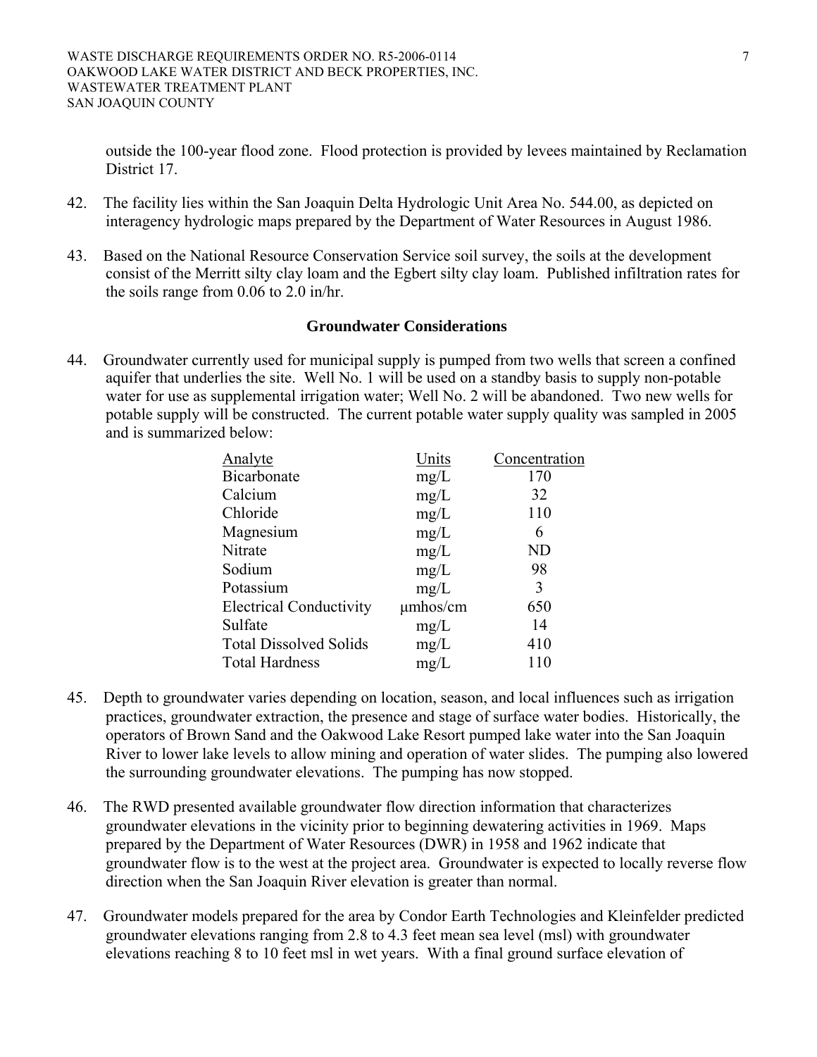outside the 100-year flood zone. Flood protection is provided by levees maintained by Reclamation District 17.

42. The facility lies within the San Joaquin Delta Hydrologic Unit Area No. 544.00, as depicted on interagency hydrologic maps prepared by the Department of Water Resources in August 1986.

43. Based on the National Resource Conservation Service soil survey, the soils at the development consist of the Merritt silty clay loam and the Egbert silty clay loam. Published infiltration rates for the soils range from 0.06 to 2.0 in/hr.

### Groundwater Considerations

44. Groundwater currently used for municipal supply is pumped from two wells that screen a confined aquifer that underlies the site. Well No. 1 will be used on a standby basis to supply non-potable water for use as supplemental irrigation water; Well No. 2 will be abandoned. Two new wells for potable supply will be constructed. The current potable water supply quality was sampled in 2005 and is summarized below:

| Analyte | Units | Concentration |
|---|---|---|
| Bicarbonate | mg/L | 170 |
| Calcium | mg/L | 32 |
| Chloride | mg/L | 110 |
| Magnesium | mg/L | 6 |
| Nitrate | mg/L | ND |
| Sodium | mg/L | 98 |
| Potassium | mg/L | 3 |
| Electrical Conductivity | μmhos/cm | 650 |
| Sulfate | mg/L | 14 |
| Total Dissolved Solids | mg/L | 410 |
| Total Hardness | mg/L | 110 |

45. Depth to groundwater varies depending on location, season, and local influences such as irrigation practices, groundwater extraction, the presence and stage of surface water bodies. Historically, the operators of Brown Sand and the Oakwood Lake Resort pumped lake water into the San Joaquin River to lower lake levels to allow mining and operation of water slides. The pumping also lowered the surrounding groundwater elevations. The pumping has now stopped.

46. The RWD presented available groundwater flow direction information that characterizes groundwater elevations in the vicinity prior to beginning dewatering activities in 1969. Maps prepared by the Department of Water Resources (DWR) in 1958 and 1962 indicate that groundwater flow is to the west at the project area. Groundwater is expected to locally reverse flow direction when the San Joaquin River elevation is greater than normal.

47. Groundwater models prepared for the area by Condor Earth Technologies and Kleinfelder predicted groundwater elevations ranging from 2.8 to 4.3 feet mean sea level (msl) with groundwater elevations reaching 8 to 10 feet msl in wet years. With a final ground surface elevation of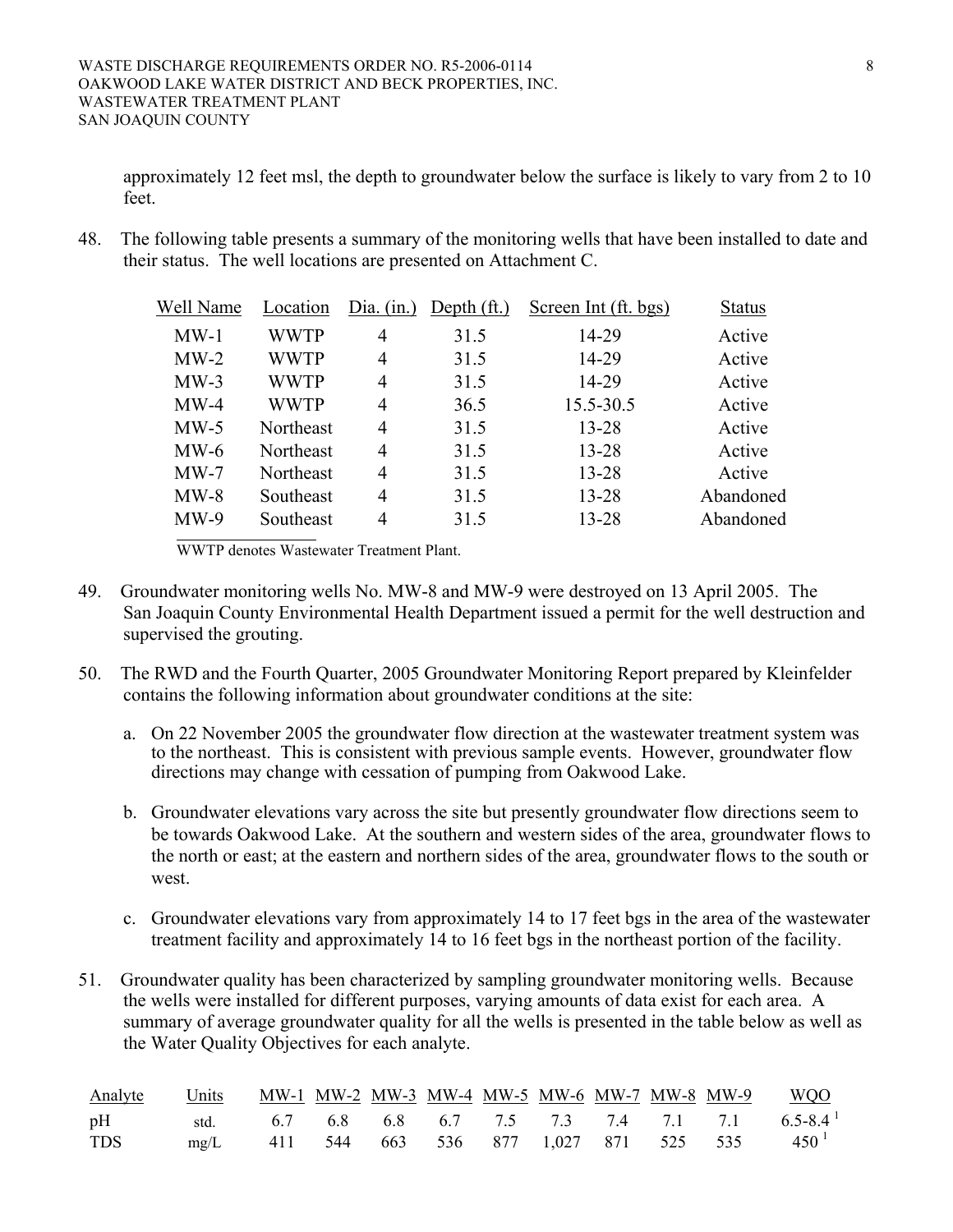approximately 12 feet msl, the depth to groundwater below the surface is likely to vary from 2 to 10 feet.

48. The following table presents a summary of the monitoring wells that have been installed to date and their status. The well locations are presented on Attachment C.

| Well Name | Location | Dia. (in.) | Depth (ft.) | Screen Int (ft. bgs) | Status |
|---|---|---|---|---|---|
| MW-1 | WWTP | 4 | 31.5 | 14-29 | Active |
| MW-2 | WWTP | 4 | 31.5 | 14-29 | Active |
| MW-3 | WWTP | 4 | 31.5 | 14-29 | Active |
| MW-4 | WWTP | 4 | 36.5 | 15.5-30.5 | Active |
| MW-5 | Northeast | 4 | 31.5 | 13-28 | Active |
| MW-6 | Northeast | 4 | 31.5 | 13-28 | Active |
| MW-7 | Northeast | 4 | 31.5 | 13-28 | Active |
| MW-8 | Southeast | 4 | 31.5 | 13-28 | Abandoned |
| MW-9 | Southeast | 4 | 31.5 | 13-28 | Abandoned |

WWTP denotes Wastewater Treatment Plant.

49. Groundwater monitoring wells No. MW-8 and MW-9 were destroyed on 13 April 2005. The San Joaquin County Environmental Health Department issued a permit for the well destruction and supervised the grouting.

50. The RWD and the Fourth Quarter, 2005 Groundwater Monitoring Report prepared by Kleinfelder contains the following information about groundwater conditions at the site:

   a. On 22 November 2005 the groundwater flow direction at the wastewater treatment system was to the northeast. This is consistent with previous sample events. However, groundwater flow directions may change with cessation of pumping from Oakwood Lake.

   b. Groundwater elevations vary across the site but presently groundwater flow directions seem to be towards Oakwood Lake. At the southern and western sides of the area, groundwater flows to the north or east; at the eastern and northern sides of the area, groundwater flows to the south or west.

   c. Groundwater elevations vary from approximately 14 to 17 feet bgs in the area of the wastewater treatment facility and approximately 14 to 16 feet bgs in the northeast portion of the facility.

51. Groundwater quality has been characterized by sampling groundwater monitoring wells. Because the wells were installed for different purposes, varying amounts of data exist for each area. A summary of average groundwater quality for all the wells is presented in the table below as well as the Water Quality Objectives for each analyte.

| Analyte | Units | MW-1 | MW-2 | MW-3 | MW-4 | MW-5 | MW-6 | MW-7 | MW-8 | MW-9 | WQO |
|---|---|---|---|---|---|---|---|---|---|---|---|
| pH | std. | 6.7 | 6.8 | 6.8 | 6.7 | 7.5 | 7.3 | 7.4 | 7.1 | 7.1 | 6.5-8.4 [1] |
| TDS | mg/L | 411 | 544 | 663 | 536 | 877 | 1,027 | 871 | 525 | 535 | 450 [1] |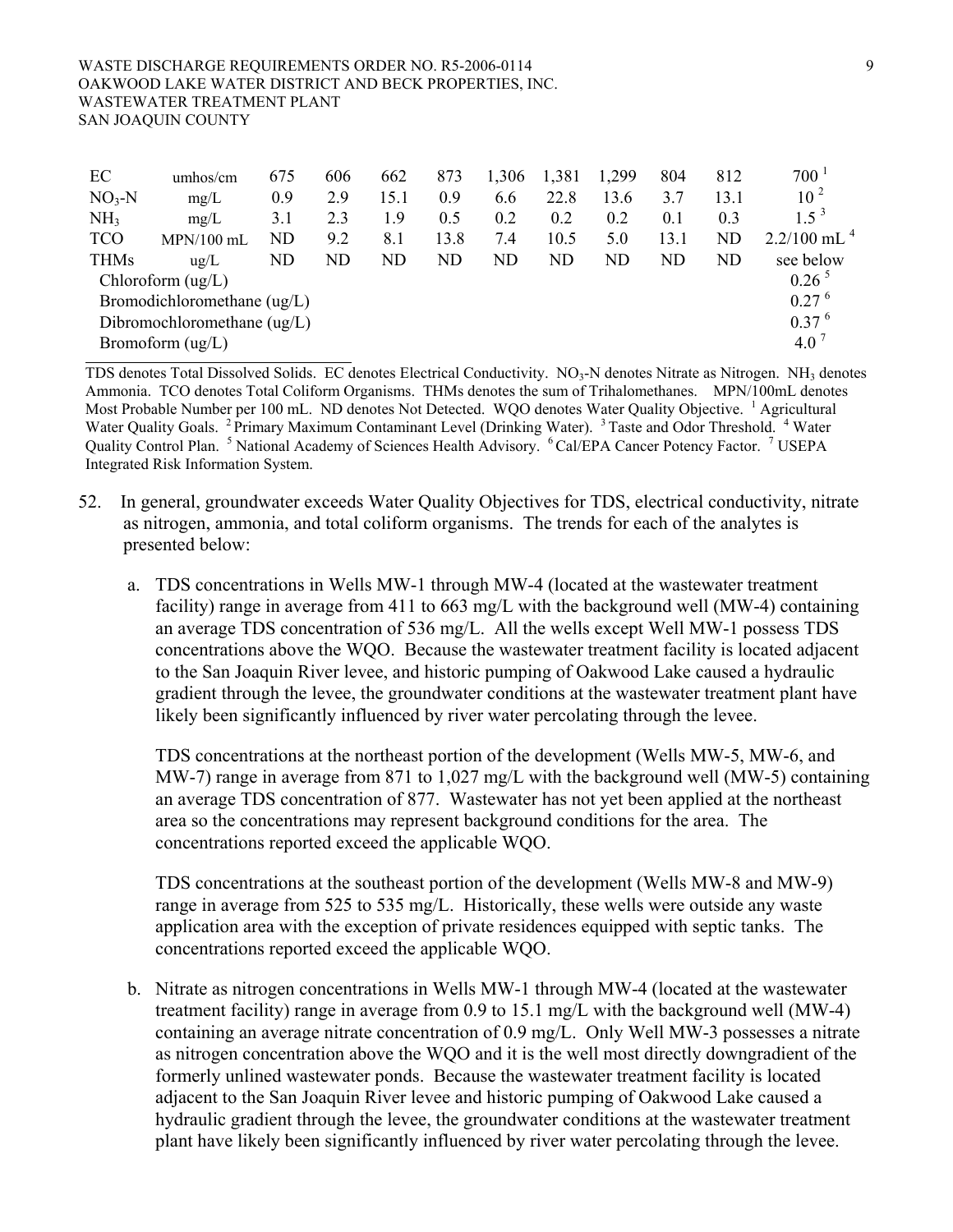| | | | | | | | | | | | |
|---|---|---|---|---|---|---|---|---|---|---|---|
| EC | umhos/cm | 675 | 606 | 662 | 873 | 1,306 | 1,381 | 1,299 | 804 | 812 | 700 [1] |
| $NO_3$-N | mg/L | 0.9 | 2.9 | 15.1 | 0.9 | 6.6 | 22.8 | 13.6 | 3.7 | 13.1 | 10 [2] |
| $NH_3$ | mg/L | 3.1 | 2.3 | 1.9 | 0.5 | 0.2 | 0.2 | 0.2 | 0.1 | 0.3 | 1.5 [3] |
| TCO | MPN/100 mL | ND | 9.2 | 8.1 | 13.8 | 7.4 | 10.5 | 5.0 | 13.1 | ND | 2.2/100 mL [4] |
| THMs | ug/L | ND | ND | ND | ND | ND | ND | ND | ND | ND | see below |
| Chloroform (ug/L) | | | | | | | | | | | 0.26 [5] |
| Bromodichloromethane (ug/L) | | | | | | | | | | | 0.27 [6] |
| Dibromochloromethane (ug/L) | | | | | | | | | | | 0.37 [6] |
| Bromoform (ug/L) | | | | | | | | | | | 4.0 [7] |

TDS denotes Total Dissolved Solids. EC denotes Electrical Conductivity. $NO_3$-N denotes Nitrate as Nitrogen. $NH_3$ denotes Ammonia. TCO denotes Total Coliform Organisms. THMs denotes the sum of Trihalomethanes. MPN/100mL denotes Most Probable Number per 100 mL. ND denotes Not Detected. WQO denotes Water Quality Objective. [1] Agricultural Water Quality Goals. [2] Primary Maximum Contaminant Level (Drinking Water). [3] Taste and Odor Threshold. [4] Water Quality Control Plan. [5] National Academy of Sciences Health Advisory. [6] Cal/EPA Cancer Potency Factor. [7] USEPA Integrated Risk Information System.

52. In general, groundwater exceeds Water Quality Objectives for TDS, electrical conductivity, nitrate as nitrogen, ammonia, and total coliform organisms. The trends for each of the analytes is presented below:

    a. TDS concentrations in Wells MW-1 through MW-4 (located at the wastewater treatment facility) range in average from 411 to 663 mg/L with the background well (MW-4) containing an average TDS concentration of 536 mg/L. All the wells except Well MW-1 possess TDS concentrations above the WQO. Because the wastewater treatment facility is located adjacent to the San Joaquin River levee, and historic pumping of Oakwood Lake caused a hydraulic gradient through the levee, the groundwater conditions at the wastewater treatment plant have likely been significantly influenced by river water percolating through the levee.

       TDS concentrations at the northeast portion of the development (Wells MW-5, MW-6, and MW-7) range in average from 871 to 1,027 mg/L with the background well (MW-5) containing an average TDS concentration of 877. Wastewater has not yet been applied at the northeast area so the concentrations may represent background conditions for the area. The concentrations reported exceed the applicable WQO.

       TDS concentrations at the southeast portion of the development (Wells MW-8 and MW-9) range in average from 525 to 535 mg/L. Historically, these wells were outside any waste application area with the exception of private residences equipped with septic tanks. The concentrations reported exceed the applicable WQO.

    b. Nitrate as nitrogen concentrations in Wells MW-1 through MW-4 (located at the wastewater treatment facility) range in average from 0.9 to 15.1 mg/L with the background well (MW-4) containing an average nitrate concentration of 0.9 mg/L. Only Well MW-3 possesses a nitrate as nitrogen concentration above the WQO and it is the well most directly downgradient of the formerly unlined wastewater ponds. Because the wastewater treatment facility is located adjacent to the San Joaquin River levee and historic pumping of Oakwood Lake caused a hydraulic gradient through the levee, the groundwater conditions at the wastewater treatment plant have likely been significantly influenced by river water percolating through the levee.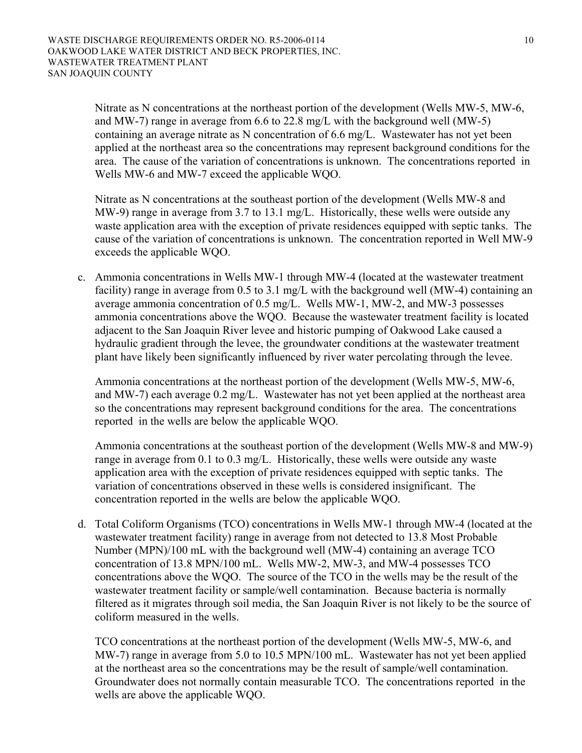Nitrate as N concentrations at the northeast portion of the development (Wells MW-5, MW-6, and MW-7) range in average from 6.6 to 22.8 mg/L with the background well (MW-5) containing an average nitrate as N concentration of 6.6 mg/L. Wastewater has not yet been applied at the northeast area so the concentrations may represent background conditions for the area. The cause of the variation of concentrations is unknown. The concentrations reported in Wells MW-6 and MW-7 exceed the applicable WQO.

Nitrate as N concentrations at the southeast portion of the development (Wells MW-8 and MW-9) range in average from 3.7 to 13.1 mg/L. Historically, these wells were outside any waste application area with the exception of private residences equipped with septic tanks. The cause of the variation of concentrations is unknown. The concentration reported in Well MW-9 exceeds the applicable WQO.

c. Ammonia concentrations in Wells MW-1 through MW-4 (located at the wastewater treatment facility) range in average from 0.5 to 3.1 mg/L with the background well (MW-4) containing an average ammonia concentration of 0.5 mg/L. Wells MW-1, MW-2, and MW-3 possesses ammonia concentrations above the WQO. Because the wastewater treatment facility is located adjacent to the San Joaquin River levee and historic pumping of Oakwood Lake caused a hydraulic gradient through the levee, the groundwater conditions at the wastewater treatment plant have likely been significantly influenced by river water percolating through the levee.

   Ammonia concentrations at the northeast portion of the development (Wells MW-5, MW-6, and MW-7) each average 0.2 mg/L. Wastewater has not yet been applied at the northeast area so the concentrations may represent background conditions for the area. The concentrations reported in the wells are below the applicable WQO.

   Ammonia concentrations at the southeast portion of the development (Wells MW-8 and MW-9) range in average from 0.1 to 0.3 mg/L. Historically, these wells were outside any waste application area with the exception of private residences equipped with septic tanks. The variation of concentrations observed in these wells is considered insignificant. The concentration reported in the wells are below the applicable WQO.

d. Total Coliform Organisms (TCO) concentrations in Wells MW-1 through MW-4 (located at the wastewater treatment facility) range in average from not detected to 13.8 Most Probable Number (MPN)/100 mL with the background well (MW-4) containing an average TCO concentration of 13.8 MPN/100 mL. Wells MW-2, MW-3, and MW-4 possesses TCO concentrations above the WQO. The source of the TCO in the wells may be the result of the wastewater treatment facility or sample/well contamination. Because bacteria is normally filtered as it migrates through soil media, the San Joaquin River is not likely to be the source of coliform measured in the wells.

   TCO concentrations at the northeast portion of the development (Wells MW-5, MW-6, and MW-7) range in average from 5.0 to 10.5 MPN/100 mL. Wastewater has not yet been applied at the northeast area so the concentrations may be the result of sample/well contamination. Groundwater does not normally contain measurable TCO. The concentrations reported in the wells are above the applicable WQO.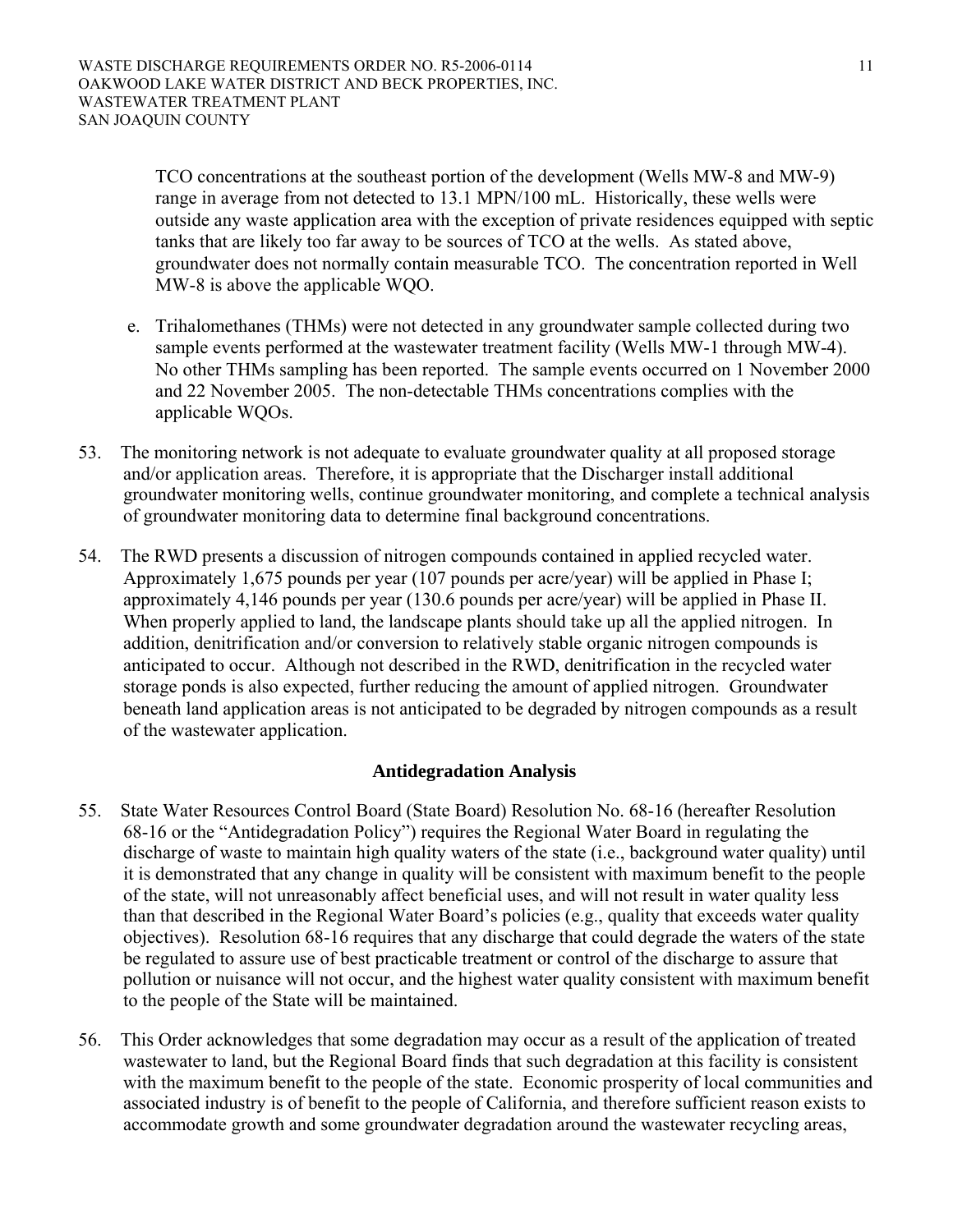TCO concentrations at the southeast portion of the development (Wells MW-8 and MW-9) range in average from not detected to 13.1 MPN/100 mL. Historically, these wells were outside any waste application area with the exception of private residences equipped with septic tanks that are likely too far away to be sources of TCO at the wells. As stated above, groundwater does not normally contain measurable TCO. The concentration reported in Well MW-8 is above the applicable WQO.

e. Trihalomethanes (THMs) were not detected in any groundwater sample collected during two sample events performed at the wastewater treatment facility (Wells MW-1 through MW-4). No other THMs sampling has been reported. The sample events occurred on 1 November 2000 and 22 November 2005. The non-detectable THMs concentrations complies with the applicable WQOs.

53. The monitoring network is not adequate to evaluate groundwater quality at all proposed storage and/or application areas. Therefore, it is appropriate that the Discharger install additional groundwater monitoring wells, continue groundwater monitoring, and complete a technical analysis of groundwater monitoring data to determine final background concentrations.

54. The RWD presents a discussion of nitrogen compounds contained in applied recycled water. Approximately 1,675 pounds per year (107 pounds per acre/year) will be applied in Phase I; approximately 4,146 pounds per year (130.6 pounds per acre/year) will be applied in Phase II. When properly applied to land, the landscape plants should take up all the applied nitrogen. In addition, denitrification and/or conversion to relatively stable organic nitrogen compounds is anticipated to occur. Although not described in the RWD, denitrification in the recycled water storage ponds is also expected, further reducing the amount of applied nitrogen. Groundwater beneath land application areas is not anticipated to be degraded by nitrogen compounds as a result of the wastewater application.

## Antidegradation Analysis

55. State Water Resources Control Board (State Board) Resolution No. 68-16 (hereafter Resolution 68-16 or the "Antidegradation Policy") requires the Regional Water Board in regulating the discharge of waste to maintain high quality waters of the state (i.e., background water quality) until it is demonstrated that any change in quality will be consistent with maximum benefit to the people of the state, will not unreasonably affect beneficial uses, and will not result in water quality less than that described in the Regional Water Board's policies (e.g., quality that exceeds water quality objectives). Resolution 68-16 requires that any discharge that could degrade the waters of the state be regulated to assure use of best practicable treatment or control of the discharge to assure that pollution or nuisance will not occur, and the highest water quality consistent with maximum benefit to the people of the State will be maintained.

56. This Order acknowledges that some degradation may occur as a result of the application of treated wastewater to land, but the Regional Board finds that such degradation at this facility is consistent with the maximum benefit to the people of the state. Economic prosperity of local communities and associated industry is of benefit to the people of California, and therefore sufficient reason exists to accommodate growth and some groundwater degradation around the wastewater recycling areas,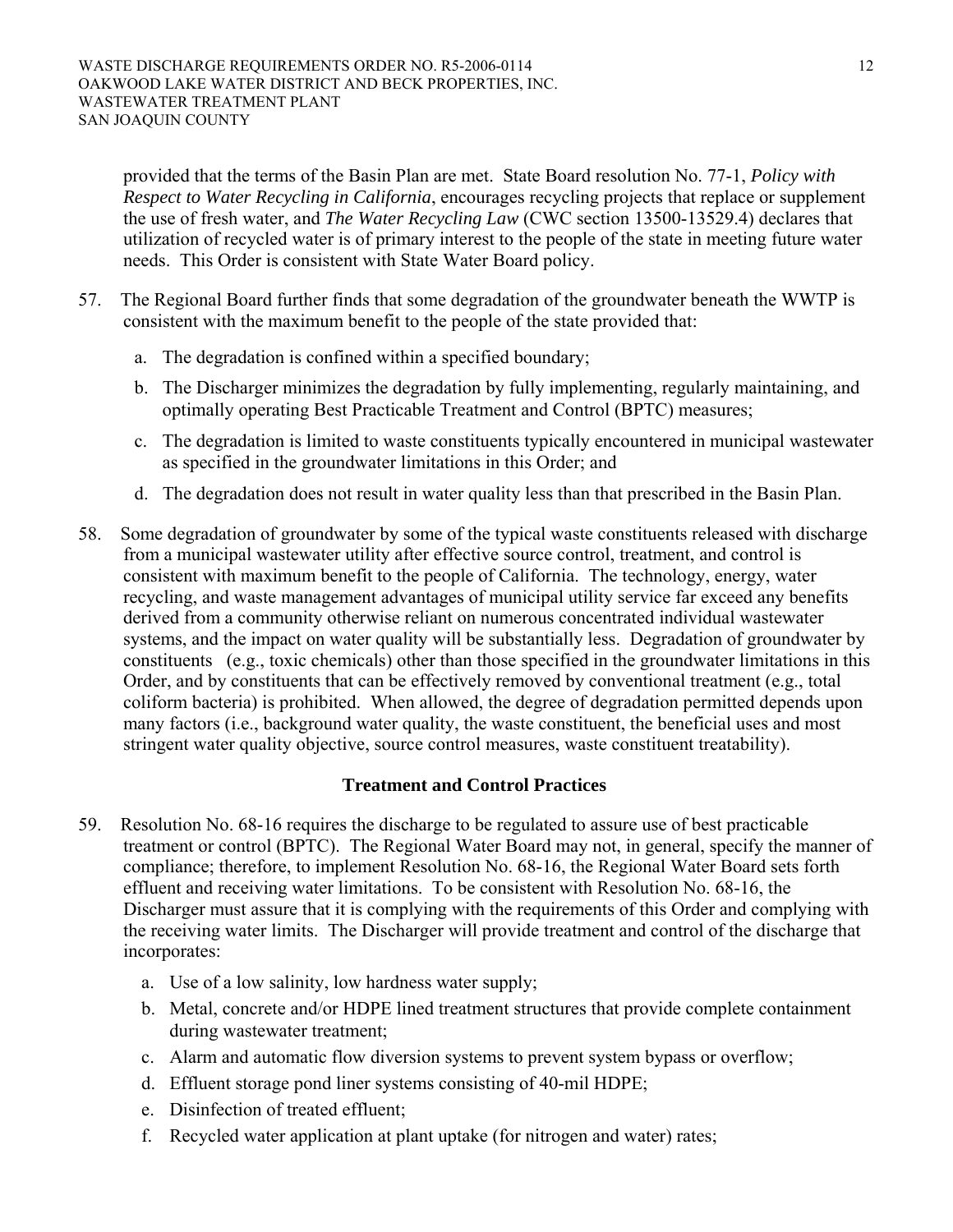provided that the terms of the Basin Plan are met. State Board resolution No. 77-1, *Policy with Respect to Water Recycling in California*, encourages recycling projects that replace or supplement the use of fresh water, and *The Water Recycling Law* (CWC section 13500-13529.4) declares that utilization of recycled water is of primary interest to the people of the state in meeting future water needs. This Order is consistent with State Water Board policy.

57. The Regional Board further finds that some degradation of the groundwater beneath the WWTP is consistent with the maximum benefit to the people of the state provided that:

    a. The degradation is confined within a specified boundary;

    b. The Discharger minimizes the degradation by fully implementing, regularly maintaining, and optimally operating Best Practicable Treatment and Control (BPTC) measures;

    c. The degradation is limited to waste constituents typically encountered in municipal wastewater as specified in the groundwater limitations in this Order; and

    d. The degradation does not result in water quality less than that prescribed in the Basin Plan.

58. Some degradation of groundwater by some of the typical waste constituents released with discharge from a municipal wastewater utility after effective source control, treatment, and control is consistent with maximum benefit to the people of California. The technology, energy, water recycling, and waste management advantages of municipal utility service far exceed any benefits derived from a community otherwise reliant on numerous concentrated individual wastewater systems, and the impact on water quality will be substantially less. Degradation of groundwater by constituents (e.g., toxic chemicals) other than those specified in the groundwater limitations in this Order, and by constituents that can be effectively removed by conventional treatment (e.g., total coliform bacteria) is prohibited. When allowed, the degree of degradation permitted depends upon many factors (i.e., background water quality, the waste constituent, the beneficial uses and most stringent water quality objective, source control measures, waste constituent treatability).

## Treatment and Control Practices

59. Resolution No. 68-16 requires the discharge to be regulated to assure use of best practicable treatment or control (BPTC). The Regional Water Board may not, in general, specify the manner of compliance; therefore, to implement Resolution No. 68-16, the Regional Water Board sets forth effluent and receiving water limitations. To be consistent with Resolution No. 68-16, the Discharger must assure that it is complying with the requirements of this Order and complying with the receiving water limits. The Discharger will provide treatment and control of the discharge that incorporates:

    a. Use of a low salinity, low hardness water supply;

    b. Metal, concrete and/or HDPE lined treatment structures that provide complete containment during wastewater treatment;

    c. Alarm and automatic flow diversion systems to prevent system bypass or overflow;

    d. Effluent storage pond liner systems consisting of 40-mil HDPE;

    e. Disinfection of treated effluent;

    f. Recycled water application at plant uptake (for nitrogen and water) rates;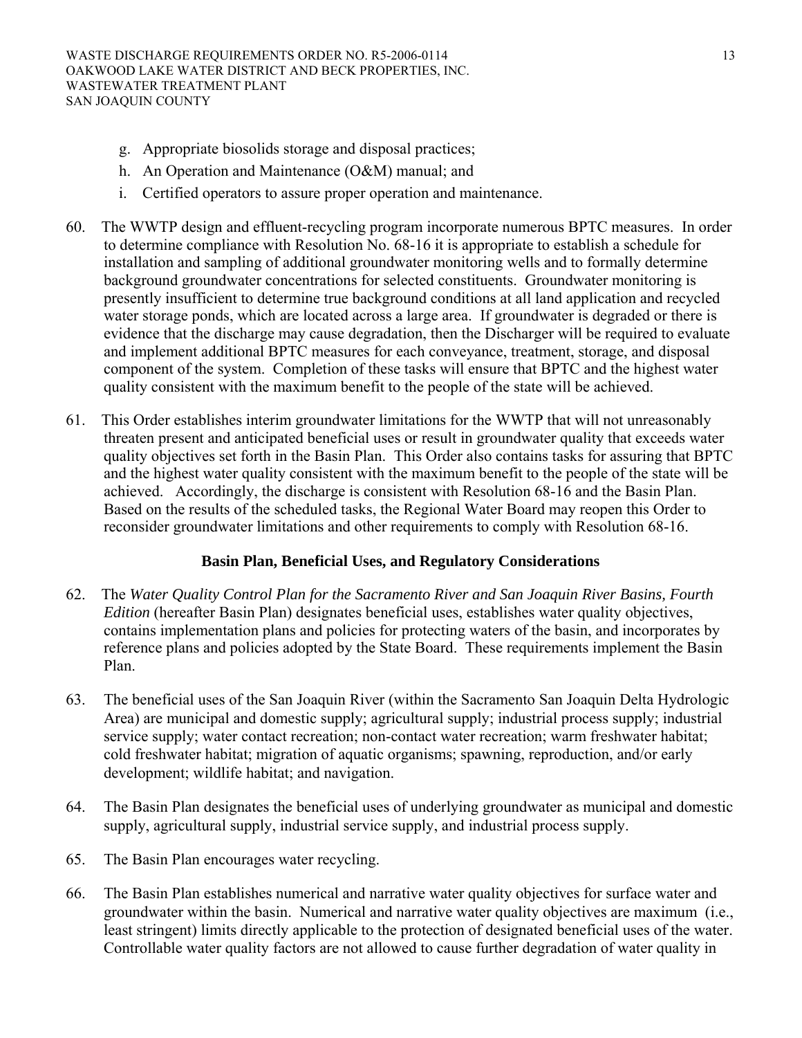g. Appropriate biosolids storage and disposal practices;
h. An Operation and Maintenance (O&M) manual; and
i. Certified operators to assure proper operation and maintenance.

60. The WWTP design and effluent-recycling program incorporate numerous BPTC measures. In order to determine compliance with Resolution No. 68-16 it is appropriate to establish a schedule for installation and sampling of additional groundwater monitoring wells and to formally determine background groundwater concentrations for selected constituents. Groundwater monitoring is presently insufficient to determine true background conditions at all land application and recycled water storage ponds, which are located across a large area. If groundwater is degraded or there is evidence that the discharge may cause degradation, then the Discharger will be required to evaluate and implement additional BPTC measures for each conveyance, treatment, storage, and disposal component of the system. Completion of these tasks will ensure that BPTC and the highest water quality consistent with the maximum benefit to the people of the state will be achieved.

61. This Order establishes interim groundwater limitations for the WWTP that will not unreasonably threaten present and anticipated beneficial uses or result in groundwater quality that exceeds water quality objectives set forth in the Basin Plan. This Order also contains tasks for assuring that BPTC and the highest water quality consistent with the maximum benefit to the people of the state will be achieved. Accordingly, the discharge is consistent with Resolution 68-16 and the Basin Plan. Based on the results of the scheduled tasks, the Regional Water Board may reopen this Order to reconsider groundwater limitations and other requirements to comply with Resolution 68-16.

**Basin Plan, Beneficial Uses, and Regulatory Considerations**

62. The *Water Quality Control Plan for the Sacramento River and San Joaquin River Basins, Fourth Edition* (hereafter Basin Plan) designates beneficial uses, establishes water quality objectives, contains implementation plans and policies for protecting waters of the basin, and incorporates by reference plans and policies adopted by the State Board. These requirements implement the Basin Plan.

63. The beneficial uses of the San Joaquin River (within the Sacramento San Joaquin Delta Hydrologic Area) are municipal and domestic supply; agricultural supply; industrial process supply; industrial service supply; water contact recreation; non-contact water recreation; warm freshwater habitat; cold freshwater habitat; migration of aquatic organisms; spawning, reproduction, and/or early development; wildlife habitat; and navigation.

64. The Basin Plan designates the beneficial uses of underlying groundwater as municipal and domestic supply, agricultural supply, industrial service supply, and industrial process supply.

65. The Basin Plan encourages water recycling.

66. The Basin Plan establishes numerical and narrative water quality objectives for surface water and groundwater within the basin. Numerical and narrative water quality objectives are maximum (i.e., least stringent) limits directly applicable to the protection of designated beneficial uses of the water. Controllable water quality factors are not allowed to cause further degradation of water quality in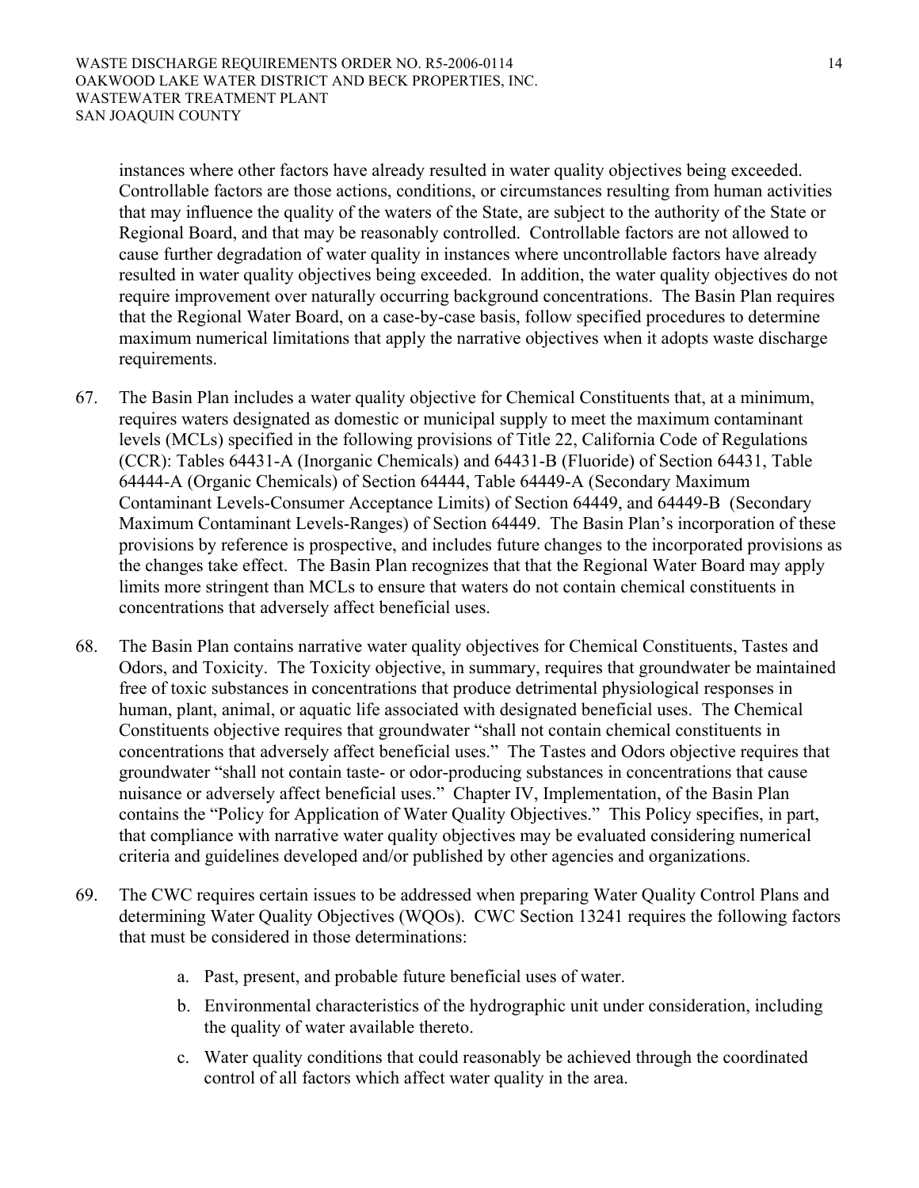instances where other factors have already resulted in water quality objectives being exceeded. Controllable factors are those actions, conditions, or circumstances resulting from human activities that may influence the quality of the waters of the State, are subject to the authority of the State or Regional Board, and that may be reasonably controlled. Controllable factors are not allowed to cause further degradation of water quality in instances where uncontrollable factors have already resulted in water quality objectives being exceeded. In addition, the water quality objectives do not require improvement over naturally occurring background concentrations. The Basin Plan requires that the Regional Water Board, on a case-by-case basis, follow specified procedures to determine maximum numerical limitations that apply the narrative objectives when it adopts waste discharge requirements.

67. The Basin Plan includes a water quality objective for Chemical Constituents that, at a minimum, requires waters designated as domestic or municipal supply to meet the maximum contaminant levels (MCLs) specified in the following provisions of Title 22, California Code of Regulations (CCR): Tables 64431-A (Inorganic Chemicals) and 64431-B (Fluoride) of Section 64431, Table 64444-A (Organic Chemicals) of Section 64444, Table 64449-A (Secondary Maximum Contaminant Levels-Consumer Acceptance Limits) of Section 64449, and 64449-B (Secondary Maximum Contaminant Levels-Ranges) of Section 64449. The Basin Plan's incorporation of these provisions by reference is prospective, and includes future changes to the incorporated provisions as the changes take effect. The Basin Plan recognizes that that the Regional Water Board may apply limits more stringent than MCLs to ensure that waters do not contain chemical constituents in concentrations that adversely affect beneficial uses.

68. The Basin Plan contains narrative water quality objectives for Chemical Constituents, Tastes and Odors, and Toxicity. The Toxicity objective, in summary, requires that groundwater be maintained free of toxic substances in concentrations that produce detrimental physiological responses in human, plant, animal, or aquatic life associated with designated beneficial uses. The Chemical Constituents objective requires that groundwater "shall not contain chemical constituents in concentrations that adversely affect beneficial uses." The Tastes and Odors objective requires that groundwater "shall not contain taste- or odor-producing substances in concentrations that cause nuisance or adversely affect beneficial uses." Chapter IV, Implementation, of the Basin Plan contains the "Policy for Application of Water Quality Objectives." This Policy specifies, in part, that compliance with narrative water quality objectives may be evaluated considering numerical criteria and guidelines developed and/or published by other agencies and organizations.

69. The CWC requires certain issues to be addressed when preparing Water Quality Control Plans and determining Water Quality Objectives (WQOs). CWC Section 13241 requires the following factors that must be considered in those determinations:

    a. Past, present, and probable future beneficial uses of water.

    b. Environmental characteristics of the hydrographic unit under consideration, including the quality of water available thereto.

    c. Water quality conditions that could reasonably be achieved through the coordinated control of all factors which affect water quality in the area.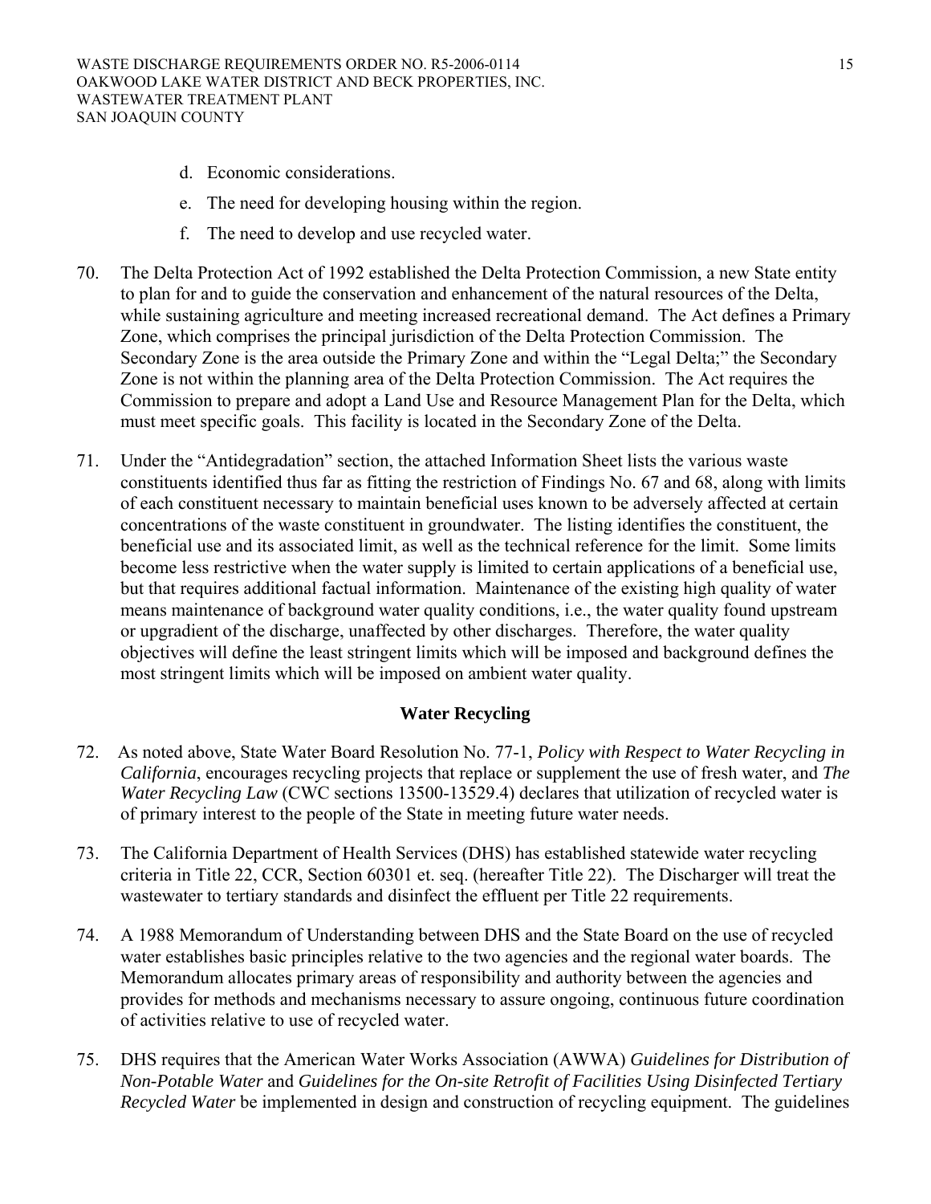d. Economic considerations.

e. The need for developing housing within the region.

f. The need to develop and use recycled water.

70. The Delta Protection Act of 1992 established the Delta Protection Commission, a new State entity to plan for and to guide the conservation and enhancement of the natural resources of the Delta, while sustaining agriculture and meeting increased recreational demand. The Act defines a Primary Zone, which comprises the principal jurisdiction of the Delta Protection Commission. The Secondary Zone is the area outside the Primary Zone and within the "Legal Delta;" the Secondary Zone is not within the planning area of the Delta Protection Commission. The Act requires the Commission to prepare and adopt a Land Use and Resource Management Plan for the Delta, which must meet specific goals. This facility is located in the Secondary Zone of the Delta.

71. Under the "Antidegradation" section, the attached Information Sheet lists the various waste constituents identified thus far as fitting the restriction of Findings No. 67 and 68, along with limits of each constituent necessary to maintain beneficial uses known to be adversely affected at certain concentrations of the waste constituent in groundwater. The listing identifies the constituent, the beneficial use and its associated limit, as well as the technical reference for the limit. Some limits become less restrictive when the water supply is limited to certain applications of a beneficial use, but that requires additional factual information. Maintenance of the existing high quality of water means maintenance of background water quality conditions, i.e., the water quality found upstream or upgradient of the discharge, unaffected by other discharges. Therefore, the water quality objectives will define the least stringent limits which will be imposed and background defines the most stringent limits which will be imposed on ambient water quality.

## Water Recycling

72. As noted above, State Water Board Resolution No. 77-1, *Policy with Respect to Water Recycling in California*, encourages recycling projects that replace or supplement the use of fresh water, and *The Water Recycling Law* (CWC sections 13500-13529.4) declares that utilization of recycled water is of primary interest to the people of the State in meeting future water needs.

73. The California Department of Health Services (DHS) has established statewide water recycling criteria in Title 22, CCR, Section 60301 et. seq. (hereafter Title 22). The Discharger will treat the wastewater to tertiary standards and disinfect the effluent per Title 22 requirements.

74. A 1988 Memorandum of Understanding between DHS and the State Board on the use of recycled water establishes basic principles relative to the two agencies and the regional water boards. The Memorandum allocates primary areas of responsibility and authority between the agencies and provides for methods and mechanisms necessary to assure ongoing, continuous future coordination of activities relative to use of recycled water.

75. DHS requires that the American Water Works Association (AWWA) *Guidelines for Distribution of Non-Potable Water* and *Guidelines for the On-site Retrofit of Facilities Using Disinfected Tertiary Recycled Water* be implemented in design and construction of recycling equipment. The guidelines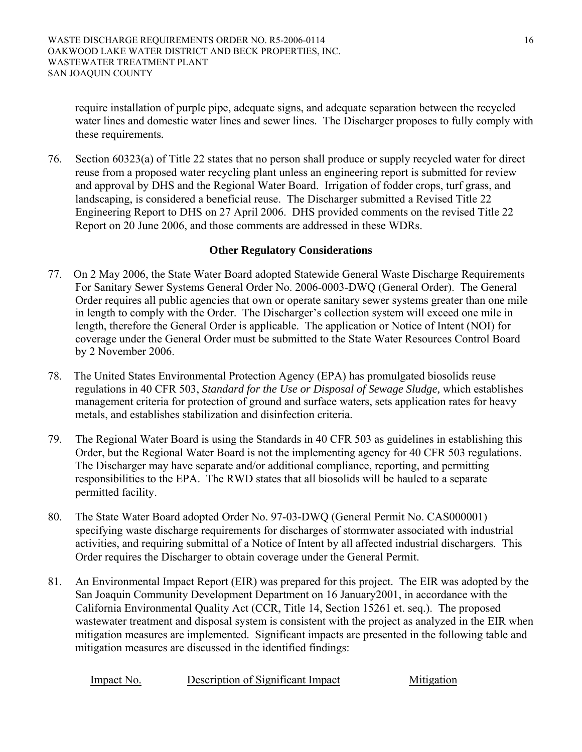require installation of purple pipe, adequate signs, and adequate separation between the recycled water lines and domestic water lines and sewer lines. The Discharger proposes to fully comply with these requirements.

76. Section 60323(a) of Title 22 states that no person shall produce or supply recycled water for direct reuse from a proposed water recycling plant unless an engineering report is submitted for review and approval by DHS and the Regional Water Board. Irrigation of fodder crops, turf grass, and landscaping, is considered a beneficial reuse. The Discharger submitted a Revised Title 22 Engineering Report to DHS on 27 April 2006. DHS provided comments on the revised Title 22 Report on 20 June 2006, and those comments are addressed in these WDRs.

**Other Regulatory Considerations**

77. On 2 May 2006, the State Water Board adopted Statewide General Waste Discharge Requirements For Sanitary Sewer Systems General Order No. 2006-0003-DWQ (General Order). The General Order requires all public agencies that own or operate sanitary sewer systems greater than one mile in length to comply with the Order. The Discharger's collection system will exceed one mile in length, therefore the General Order is applicable. The application or Notice of Intent (NOI) for coverage under the General Order must be submitted to the State Water Resources Control Board by 2 November 2006.

78. The United States Environmental Protection Agency (EPA) has promulgated biosolids reuse regulations in 40 CFR 503, *Standard for the Use or Disposal of Sewage Sludge,* which establishes management criteria for protection of ground and surface waters, sets application rates for heavy metals, and establishes stabilization and disinfection criteria.

79. The Regional Water Board is using the Standards in 40 CFR 503 as guidelines in establishing this Order, but the Regional Water Board is not the implementing agency for 40 CFR 503 regulations. The Discharger may have separate and/or additional compliance, reporting, and permitting responsibilities to the EPA. The RWD states that all biosolids will be hauled to a separate permitted facility.

80. The State Water Board adopted Order No. 97-03-DWQ (General Permit No. CAS000001) specifying waste discharge requirements for discharges of stormwater associated with industrial activities, and requiring submittal of a Notice of Intent by all affected industrial dischargers. This Order requires the Discharger to obtain coverage under the General Permit.

81. An Environmental Impact Report (EIR) was prepared for this project. The EIR was adopted by the San Joaquin Community Development Department on 16 January2001, in accordance with the California Environmental Quality Act (CCR, Title 14, Section 15261 et. seq.). The proposed wastewater treatment and disposal system is consistent with the project as analyzed in the EIR when mitigation measures are implemented. Significant impacts are presented in the following table and mitigation measures are discussed in the identified findings:

| Impact No. | Description of Significant Impact | Mitigation |
|---|---|---|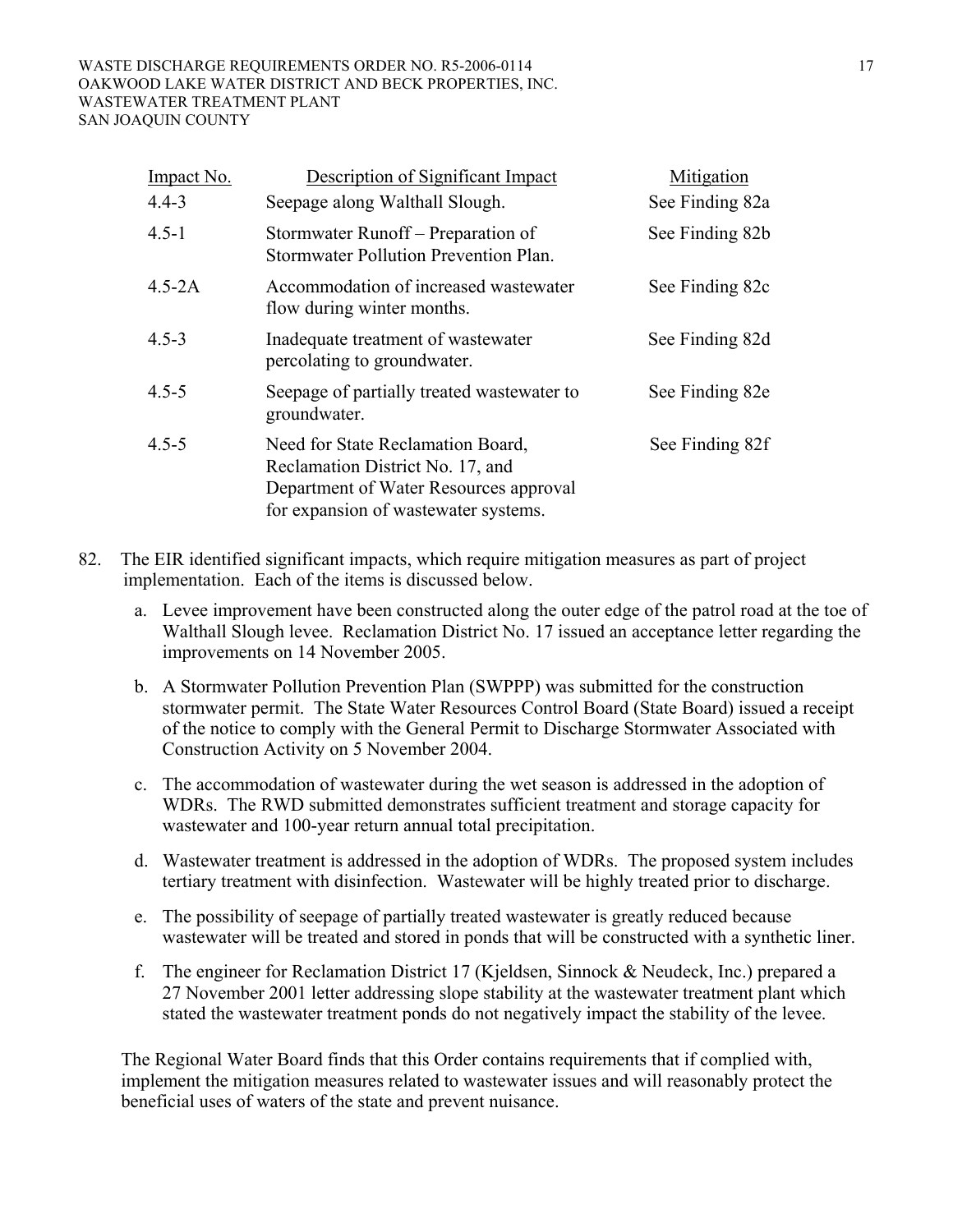| Impact No. | Description of Significant Impact | Mitigation |
|---|---|---|
| 4.4-3 | Seepage along Walthall Slough. | See Finding 82a |
| 4.5-1 | Stormwater Runoff – Preparation of Stormwater Pollution Prevention Plan. | See Finding 82b |
| 4.5-2A | Accommodation of increased wastewater flow during winter months. | See Finding 82c |
| 4.5-3 | Inadequate treatment of wastewater percolating to groundwater. | See Finding 82d |
| 4.5-5 | Seepage of partially treated wastewater to groundwater. | See Finding 82e |
| 4.5-5 | Need for State Reclamation Board, Reclamation District No. 17, and Department of Water Resources approval for expansion of wastewater systems. | See Finding 82f |

82. The EIR identified significant impacts, which require mitigation measures as part of project implementation. Each of the items is discussed below.

    a. Levee improvement have been constructed along the outer edge of the patrol road at the toe of Walthall Slough levee. Reclamation District No. 17 issued an acceptance letter regarding the improvements on 14 November 2005.

    b. A Stormwater Pollution Prevention Plan (SWPPP) was submitted for the construction stormwater permit. The State Water Resources Control Board (State Board) issued a receipt of the notice to comply with the General Permit to Discharge Stormwater Associated with Construction Activity on 5 November 2004.

    c. The accommodation of wastewater during the wet season is addressed in the adoption of WDRs. The RWD submitted demonstrates sufficient treatment and storage capacity for wastewater and 100-year return annual total precipitation.

    d. Wastewater treatment is addressed in the adoption of WDRs. The proposed system includes tertiary treatment with disinfection. Wastewater will be highly treated prior to discharge.

    e. The possibility of seepage of partially treated wastewater is greatly reduced because wastewater will be treated and stored in ponds that will be constructed with a synthetic liner.

    f. The engineer for Reclamation District 17 (Kjeldsen, Sinnock & Neudeck, Inc.) prepared a 27 November 2001 letter addressing slope stability at the wastewater treatment plant which stated the wastewater treatment ponds do not negatively impact the stability of the levee.

    The Regional Water Board finds that this Order contains requirements that if complied with, implement the mitigation measures related to wastewater issues and will reasonably protect the beneficial uses of waters of the state and prevent nuisance.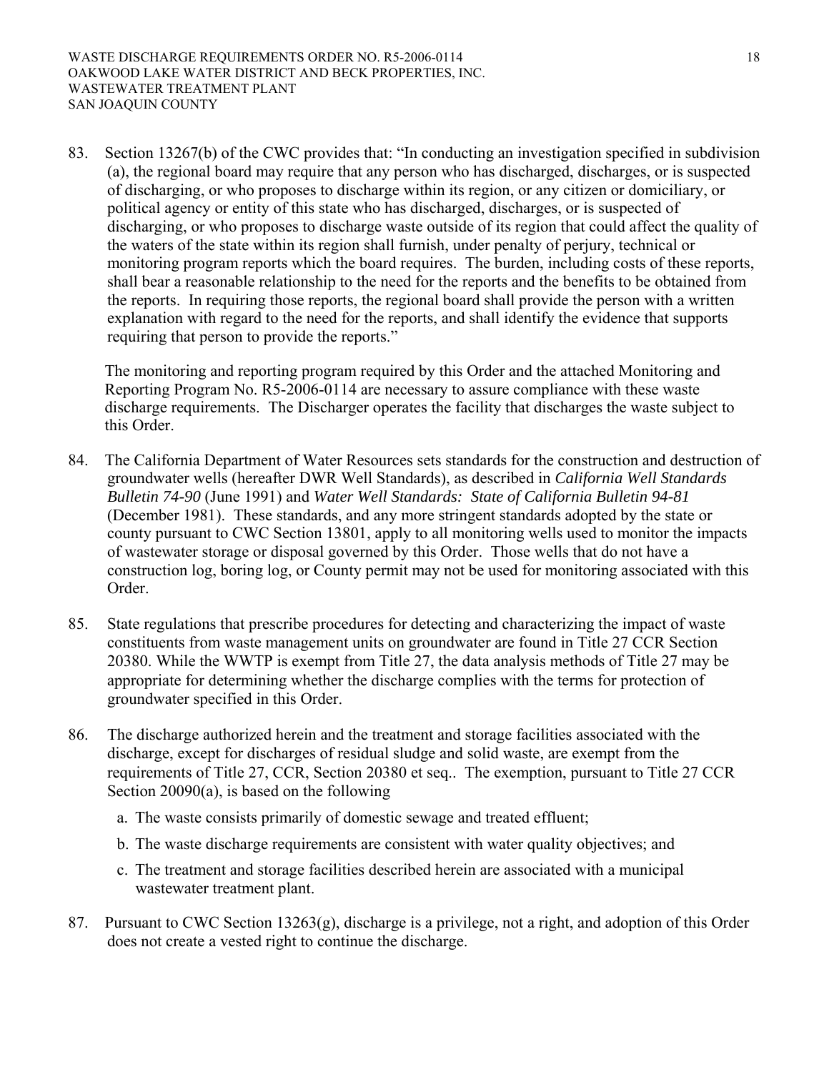83. Section 13267(b) of the CWC provides that: "In conducting an investigation specified in subdivision (a), the regional board may require that any person who has discharged, discharges, or is suspected of discharging, or who proposes to discharge within its region, or any citizen or domiciliary, or political agency or entity of this state who has discharged, discharges, or is suspected of discharging, or who proposes to discharge waste outside of its region that could affect the quality of the waters of the state within its region shall furnish, under penalty of perjury, technical or monitoring program reports which the board requires. The burden, including costs of these reports, shall bear a reasonable relationship to the need for the reports and the benefits to be obtained from the reports. In requiring those reports, the regional board shall provide the person with a written explanation with regard to the need for the reports, and shall identify the evidence that supports requiring that person to provide the reports."

   The monitoring and reporting program required by this Order and the attached Monitoring and Reporting Program No. R5-2006-0114 are necessary to assure compliance with these waste discharge requirements. The Discharger operates the facility that discharges the waste subject to this Order.

84. The California Department of Water Resources sets standards for the construction and destruction of groundwater wells (hereafter DWR Well Standards), as described in *California Well Standards Bulletin 74-90* (June 1991) and *Water Well Standards: State of California Bulletin 94-81* (December 1981). These standards, and any more stringent standards adopted by the state or county pursuant to CWC Section 13801, apply to all monitoring wells used to monitor the impacts of wastewater storage or disposal governed by this Order. Those wells that do not have a construction log, boring log, or County permit may not be used for monitoring associated with this Order.

85. State regulations that prescribe procedures for detecting and characterizing the impact of waste constituents from waste management units on groundwater are found in Title 27 CCR Section 20380. While the WWTP is exempt from Title 27, the data analysis methods of Title 27 may be appropriate for determining whether the discharge complies with the terms for protection of groundwater specified in this Order.

86. The discharge authorized herein and the treatment and storage facilities associated with the discharge, except for discharges of residual sludge and solid waste, are exempt from the requirements of Title 27, CCR, Section 20380 et seq.. The exemption, pursuant to Title 27 CCR Section 20090(a), is based on the following

   a. The waste consists primarily of domestic sewage and treated effluent;

   b. The waste discharge requirements are consistent with water quality objectives; and

   c. The treatment and storage facilities described herein are associated with a municipal wastewater treatment plant.

87. Pursuant to CWC Section 13263(g), discharge is a privilege, not a right, and adoption of this Order does not create a vested right to continue the discharge.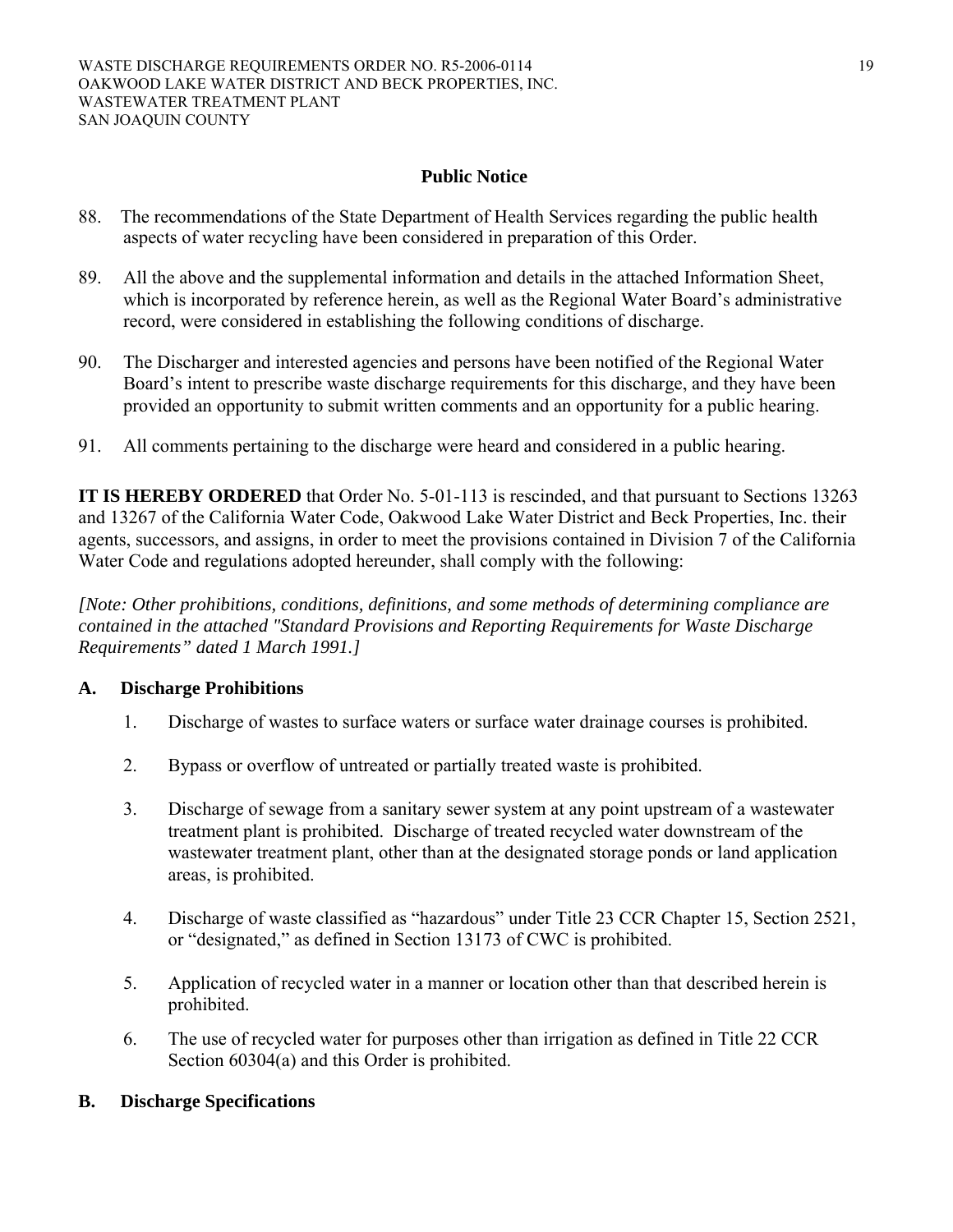## Public Notice

88. The recommendations of the State Department of Health Services regarding the public health aspects of water recycling have been considered in preparation of this Order.

89. All the above and the supplemental information and details in the attached Information Sheet, which is incorporated by reference herein, as well as the Regional Water Board's administrative record, were considered in establishing the following conditions of discharge.

90. The Discharger and interested agencies and persons have been notified of the Regional Water Board's intent to prescribe waste discharge requirements for this discharge, and they have been provided an opportunity to submit written comments and an opportunity for a public hearing.

91. All comments pertaining to the discharge were heard and considered in a public hearing.

**IT IS HEREBY ORDERED** that Order No. 5-01-113 is rescinded, and that pursuant to Sections 13263 and 13267 of the California Water Code, Oakwood Lake Water District and Beck Properties, Inc. their agents, successors, and assigns, in order to meet the provisions contained in Division 7 of the California Water Code and regulations adopted hereunder, shall comply with the following:

*[Note: Other prohibitions, conditions, definitions, and some methods of determining compliance are contained in the attached "Standard Provisions and Reporting Requirements for Waste Discharge Requirements" dated 1 March 1991.]*

### A. Discharge Prohibitions

1. Discharge of wastes to surface waters or surface water drainage courses is prohibited.

2. Bypass or overflow of untreated or partially treated waste is prohibited.

3. Discharge of sewage from a sanitary sewer system at any point upstream of a wastewater treatment plant is prohibited. Discharge of treated recycled water downstream of the wastewater treatment plant, other than at the designated storage ponds or land application areas, is prohibited.

4. Discharge of waste classified as "hazardous" under Title 23 CCR Chapter 15, Section 2521, or "designated," as defined in Section 13173 of CWC is prohibited.

5. Application of recycled water in a manner or location other than that described herein is prohibited.

6. The use of recycled water for purposes other than irrigation as defined in Title 22 CCR Section 60304(a) and this Order is prohibited.

### B. Discharge Specifications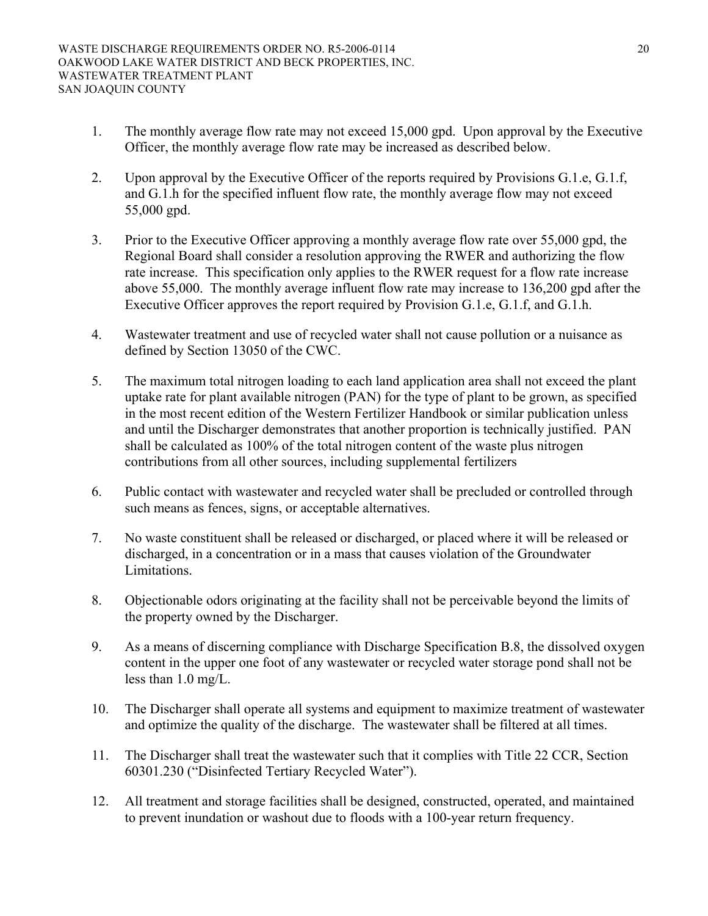1. The monthly average flow rate may not exceed 15,000 gpd. Upon approval by the Executive Officer, the monthly average flow rate may be increased as described below.

2. Upon approval by the Executive Officer of the reports required by Provisions G.1.e, G.1.f, and G.1.h for the specified influent flow rate, the monthly average flow may not exceed 55,000 gpd.

3. Prior to the Executive Officer approving a monthly average flow rate over 55,000 gpd, the Regional Board shall consider a resolution approving the RWER and authorizing the flow rate increase. This specification only applies to the RWER request for a flow rate increase above 55,000. The monthly average influent flow rate may increase to 136,200 gpd after the Executive Officer approves the report required by Provision G.1.e, G.1.f, and G.1.h.

4. Wastewater treatment and use of recycled water shall not cause pollution or a nuisance as defined by Section 13050 of the CWC.

5. The maximum total nitrogen loading to each land application area shall not exceed the plant uptake rate for plant available nitrogen (PAN) for the type of plant to be grown, as specified in the most recent edition of the Western Fertilizer Handbook or similar publication unless and until the Discharger demonstrates that another proportion is technically justified. PAN shall be calculated as 100% of the total nitrogen content of the waste plus nitrogen contributions from all other sources, including supplemental fertilizers

6. Public contact with wastewater and recycled water shall be precluded or controlled through such means as fences, signs, or acceptable alternatives.

7. No waste constituent shall be released or discharged, or placed where it will be released or discharged, in a concentration or in a mass that causes violation of the Groundwater Limitations.

8. Objectionable odors originating at the facility shall not be perceivable beyond the limits of the property owned by the Discharger.

9. As a means of discerning compliance with Discharge Specification B.8, the dissolved oxygen content in the upper one foot of any wastewater or recycled water storage pond shall not be less than 1.0 mg/L.

10. The Discharger shall operate all systems and equipment to maximize treatment of wastewater and optimize the quality of the discharge. The wastewater shall be filtered at all times.

11. The Discharger shall treat the wastewater such that it complies with Title 22 CCR, Section 60301.230 ("Disinfected Tertiary Recycled Water").

12. All treatment and storage facilities shall be designed, constructed, operated, and maintained to prevent inundation or washout due to floods with a 100-year return frequency.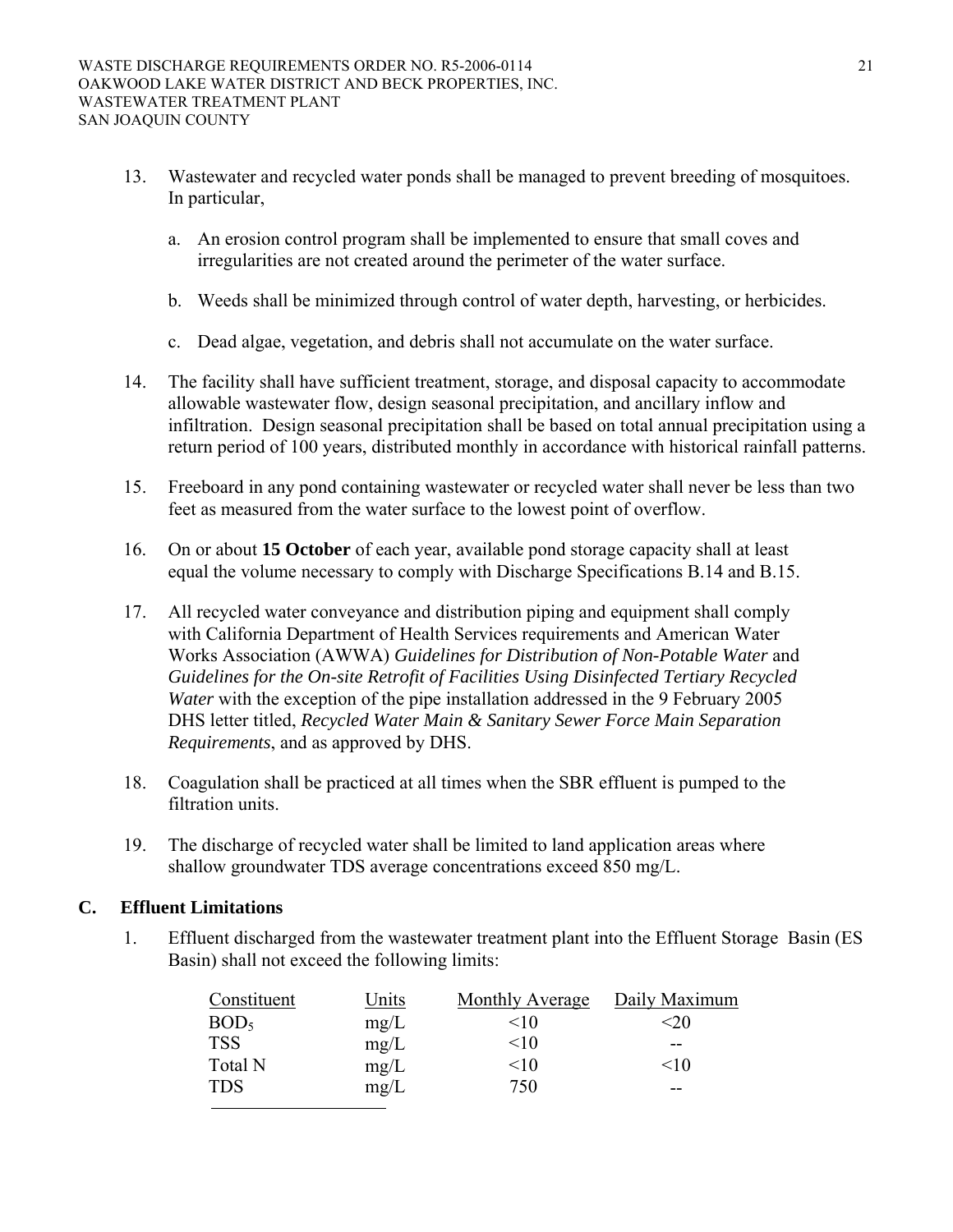13. Wastewater and recycled water ponds shall be managed to prevent breeding of mosquitoes. In particular,

    a. An erosion control program shall be implemented to ensure that small coves and irregularities are not created around the perimeter of the water surface.

    b. Weeds shall be minimized through control of water depth, harvesting, or herbicides.

    c. Dead algae, vegetation, and debris shall not accumulate on the water surface.

14. The facility shall have sufficient treatment, storage, and disposal capacity to accommodate allowable wastewater flow, design seasonal precipitation, and ancillary inflow and infiltration. Design seasonal precipitation shall be based on total annual precipitation using a return period of 100 years, distributed monthly in accordance with historical rainfall patterns.

15. Freeboard in any pond containing wastewater or recycled water shall never be less than two feet as measured from the water surface to the lowest point of overflow.

16. On or about **15 October** of each year, available pond storage capacity shall at least equal the volume necessary to comply with Discharge Specifications B.14 and B.15.

17. All recycled water conveyance and distribution piping and equipment shall comply with California Department of Health Services requirements and American Water Works Association (AWWA) *Guidelines for Distribution of Non-Potable Water* and *Guidelines for the On-site Retrofit of Facilities Using Disinfected Tertiary Recycled Water* with the exception of the pipe installation addressed in the 9 February 2005 DHS letter titled, *Recycled Water Main & Sanitary Sewer Force Main Separation Requirements*, and as approved by DHS.

18. Coagulation shall be practiced at all times when the SBR effluent is pumped to the filtration units.

19. The discharge of recycled water shall be limited to land application areas where shallow groundwater TDS average concentrations exceed 850 mg/L.

## C. Effluent Limitations

1. Effluent discharged from the wastewater treatment plant into the Effluent Storage Basin (ES Basin) shall not exceed the following limits:

| Constituent | Units | Monthly Average | Daily Maximum |
|---|---|---|---|
| $BOD_5$ | mg/L | <10 | <20 |
| TSS | mg/L | <10 | -- |
| Total N | mg/L | <10 | <10 |
| TDS | mg/L | 750 | -- |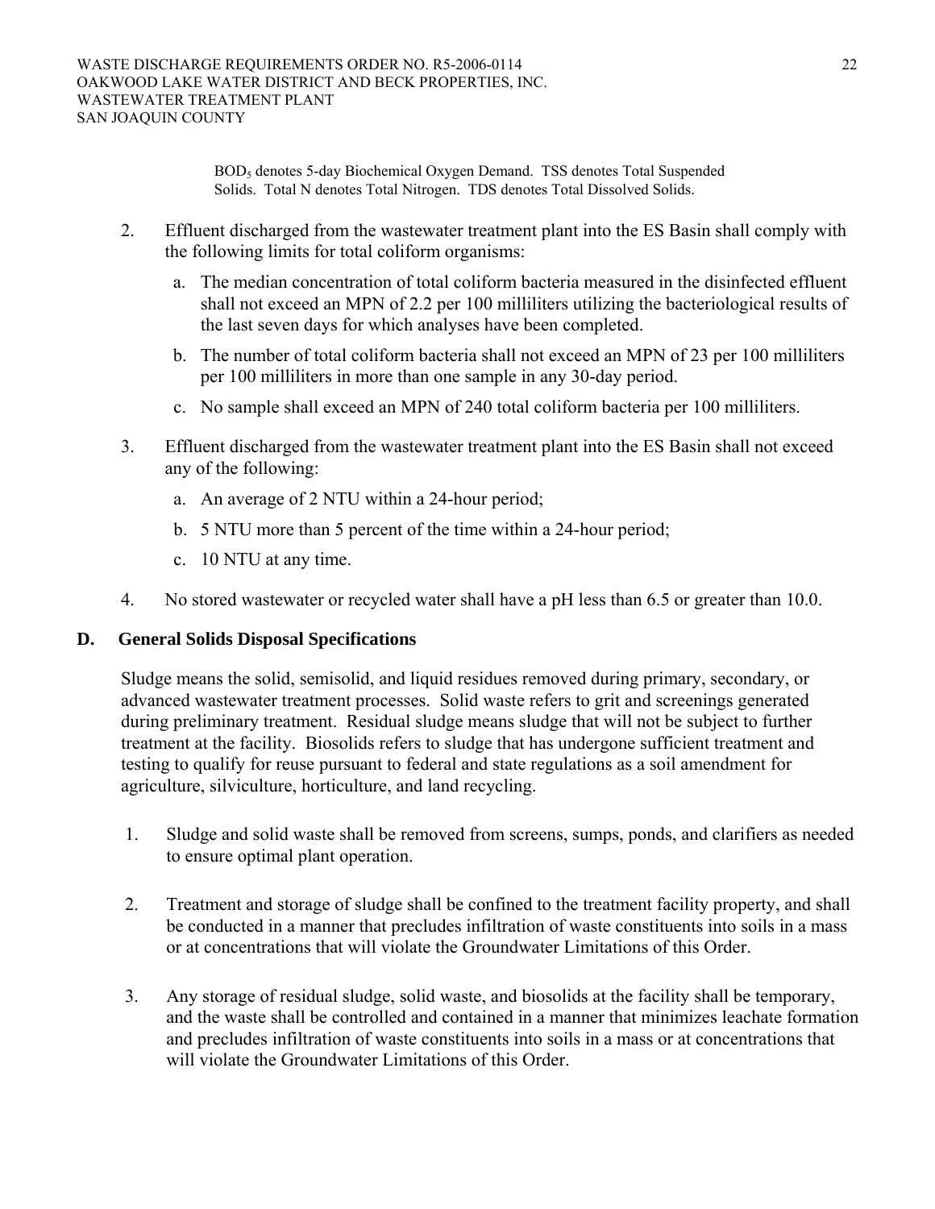BOD$_5$ denotes 5-day Biochemical Oxygen Demand. TSS denotes Total Suspended Solids. Total N denotes Total Nitrogen. TDS denotes Total Dissolved Solids.

2. Effluent discharged from the wastewater treatment plant into the ES Basin shall comply with the following limits for total coliform organisms:

   a. The median concentration of total coliform bacteria measured in the disinfected effluent shall not exceed an MPN of 2.2 per 100 milliliters utilizing the bacteriological results of the last seven days for which analyses have been completed.

   b. The number of total coliform bacteria shall not exceed an MPN of 23 per 100 milliliters per 100 milliliters in more than one sample in any 30-day period.

   c. No sample shall exceed an MPN of 240 total coliform bacteria per 100 milliliters.

3. Effluent discharged from the wastewater treatment plant into the ES Basin shall not exceed any of the following:

   a. An average of 2 NTU within a 24-hour period;

   b. 5 NTU more than 5 percent of the time within a 24-hour period;

   c. 10 NTU at any time.

4. No stored wastewater or recycled water shall have a pH less than 6.5 or greater than 10.0.

## D. General Solids Disposal Specifications

Sludge means the solid, semisolid, and liquid residues removed during primary, secondary, or advanced wastewater treatment processes. Solid waste refers to grit and screenings generated during preliminary treatment. Residual sludge means sludge that will not be subject to further treatment at the facility. Biosolids refers to sludge that has undergone sufficient treatment and testing to qualify for reuse pursuant to federal and state regulations as a soil amendment for agriculture, silviculture, horticulture, and land recycling.

1. Sludge and solid waste shall be removed from screens, sumps, ponds, and clarifiers as needed to ensure optimal plant operation.

2. Treatment and storage of sludge shall be confined to the treatment facility property, and shall be conducted in a manner that precludes infiltration of waste constituents into soils in a mass or at concentrations that will violate the Groundwater Limitations of this Order.

3. Any storage of residual sludge, solid waste, and biosolids at the facility shall be temporary, and the waste shall be controlled and contained in a manner that minimizes leachate formation and precludes infiltration of waste constituents into soils in a mass or at concentrations that will violate the Groundwater Limitations of this Order.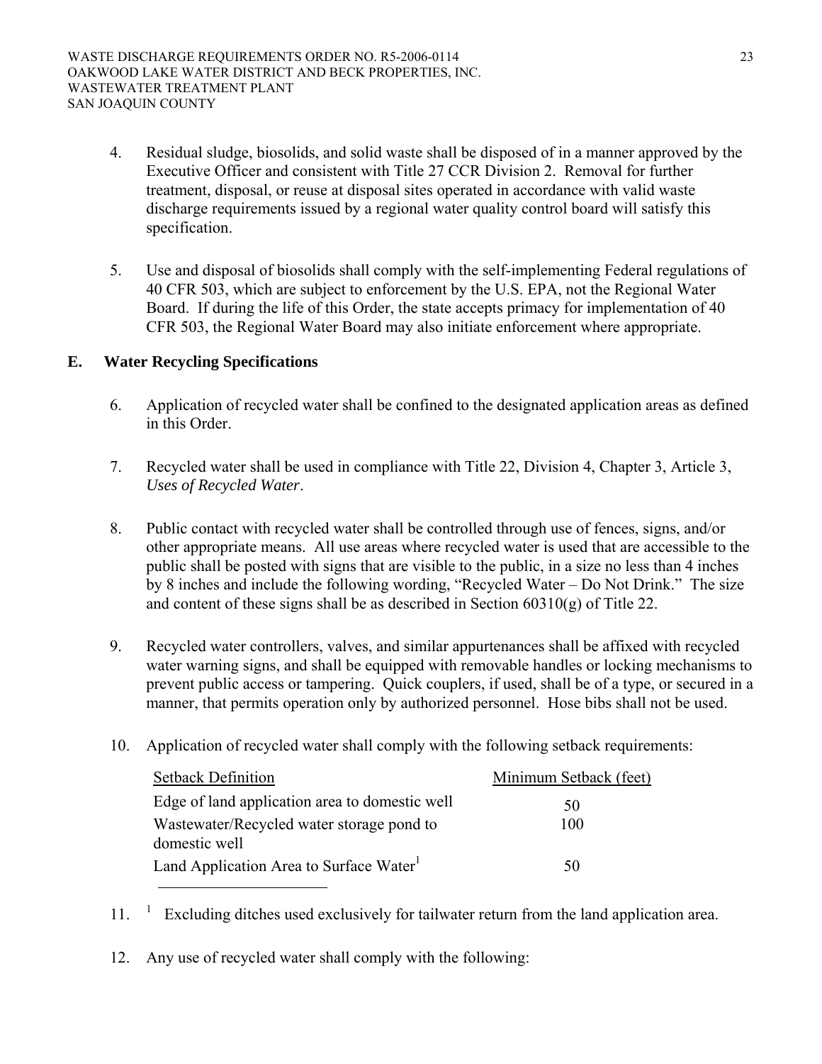4. Residual sludge, biosolids, and solid waste shall be disposed of in a manner approved by the Executive Officer and consistent with Title 27 CCR Division 2. Removal for further treatment, disposal, or reuse at disposal sites operated in accordance with valid waste discharge requirements issued by a regional water quality control board will satisfy this specification.

5. Use and disposal of biosolids shall comply with the self-implementing Federal regulations of 40 CFR 503, which are subject to enforcement by the U.S. EPA, not the Regional Water Board. If during the life of this Order, the state accepts primacy for implementation of 40 CFR 503, the Regional Water Board may also initiate enforcement where appropriate.

## E. Water Recycling Specifications

6. Application of recycled water shall be confined to the designated application areas as defined in this Order.

7. Recycled water shall be used in compliance with Title 22, Division 4, Chapter 3, Article 3, *Uses of Recycled Water*.

8. Public contact with recycled water shall be controlled through use of fences, signs, and/or other appropriate means. All use areas where recycled water is used that are accessible to the public shall be posted with signs that are visible to the public, in a size no less than 4 inches by 8 inches and include the following wording, "Recycled Water – Do Not Drink." The size and content of these signs shall be as described in Section 60310(g) of Title 22.

9. Recycled water controllers, valves, and similar appurtenances shall be affixed with recycled water warning signs, and shall be equipped with removable handles or locking mechanisms to prevent public access or tampering. Quick couplers, if used, shall be of a type, or secured in a manner, that permits operation only by authorized personnel. Hose bibs shall not be used.

10. Application of recycled water shall comply with the following setback requirements:

| Setback Definition | Minimum Setback (feet) |
|---|---|
| Edge of land application area to domestic well | 50 |
| Wastewater/Recycled water storage pond to domestic well | 100 |
| Land Application Area to Surface Water[1] | 50 |

11. [1] Excluding ditches used exclusively for tailwater return from the land application area.

12. Any use of recycled water shall comply with the following: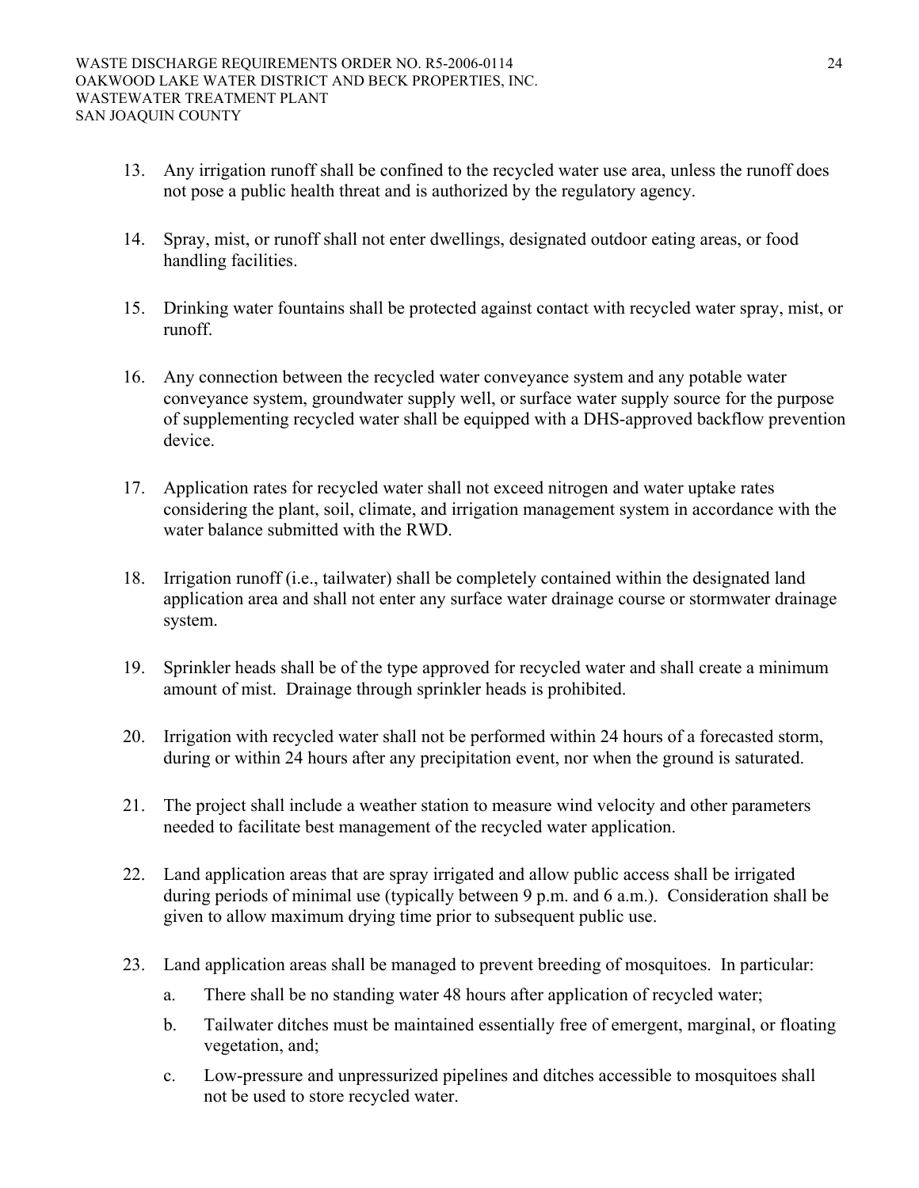13. Any irrigation runoff shall be confined to the recycled water use area, unless the runoff does not pose a public health threat and is authorized by the regulatory agency.

14. Spray, mist, or runoff shall not enter dwellings, designated outdoor eating areas, or food handling facilities.

15. Drinking water fountains shall be protected against contact with recycled water spray, mist, or runoff.

16. Any connection between the recycled water conveyance system and any potable water conveyance system, groundwater supply well, or surface water supply source for the purpose of supplementing recycled water shall be equipped with a DHS-approved backflow prevention device.

17. Application rates for recycled water shall not exceed nitrogen and water uptake rates considering the plant, soil, climate, and irrigation management system in accordance with the water balance submitted with the RWD.

18. Irrigation runoff (i.e., tailwater) shall be completely contained within the designated land application area and shall not enter any surface water drainage course or stormwater drainage system.

19. Sprinkler heads shall be of the type approved for recycled water and shall create a minimum amount of mist. Drainage through sprinkler heads is prohibited.

20. Irrigation with recycled water shall not be performed within 24 hours of a forecasted storm, during or within 24 hours after any precipitation event, nor when the ground is saturated.

21. The project shall include a weather station to measure wind velocity and other parameters needed to facilitate best management of the recycled water application.

22. Land application areas that are spray irrigated and allow public access shall be irrigated during periods of minimal use (typically between 9 p.m. and 6 a.m.). Consideration shall be given to allow maximum drying time prior to subsequent public use.

23. Land application areas shall be managed to prevent breeding of mosquitoes. In particular:

    a. There shall be no standing water 48 hours after application of recycled water;

    b. Tailwater ditches must be maintained essentially free of emergent, marginal, or floating vegetation, and;

    c. Low-pressure and unpressurized pipelines and ditches accessible to mosquitoes shall not be used to store recycled water.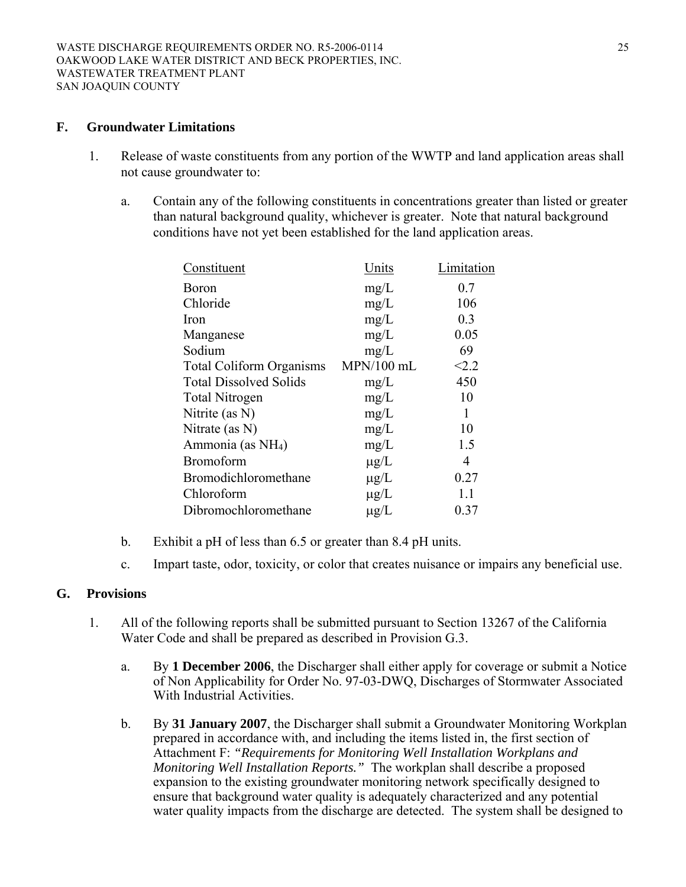## F. Groundwater Limitations

1. Release of waste constituents from any portion of the WWTP and land application areas shall not cause groundwater to:

   a. Contain any of the following constituents in concentrations greater than listed or greater than natural background quality, whichever is greater. Note that natural background conditions have not yet been established for the land application areas.

| Constituent | Units | Limitation |
|---|---|---|
| Boron | mg/L | 0.7 |
| Chloride | mg/L | 106 |
| Iron | mg/L | 0.3 |
| Manganese | mg/L | 0.05 |
| Sodium | mg/L | 69 |
| Total Coliform Organisms | MPN/100 mL | <2.2 |
| Total Dissolved Solids | mg/L | 450 |
| Total Nitrogen | mg/L | 10 |
| Nitrite (as N) | mg/L | 1 |
| Nitrate (as N) | mg/L | 10 |
| Ammonia (as $NH_4$) | mg/L | 1.5 |
| Bromoform | μg/L | 4 |
| Bromodichloromethane | μg/L | 0.27 |
| Chloroform | μg/L | 1.1 |
| Dibromochloromethane | μg/L | 0.37 |

   b. Exhibit a pH of less than 6.5 or greater than 8.4 pH units.

   c. Impart taste, odor, toxicity, or color that creates nuisance or impairs any beneficial use.

## G. Provisions

1. All of the following reports shall be submitted pursuant to Section 13267 of the California Water Code and shall be prepared as described in Provision G.3.

   a. By **1 December 2006**, the Discharger shall either apply for coverage or submit a Notice of Non Applicability for Order No. 97-03-DWQ, Discharges of Stormwater Associated With Industrial Activities.

   b. By **31 January 2007**, the Discharger shall submit a Groundwater Monitoring Workplan prepared in accordance with, and including the items listed in, the first section of Attachment F: *"Requirements for Monitoring Well Installation Workplans and Monitoring Well Installation Reports."* The workplan shall describe a proposed expansion to the existing groundwater monitoring network specifically designed to ensure that background water quality is adequately characterized and any potential water quality impacts from the discharge are detected. The system shall be designed to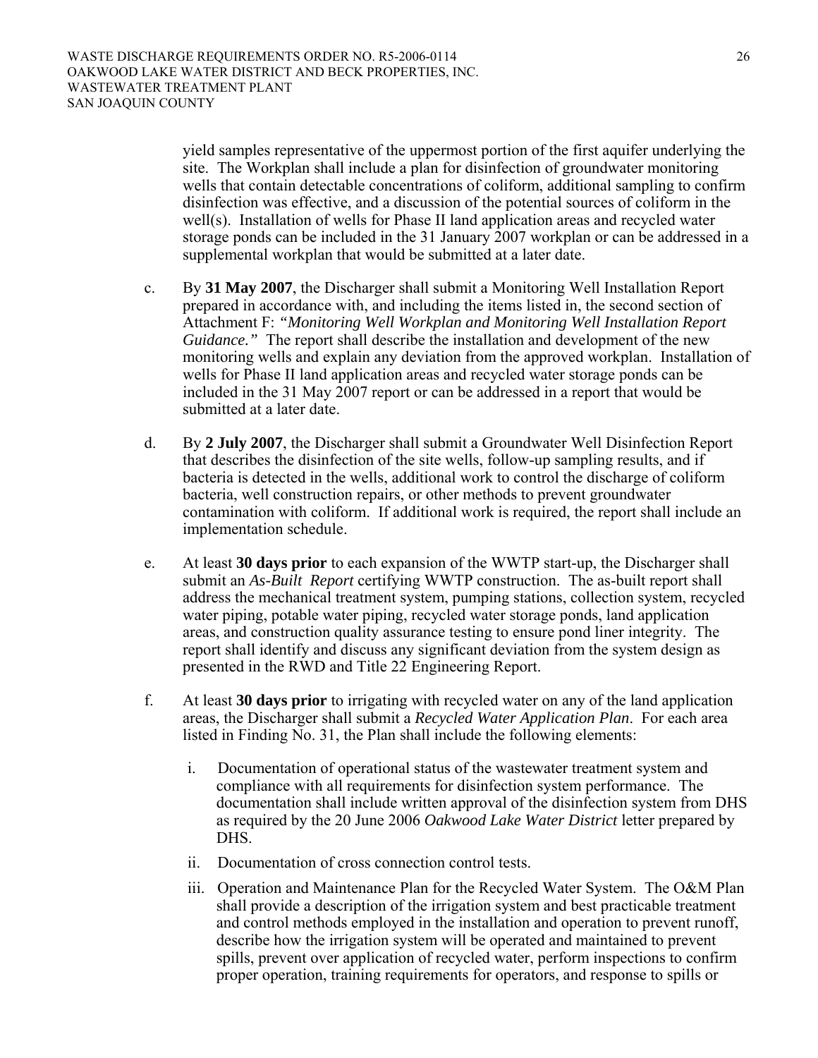yield samples representative of the uppermost portion of the first aquifer underlying the site. The Workplan shall include a plan for disinfection of groundwater monitoring wells that contain detectable concentrations of coliform, additional sampling to confirm disinfection was effective, and a discussion of the potential sources of coliform in the well(s). Installation of wells for Phase II land application areas and recycled water storage ponds can be included in the 31 January 2007 workplan or can be addressed in a supplemental workplan that would be submitted at a later date.

c. By **31 May 2007**, the Discharger shall submit a Monitoring Well Installation Report prepared in accordance with, and including the items listed in, the second section of Attachment F: *"Monitoring Well Workplan and Monitoring Well Installation Report Guidance."* The report shall describe the installation and development of the new monitoring wells and explain any deviation from the approved workplan. Installation of wells for Phase II land application areas and recycled water storage ponds can be included in the 31 May 2007 report or can be addressed in a report that would be submitted at a later date.

d. By **2 July 2007**, the Discharger shall submit a Groundwater Well Disinfection Report that describes the disinfection of the site wells, follow-up sampling results, and if bacteria is detected in the wells, additional work to control the discharge of coliform bacteria, well construction repairs, or other methods to prevent groundwater contamination with coliform. If additional work is required, the report shall include an implementation schedule.

e. At least **30 days prior** to each expansion of the WWTP start-up, the Discharger shall submit an *As-Built Report* certifying WWTP construction. The as-built report shall address the mechanical treatment system, pumping stations, collection system, recycled water piping, potable water piping, recycled water storage ponds, land application areas, and construction quality assurance testing to ensure pond liner integrity. The report shall identify and discuss any significant deviation from the system design as presented in the RWD and Title 22 Engineering Report.

f. At least **30 days prior** to irrigating with recycled water on any of the land application areas, the Discharger shall submit a *Recycled Water Application Plan*. For each area listed in Finding No. 31, the Plan shall include the following elements:

   i. Documentation of operational status of the wastewater treatment system and compliance with all requirements for disinfection system performance. The documentation shall include written approval of the disinfection system from DHS as required by the 20 June 2006 *Oakwood Lake Water District* letter prepared by DHS.

   ii. Documentation of cross connection control tests.

   iii. Operation and Maintenance Plan for the Recycled Water System. The O&M Plan shall provide a description of the irrigation system and best practicable treatment and control methods employed in the installation and operation to prevent runoff, describe how the irrigation system will be operated and maintained to prevent spills, prevent over application of recycled water, perform inspections to confirm proper operation, training requirements for operators, and response to spills or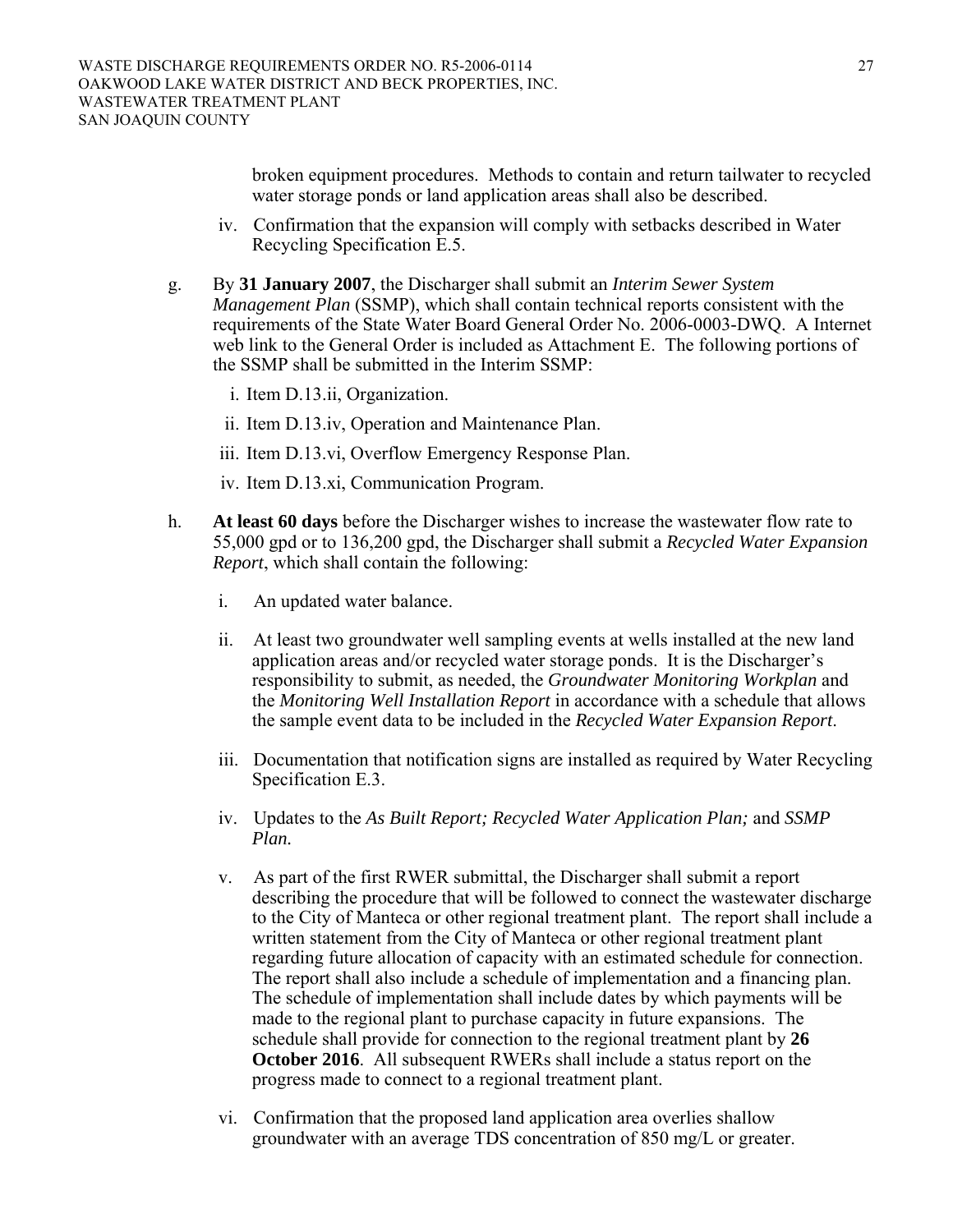broken equipment procedures. Methods to contain and return tailwater to recycled water storage ponds or land application areas shall also be described.

iv. Confirmation that the expansion will comply with setbacks described in Water Recycling Specification E.5.

g. By **31 January 2007**, the Discharger shall submit an *Interim Sewer System Management Plan* (SSMP), which shall contain technical reports consistent with the requirements of the State Water Board General Order No. 2006-0003-DWQ. A Internet web link to the General Order is included as Attachment E. The following portions of the SSMP shall be submitted in the Interim SSMP:

   i. Item D.13.ii, Organization.

   ii. Item D.13.iv, Operation and Maintenance Plan.

   iii. Item D.13.vi, Overflow Emergency Response Plan.

   iv. Item D.13.xi, Communication Program.

h. **At least 60 days** before the Discharger wishes to increase the wastewater flow rate to 55,000 gpd or to 136,200 gpd, the Discharger shall submit a *Recycled Water Expansion Report*, which shall contain the following:

   i. An updated water balance.

   ii. At least two groundwater well sampling events at wells installed at the new land application areas and/or recycled water storage ponds. It is the Discharger's responsibility to submit, as needed, the *Groundwater Monitoring Workplan* and the *Monitoring Well Installation Report* in accordance with a schedule that allows the sample event data to be included in the *Recycled Water Expansion Report*.

   iii. Documentation that notification signs are installed as required by Water Recycling Specification E.3.

   iv. Updates to the *As Built Report; Recycled Water Application Plan;* and *SSMP Plan.*

   v. As part of the first RWER submittal, the Discharger shall submit a report describing the procedure that will be followed to connect the wastewater discharge to the City of Manteca or other regional treatment plant. The report shall include a written statement from the City of Manteca or other regional treatment plant regarding future allocation of capacity with an estimated schedule for connection. The report shall also include a schedule of implementation and a financing plan. The schedule of implementation shall include dates by which payments will be made to the regional plant to purchase capacity in future expansions. The schedule shall provide for connection to the regional treatment plant by **26 October 2016**. All subsequent RWERs shall include a status report on the progress made to connect to a regional treatment plant.

   vi. Confirmation that the proposed land application area overlies shallow groundwater with an average TDS concentration of 850 mg/L or greater.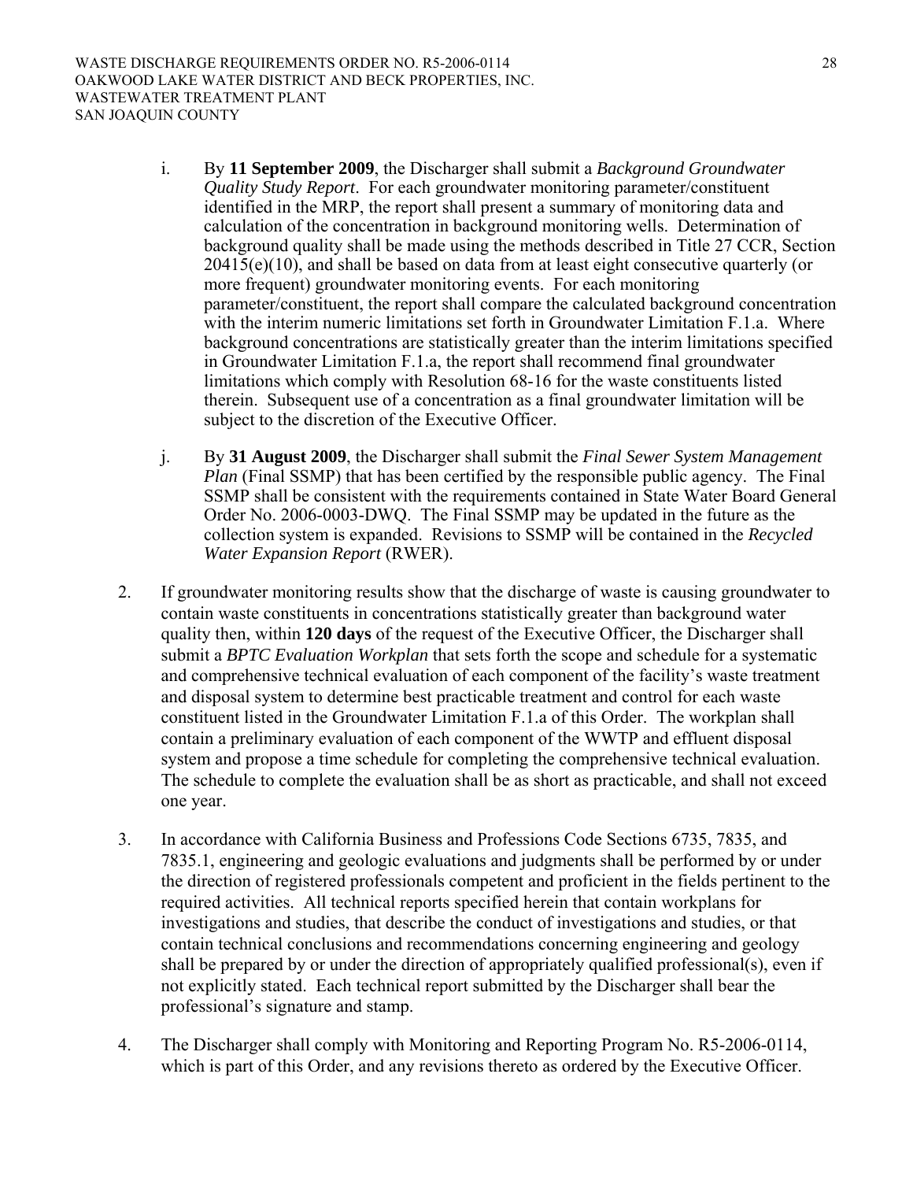i. By **11 September 2009**, the Discharger shall submit a *Background Groundwater Quality Study Report*. For each groundwater monitoring parameter/constituent identified in the MRP, the report shall present a summary of monitoring data and calculation of the concentration in background monitoring wells. Determination of background quality shall be made using the methods described in Title 27 CCR, Section 20415(e)(10), and shall be based on data from at least eight consecutive quarterly (or more frequent) groundwater monitoring events. For each monitoring parameter/constituent, the report shall compare the calculated background concentration with the interim numeric limitations set forth in Groundwater Limitation F.1.a. Where background concentrations are statistically greater than the interim limitations specified in Groundwater Limitation F.1.a, the report shall recommend final groundwater limitations which comply with Resolution 68-16 for the waste constituents listed therein. Subsequent use of a concentration as a final groundwater limitation will be subject to the discretion of the Executive Officer.

j. By **31 August 2009**, the Discharger shall submit the *Final Sewer System Management Plan* (Final SSMP) that has been certified by the responsible public agency. The Final SSMP shall be consistent with the requirements contained in State Water Board General Order No. 2006-0003-DWQ. The Final SSMP may be updated in the future as the collection system is expanded. Revisions to SSMP will be contained in the *Recycled Water Expansion Report* (RWER).

2. If groundwater monitoring results show that the discharge of waste is causing groundwater to contain waste constituents in concentrations statistically greater than background water quality then, within **120 days** of the request of the Executive Officer, the Discharger shall submit a *BPTC Evaluation Workplan* that sets forth the scope and schedule for a systematic and comprehensive technical evaluation of each component of the facility's waste treatment and disposal system to determine best practicable treatment and control for each waste constituent listed in the Groundwater Limitation F.1.a of this Order. The workplan shall contain a preliminary evaluation of each component of the WWTP and effluent disposal system and propose a time schedule for completing the comprehensive technical evaluation. The schedule to complete the evaluation shall be as short as practicable, and shall not exceed one year.

3. In accordance with California Business and Professions Code Sections 6735, 7835, and 7835.1, engineering and geologic evaluations and judgments shall be performed by or under the direction of registered professionals competent and proficient in the fields pertinent to the required activities. All technical reports specified herein that contain workplans for investigations and studies, that describe the conduct of investigations and studies, or that contain technical conclusions and recommendations concerning engineering and geology shall be prepared by or under the direction of appropriately qualified professional(s), even if not explicitly stated. Each technical report submitted by the Discharger shall bear the professional's signature and stamp.

4. The Discharger shall comply with Monitoring and Reporting Program No. R5-2006-0114, which is part of this Order, and any revisions thereto as ordered by the Executive Officer.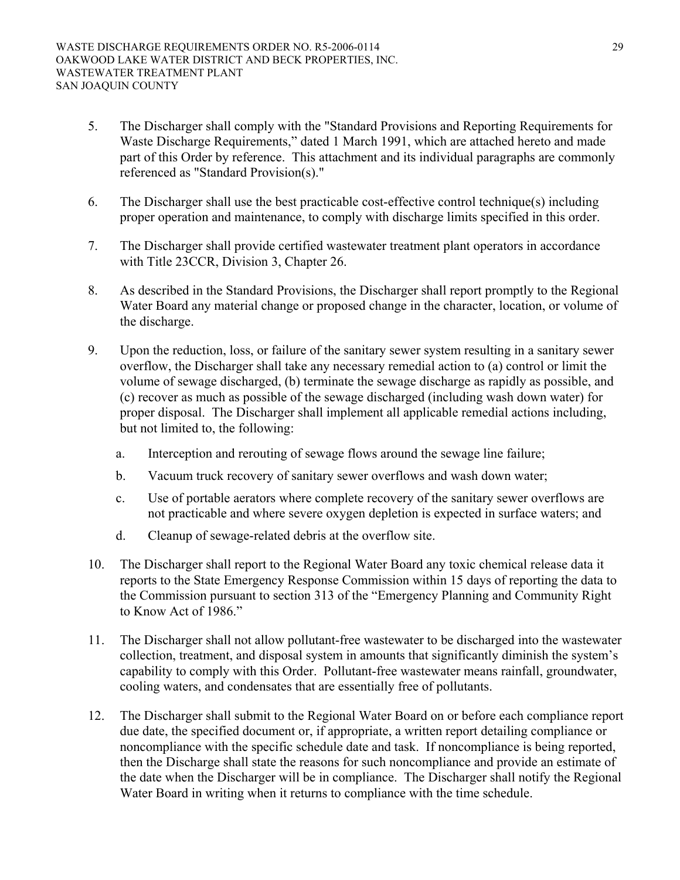5. The Discharger shall comply with the "Standard Provisions and Reporting Requirements for Waste Discharge Requirements," dated 1 March 1991, which are attached hereto and made part of this Order by reference. This attachment and its individual paragraphs are commonly referenced as "Standard Provision(s)."

6. The Discharger shall use the best practicable cost-effective control technique(s) including proper operation and maintenance, to comply with discharge limits specified in this order.

7. The Discharger shall provide certified wastewater treatment plant operators in accordance with Title 23CCR, Division 3, Chapter 26.

8. As described in the Standard Provisions, the Discharger shall report promptly to the Regional Water Board any material change or proposed change in the character, location, or volume of the discharge.

9. Upon the reduction, loss, or failure of the sanitary sewer system resulting in a sanitary sewer overflow, the Discharger shall take any necessary remedial action to (a) control or limit the volume of sewage discharged, (b) terminate the sewage discharge as rapidly as possible, and (c) recover as much as possible of the sewage discharged (including wash down water) for proper disposal. The Discharger shall implement all applicable remedial actions including, but not limited to, the following:

   a. Interception and rerouting of sewage flows around the sewage line failure;

   b. Vacuum truck recovery of sanitary sewer overflows and wash down water;

   c. Use of portable aerators where complete recovery of the sanitary sewer overflows are not practicable and where severe oxygen depletion is expected in surface waters; and

   d. Cleanup of sewage-related debris at the overflow site.

10. The Discharger shall report to the Regional Water Board any toxic chemical release data it reports to the State Emergency Response Commission within 15 days of reporting the data to the Commission pursuant to section 313 of the "Emergency Planning and Community Right to Know Act of 1986."

11. The Discharger shall not allow pollutant-free wastewater to be discharged into the wastewater collection, treatment, and disposal system in amounts that significantly diminish the system's capability to comply with this Order. Pollutant-free wastewater means rainfall, groundwater, cooling waters, and condensates that are essentially free of pollutants.

12. The Discharger shall submit to the Regional Water Board on or before each compliance report due date, the specified document or, if appropriate, a written report detailing compliance or noncompliance with the specific schedule date and task. If noncompliance is being reported, then the Discharge shall state the reasons for such noncompliance and provide an estimate of the date when the Discharger will be in compliance. The Discharger shall notify the Regional Water Board in writing when it returns to compliance with the time schedule.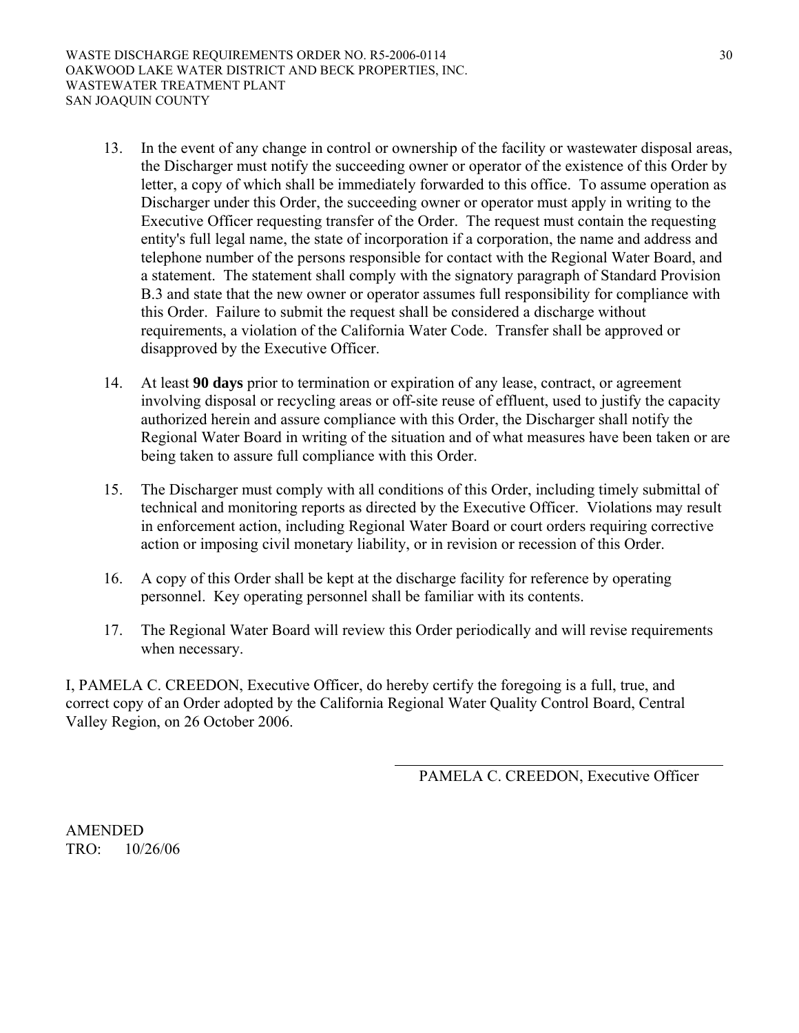13. In the event of any change in control or ownership of the facility or wastewater disposal areas, the Discharger must notify the succeeding owner or operator of the existence of this Order by letter, a copy of which shall be immediately forwarded to this office. To assume operation as Discharger under this Order, the succeeding owner or operator must apply in writing to the Executive Officer requesting transfer of the Order. The request must contain the requesting entity's full legal name, the state of incorporation if a corporation, the name and address and telephone number of the persons responsible for contact with the Regional Water Board, and a statement. The statement shall comply with the signatory paragraph of Standard Provision B.3 and state that the new owner or operator assumes full responsibility for compliance with this Order. Failure to submit the request shall be considered a discharge without requirements, a violation of the California Water Code. Transfer shall be approved or disapproved by the Executive Officer.

14. At least **90 days** prior to termination or expiration of any lease, contract, or agreement involving disposal or recycling areas or off-site reuse of effluent, used to justify the capacity authorized herein and assure compliance with this Order, the Discharger shall notify the Regional Water Board in writing of the situation and of what measures have been taken or are being taken to assure full compliance with this Order.

15. The Discharger must comply with all conditions of this Order, including timely submittal of technical and monitoring reports as directed by the Executive Officer. Violations may result in enforcement action, including Regional Water Board or court orders requiring corrective action or imposing civil monetary liability, or in revision or recession of this Order.

16. A copy of this Order shall be kept at the discharge facility for reference by operating personnel. Key operating personnel shall be familiar with its contents.

17. The Regional Water Board will review this Order periodically and will revise requirements when necessary.

I, PAMELA C. CREEDON, Executive Officer, do hereby certify the foregoing is a full, true, and correct copy of an Order adopted by the California Regional Water Quality Control Board, Central Valley Region, on 26 October 2006.

PAMELA C. CREEDON, Executive Officer

AMENDED
TRO: 10/26/06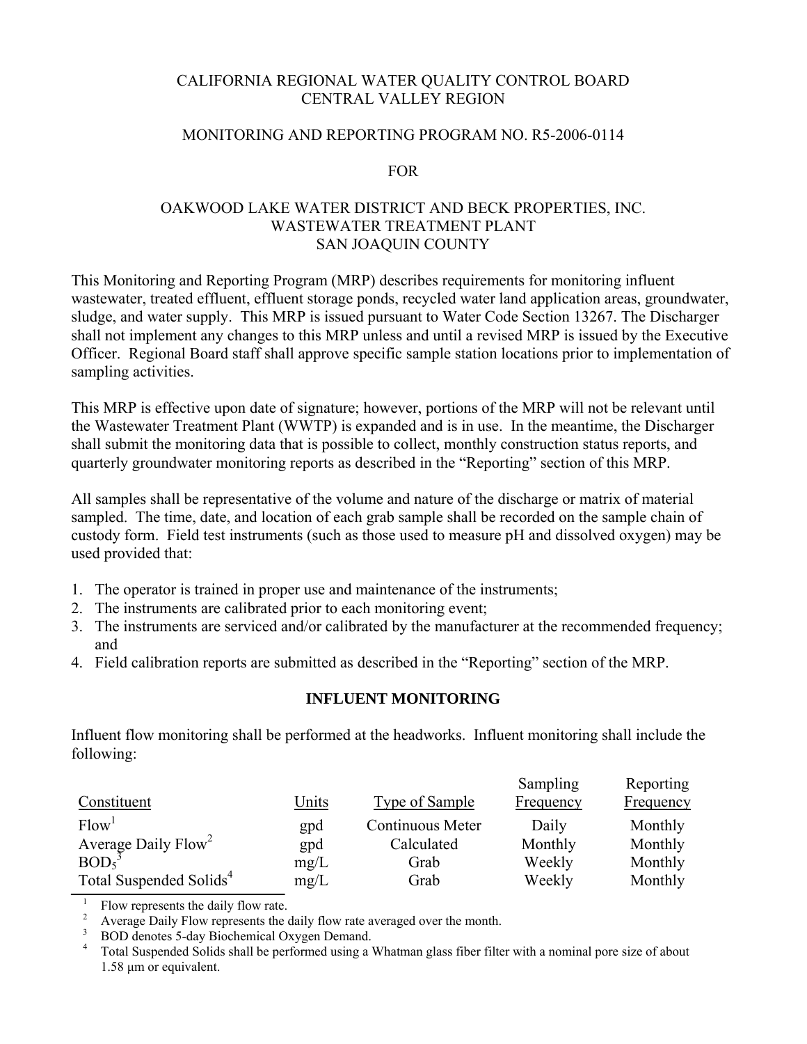CALIFORNIA REGIONAL WATER QUALITY CONTROL BOARD
CENTRAL VALLEY REGION

MONITORING AND REPORTING PROGRAM NO. R5-2006-0114

FOR

OAKWOOD LAKE WATER DISTRICT AND BECK PROPERTIES, INC.
WASTEWATER TREATMENT PLANT
SAN JOAQUIN COUNTY

This Monitoring and Reporting Program (MRP) describes requirements for monitoring influent wastewater, treated effluent, effluent storage ponds, recycled water land application areas, groundwater, sludge, and water supply. This MRP is issued pursuant to Water Code Section 13267. The Discharger shall not implement any changes to this MRP unless and until a revised MRP is issued by the Executive Officer. Regional Board staff shall approve specific sample station locations prior to implementation of sampling activities.

This MRP is effective upon date of signature; however, portions of the MRP will not be relevant until the Wastewater Treatment Plant (WWTP) is expanded and is in use. In the meantime, the Discharger shall submit the monitoring data that is possible to collect, monthly construction status reports, and quarterly groundwater monitoring reports as described in the "Reporting" section of this MRP.

All samples shall be representative of the volume and nature of the discharge or matrix of material sampled. The time, date, and location of each grab sample shall be recorded on the sample chain of custody form. Field test instruments (such as those used to measure pH and dissolved oxygen) may be used provided that:

1. The operator is trained in proper use and maintenance of the instruments;
2. The instruments are calibrated prior to each monitoring event;
3. The instruments are serviced and/or calibrated by the manufacturer at the recommended frequency; and
4. Field calibration reports are submitted as described in the "Reporting" section of the MRP.

## INFLUENT MONITORING

Influent flow monitoring shall be performed at the headworks. Influent monitoring shall include the following:

| Constituent | Units | Type of Sample | Sampling Frequency | Reporting Frequency |
|---|---|---|---|---|
| Flow[1] | gpd | Continuous Meter | Daily | Monthly |
| Average Daily Flow[2] | gpd | Calculated | Monthly | Monthly |
| $BOD_5$[3] | mg/L | Grab | Weekly | Monthly |
| Total Suspended Solids[4] | mg/L | Grab | Weekly | Monthly |

[1] Flow represents the daily flow rate.
[2] Average Daily Flow represents the daily flow rate averaged over the month.
[3] BOD denotes 5-day Biochemical Oxygen Demand.
[4] Total Suspended Solids shall be performed using a Whatman glass fiber filter with a nominal pore size of about 1.58 μm or equivalent.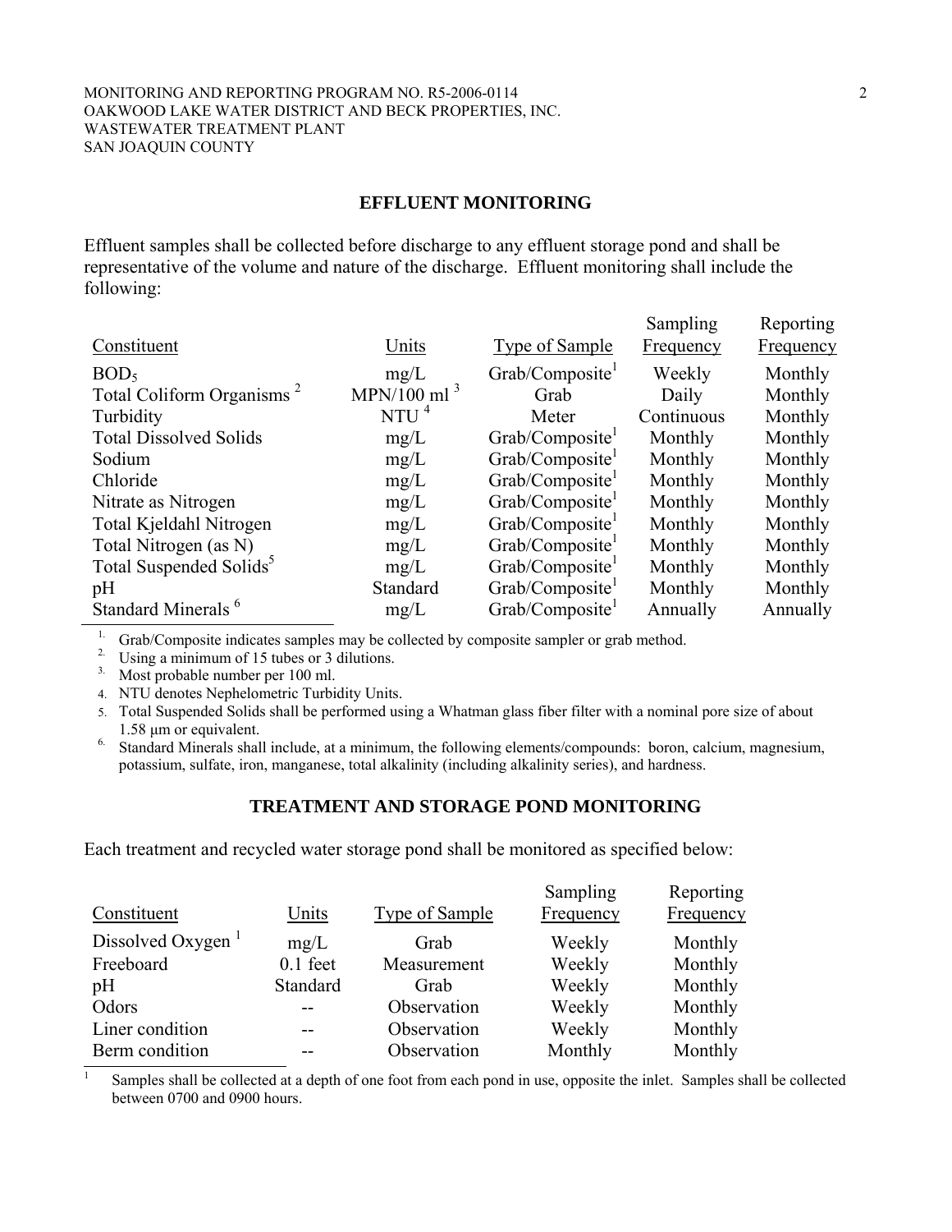## EFFLUENT MONITORING

Effluent samples shall be collected before discharge to any effluent storage pond and shall be representative of the volume and nature of the discharge. Effluent monitoring shall include the following:

| Constituent | Units | Type of Sample | Sampling Frequency | Reporting Frequency |
|---|---|---|---|---|
| $BOD_5$ | mg/L | Grab/Composite[1] | Weekly | Monthly |
| Total Coliform Organisms [2] | MPN/100 ml [3] | Grab | Daily | Monthly |
| Turbidity | NTU [4] | Meter | Continuous | Monthly |
| Total Dissolved Solids | mg/L | Grab/Composite[1] | Monthly | Monthly |
| Sodium | mg/L | Grab/Composite[1] | Monthly | Monthly |
| Chloride | mg/L | Grab/Composite[1] | Monthly | Monthly |
| Nitrate as Nitrogen | mg/L | Grab/Composite[1] | Monthly | Monthly |
| Total Kjeldahl Nitrogen | mg/L | Grab/Composite[1] | Monthly | Monthly |
| Total Nitrogen (as N) | mg/L | Grab/Composite[1] | Monthly | Monthly |
| Total Suspended Solids[5] | mg/L | Grab/Composite[1] | Monthly | Monthly |
| pH | Standard | Grab/Composite[1] | Monthly | Monthly |
| Standard Minerals [6] | mg/L | Grab/Composite[1] | Annually | Annually |

1. Grab/Composite indicates samples may be collected by composite sampler or grab method.
2. Using a minimum of 15 tubes or 3 dilutions.
3. Most probable number per 100 ml.
4. NTU denotes Nephelometric Turbidity Units.
5. Total Suspended Solids shall be performed using a Whatman glass fiber filter with a nominal pore size of about 1.58 µm or equivalent.
6. Standard Minerals shall include, at a minimum, the following elements/compounds: boron, calcium, magnesium, potassium, sulfate, iron, manganese, total alkalinity (including alkalinity series), and hardness.

## TREATMENT AND STORAGE POND MONITORING

Each treatment and recycled water storage pond shall be monitored as specified below:

| Constituent | Units | Type of Sample | Sampling Frequency | Reporting Frequency |
|---|---|---|---|---|
| Dissolved Oxygen [1] | mg/L | Grab | Weekly | Monthly |
| Freeboard | 0.1 feet | Measurement | Weekly | Monthly |
| pH | Standard | Grab | Weekly | Monthly |
| Odors | -- | Observation | Weekly | Monthly |
| Liner condition | -- | Observation | Weekly | Monthly |
| Berm condition | -- | Observation | Monthly | Monthly |

1 Samples shall be collected at a depth of one foot from each pond in use, opposite the inlet. Samples shall be collected between 0700 and 0900 hours.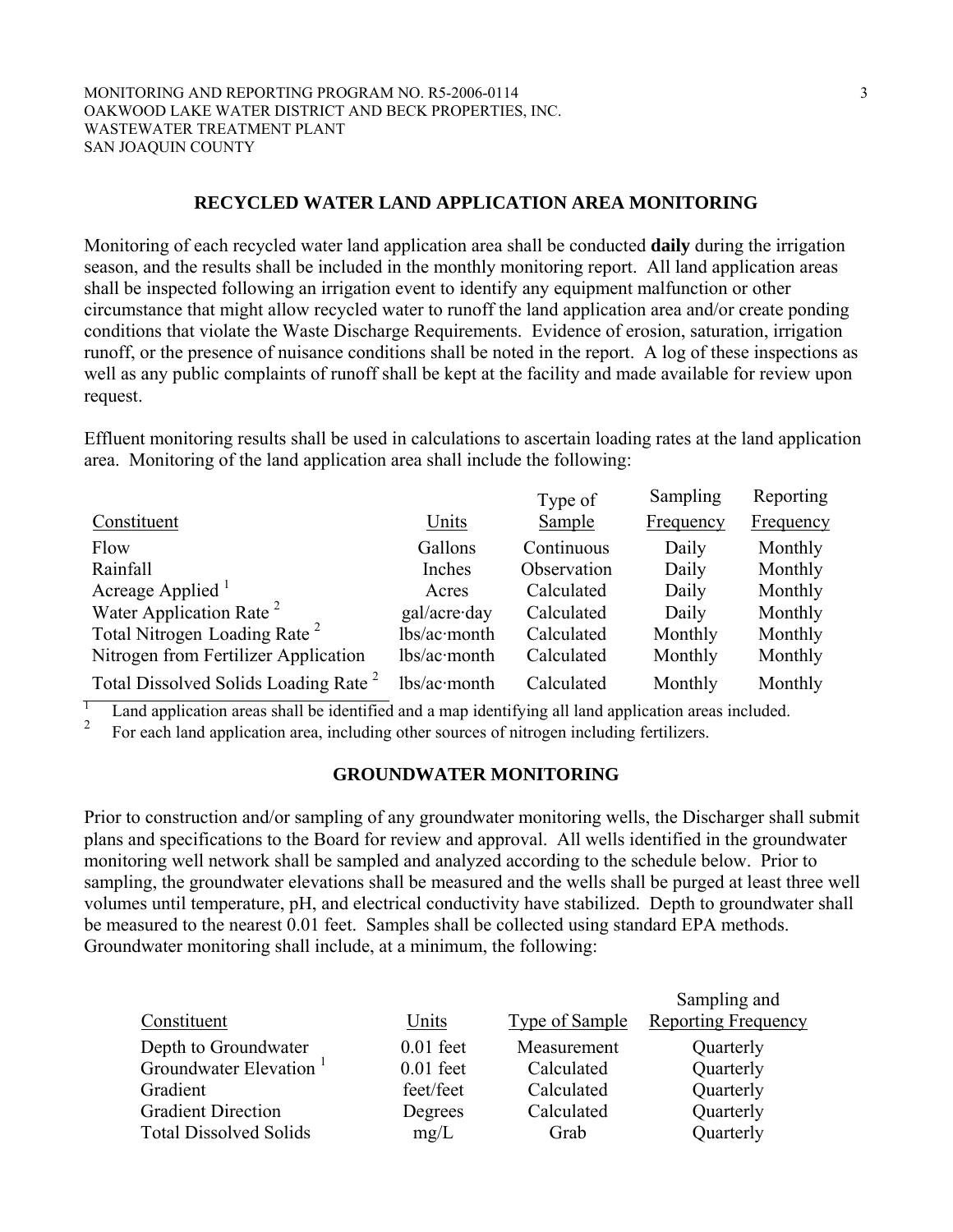## RECYCLED WATER LAND APPLICATION AREA MONITORING

Monitoring of each recycled water land application area shall be conducted **daily** during the irrigation season, and the results shall be included in the monthly monitoring report. All land application areas shall be inspected following an irrigation event to identify any equipment malfunction or other circumstance that might allow recycled water to runoff the land application area and/or create ponding conditions that violate the Waste Discharge Requirements. Evidence of erosion, saturation, irrigation runoff, or the presence of nuisance conditions shall be noted in the report. A log of these inspections as well as any public complaints of runoff shall be kept at the facility and made available for review upon request.

Effluent monitoring results shall be used in calculations to ascertain loading rates at the land application area. Monitoring of the land application area shall include the following:

| Constituent | Units | Type of Sample | Sampling Frequency | Reporting Frequency |
|---|---|---|---|---|
| Flow | Gallons | Continuous | Daily | Monthly |
| Rainfall | Inches | Observation | Daily | Monthly |
| Acreage Applied [1] | Acres | Calculated | Daily | Monthly |
| Water Application Rate [2] | gal/acre·day | Calculated | Daily | Monthly |
| Total Nitrogen Loading Rate [2] | lbs/ac·month | Calculated | Monthly | Monthly |
| Nitrogen from Fertilizer Application | lbs/ac·month | Calculated | Monthly | Monthly |
| Total Dissolved Solids Loading Rate [2] | lbs/ac·month | Calculated | Monthly | Monthly |

[1] Land application areas shall be identified and a map identifying all land application areas included.
[2] For each land application area, including other sources of nitrogen including fertilizers.

## GROUNDWATER MONITORING

Prior to construction and/or sampling of any groundwater monitoring wells, the Discharger shall submit plans and specifications to the Board for review and approval. All wells identified in the groundwater monitoring well network shall be sampled and analyzed according to the schedule below. Prior to sampling, the groundwater elevations shall be measured and the wells shall be purged at least three well volumes until temperature, pH, and electrical conductivity have stabilized. Depth to groundwater shall be measured to the nearest 0.01 feet. Samples shall be collected using standard EPA methods. Groundwater monitoring shall include, at a minimum, the following:

| Constituent | Units | Type of Sample | Sampling and Reporting Frequency |
|---|---|---|---|
| Depth to Groundwater | 0.01 feet | Measurement | Quarterly |
| Groundwater Elevation [1] | 0.01 feet | Calculated | Quarterly |
| Gradient | feet/feet | Calculated | Quarterly |
| Gradient Direction | Degrees | Calculated | Quarterly |
| Total Dissolved Solids | mg/L | Grab | Quarterly |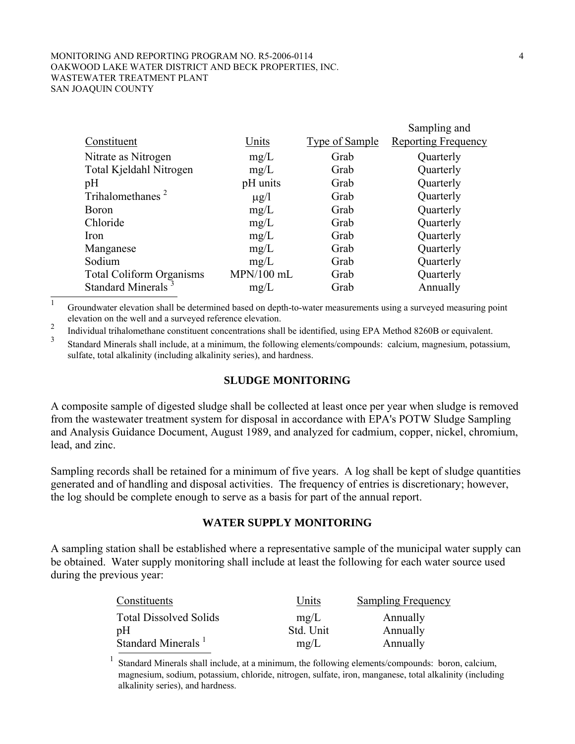| Constituent | Units | Type of Sample | Sampling and Reporting Frequency |
| --- | --- | --- | --- |
| Nitrate as Nitrogen | mg/L | Grab | Quarterly |
| Total Kjeldahl Nitrogen | mg/L | Grab | Quarterly |
| pH | pH units | Grab | Quarterly |
| Trihalomethanes [2] | μg/l | Grab | Quarterly |
| Boron | mg/L | Grab | Quarterly |
| Chloride | mg/L | Grab | Quarterly |
| Iron | mg/L | Grab | Quarterly |
| Manganese | mg/L | Grab | Quarterly |
| Sodium | mg/L | Grab | Quarterly |
| Total Coliform Organisms | MPN/100 mL | Grab | Quarterly |
| Standard Minerals [3] | mg/L | Grab | Annually |

[1] Groundwater elevation shall be determined based on depth-to-water measurements using a surveyed measuring point elevation on the well and a surveyed reference elevation.

[2] Individual trihalomethane constituent concentrations shall be identified, using EPA Method 8260B or equivalent.

[3] Standard Minerals shall include, at a minimum, the following elements/compounds: calcium, magnesium, potassium, sulfate, total alkalinity (including alkalinity series), and hardness.

## SLUDGE MONITORING

A composite sample of digested sludge shall be collected at least once per year when sludge is removed from the wastewater treatment system for disposal in accordance with EPA's POTW Sludge Sampling and Analysis Guidance Document, August 1989, and analyzed for cadmium, copper, nickel, chromium, lead, and zinc.

Sampling records shall be retained for a minimum of five years. A log shall be kept of sludge quantities generated and of handling and disposal activities. The frequency of entries is discretionary; however, the log should be complete enough to serve as a basis for part of the annual report.

## WATER SUPPLY MONITORING

A sampling station shall be established where a representative sample of the municipal water supply can be obtained. Water supply monitoring shall include at least the following for each water source used during the previous year:

| Constituents | Units | Sampling Frequency |
| --- | --- | --- |
| Total Dissolved Solids | mg/L | Annually |
| pH | Std. Unit | Annually |
| Standard Minerals [1] | mg/L | Annually |

[1] Standard Minerals shall include, at a minimum, the following elements/compounds: boron, calcium, magnesium, sodium, potassium, chloride, nitrogen, sulfate, iron, manganese, total alkalinity (including alkalinity series), and hardness.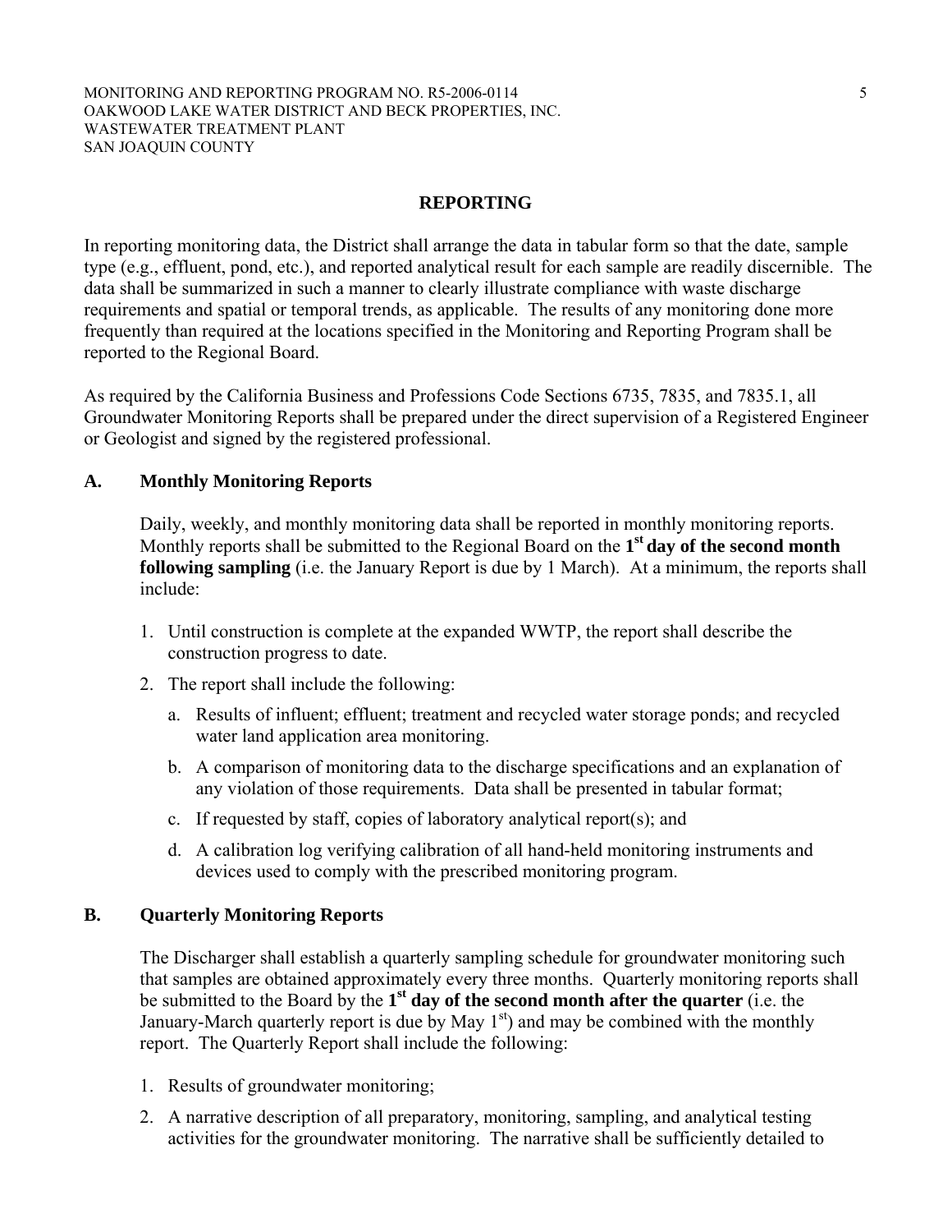## REPORTING

In reporting monitoring data, the District shall arrange the data in tabular form so that the date, sample type (e.g., effluent, pond, etc.), and reported analytical result for each sample are readily discernible. The data shall be summarized in such a manner to clearly illustrate compliance with waste discharge requirements and spatial or temporal trends, as applicable. The results of any monitoring done more frequently than required at the locations specified in the Monitoring and Reporting Program shall be reported to the Regional Board.

As required by the California Business and Professions Code Sections 6735, 7835, and 7835.1, all Groundwater Monitoring Reports shall be prepared under the direct supervision of a Registered Engineer or Geologist and signed by the registered professional.

### A. Monthly Monitoring Reports

Daily, weekly, and monthly monitoring data shall be reported in monthly monitoring reports. Monthly reports shall be submitted to the Regional Board on the **1st day of the second month following sampling** (i.e. the January Report is due by 1 March). At a minimum, the reports shall include:

1. Until construction is complete at the expanded WWTP, the report shall describe the construction progress to date.
2. The report shall include the following:
   a. Results of influent; effluent; treatment and recycled water storage ponds; and recycled water land application area monitoring.
   b. A comparison of monitoring data to the discharge specifications and an explanation of any violation of those requirements. Data shall be presented in tabular format;
   c. If requested by staff, copies of laboratory analytical report(s); and
   d. A calibration log verifying calibration of all hand-held monitoring instruments and devices used to comply with the prescribed monitoring program.

### B. Quarterly Monitoring Reports

The Discharger shall establish a quarterly sampling schedule for groundwater monitoring such that samples are obtained approximately every three months. Quarterly monitoring reports shall be submitted to the Board by the **1st day of the second month after the quarter** (i.e. the January-March quarterly report is due by May 1st) and may be combined with the monthly report. The Quarterly Report shall include the following:

1. Results of groundwater monitoring;
2. A narrative description of all preparatory, monitoring, sampling, and analytical testing activities for the groundwater monitoring. The narrative shall be sufficiently detailed to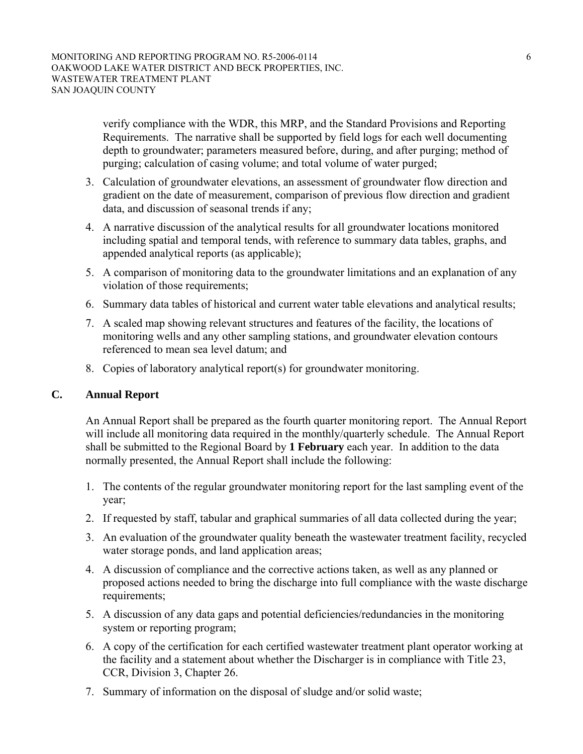verify compliance with the WDR, this MRP, and the Standard Provisions and Reporting Requirements. The narrative shall be supported by field logs for each well documenting depth to groundwater; parameters measured before, during, and after purging; method of purging; calculation of casing volume; and total volume of water purged;

3. Calculation of groundwater elevations, an assessment of groundwater flow direction and gradient on the date of measurement, comparison of previous flow direction and gradient data, and discussion of seasonal trends if any;
4. A narrative discussion of the analytical results for all groundwater locations monitored including spatial and temporal tends, with reference to summary data tables, graphs, and appended analytical reports (as applicable);
5. A comparison of monitoring data to the groundwater limitations and an explanation of any violation of those requirements;
6. Summary data tables of historical and current water table elevations and analytical results;
7. A scaled map showing relevant structures and features of the facility, the locations of monitoring wells and any other sampling stations, and groundwater elevation contours referenced to mean sea level datum; and
8. Copies of laboratory analytical report(s) for groundwater monitoring.

## C. Annual Report

An Annual Report shall be prepared as the fourth quarter monitoring report. The Annual Report will include all monitoring data required in the monthly/quarterly schedule. The Annual Report shall be submitted to the Regional Board by **1 February** each year. In addition to the data normally presented, the Annual Report shall include the following:

1. The contents of the regular groundwater monitoring report for the last sampling event of the year;
2. If requested by staff, tabular and graphical summaries of all data collected during the year;
3. An evaluation of the groundwater quality beneath the wastewater treatment facility, recycled water storage ponds, and land application areas;
4. A discussion of compliance and the corrective actions taken, as well as any planned or proposed actions needed to bring the discharge into full compliance with the waste discharge requirements;
5. A discussion of any data gaps and potential deficiencies/redundancies in the monitoring system or reporting program;
6. A copy of the certification for each certified wastewater treatment plant operator working at the facility and a statement about whether the Discharger is in compliance with Title 23, CCR, Division 3, Chapter 26.
7. Summary of information on the disposal of sludge and/or solid waste;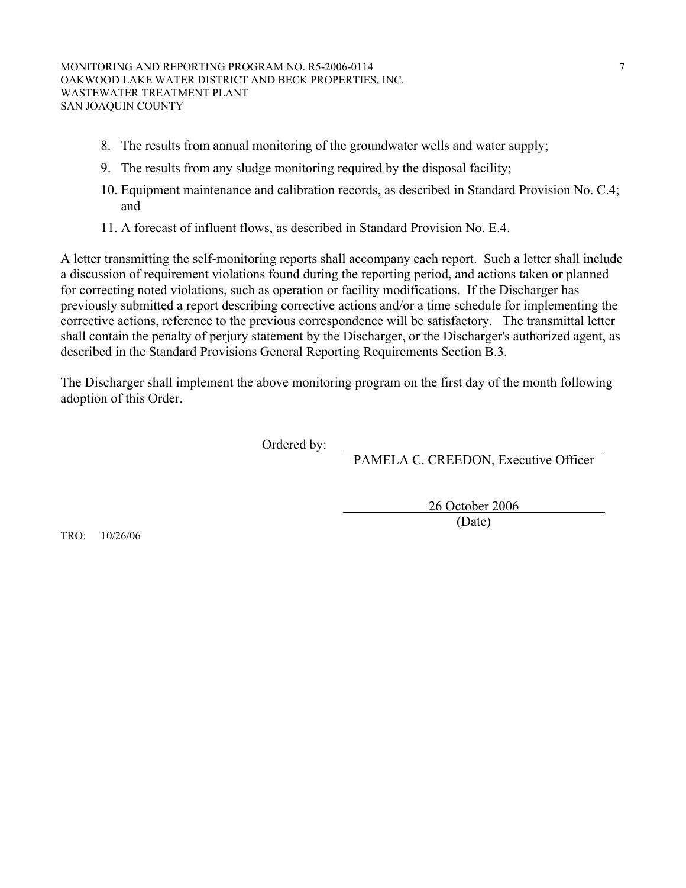8. The results from annual monitoring of the groundwater wells and water supply;
9. The results from any sludge monitoring required by the disposal facility;
10. Equipment maintenance and calibration records, as described in Standard Provision No. C.4; and
11. A forecast of influent flows, as described in Standard Provision No. E.4.

A letter transmitting the self-monitoring reports shall accompany each report. Such a letter shall include a discussion of requirement violations found during the reporting period, and actions taken or planned for correcting noted violations, such as operation or facility modifications. If the Discharger has previously submitted a report describing corrective actions and/or a time schedule for implementing the corrective actions, reference to the previous correspondence will be satisfactory. The transmittal letter shall contain the penalty of perjury statement by the Discharger, or the Discharger's authorized agent, as described in the Standard Provisions General Reporting Requirements Section B.3.

The Discharger shall implement the above monitoring program on the first day of the month following adoption of this Order.

Ordered by: \_\_\_\_\_\_\_\_\_\_\_\_\_\_\_\_\_\_\_\_\_\_\_\_\_\_\_\_\_\_\_\_\_\_\_\_

PAMELA C. CREEDON, Executive Officer

26 October 2006

(Date)

TRO: 10/26/06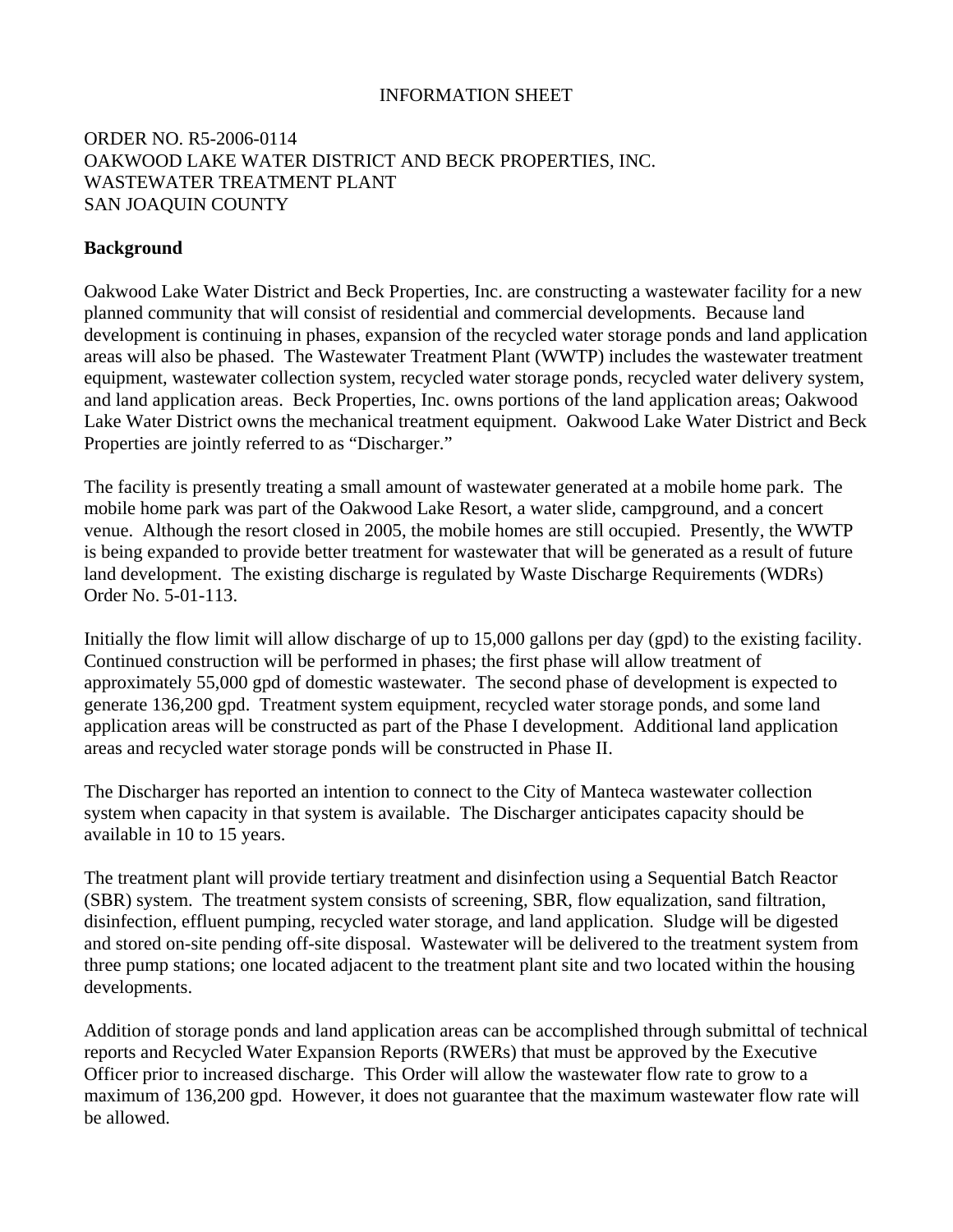INFORMATION SHEET

ORDER NO. R5-2006-0114
OAKWOOD LAKE WATER DISTRICT AND BECK PROPERTIES, INC.
WASTEWATER TREATMENT PLANT
SAN JOAQUIN COUNTY

**Background**

Oakwood Lake Water District and Beck Properties, Inc. are constructing a wastewater facility for a new planned community that will consist of residential and commercial developments. Because land development is continuing in phases, expansion of the recycled water storage ponds and land application areas will also be phased. The Wastewater Treatment Plant (WWTP) includes the wastewater treatment equipment, wastewater collection system, recycled water storage ponds, recycled water delivery system, and land application areas. Beck Properties, Inc. owns portions of the land application areas; Oakwood Lake Water District owns the mechanical treatment equipment. Oakwood Lake Water District and Beck Properties are jointly referred to as "Discharger."

The facility is presently treating a small amount of wastewater generated at a mobile home park. The mobile home park was part of the Oakwood Lake Resort, a water slide, campground, and a concert venue. Although the resort closed in 2005, the mobile homes are still occupied. Presently, the WWTP is being expanded to provide better treatment for wastewater that will be generated as a result of future land development. The existing discharge is regulated by Waste Discharge Requirements (WDRs) Order No. 5-01-113.

Initially the flow limit will allow discharge of up to 15,000 gallons per day (gpd) to the existing facility. Continued construction will be performed in phases; the first phase will allow treatment of approximately 55,000 gpd of domestic wastewater. The second phase of development is expected to generate 136,200 gpd. Treatment system equipment, recycled water storage ponds, and some land application areas will be constructed as part of the Phase I development. Additional land application areas and recycled water storage ponds will be constructed in Phase II.

The Discharger has reported an intention to connect to the City of Manteca wastewater collection system when capacity in that system is available. The Discharger anticipates capacity should be available in 10 to 15 years.

The treatment plant will provide tertiary treatment and disinfection using a Sequential Batch Reactor (SBR) system. The treatment system consists of screening, SBR, flow equalization, sand filtration, disinfection, effluent pumping, recycled water storage, and land application. Sludge will be digested and stored on-site pending off-site disposal. Wastewater will be delivered to the treatment system from three pump stations; one located adjacent to the treatment plant site and two located within the housing developments.

Addition of storage ponds and land application areas can be accomplished through submittal of technical reports and Recycled Water Expansion Reports (RWERs) that must be approved by the Executive Officer prior to increased discharge. This Order will allow the wastewater flow rate to grow to a maximum of 136,200 gpd. However, it does not guarantee that the maximum wastewater flow rate will be allowed.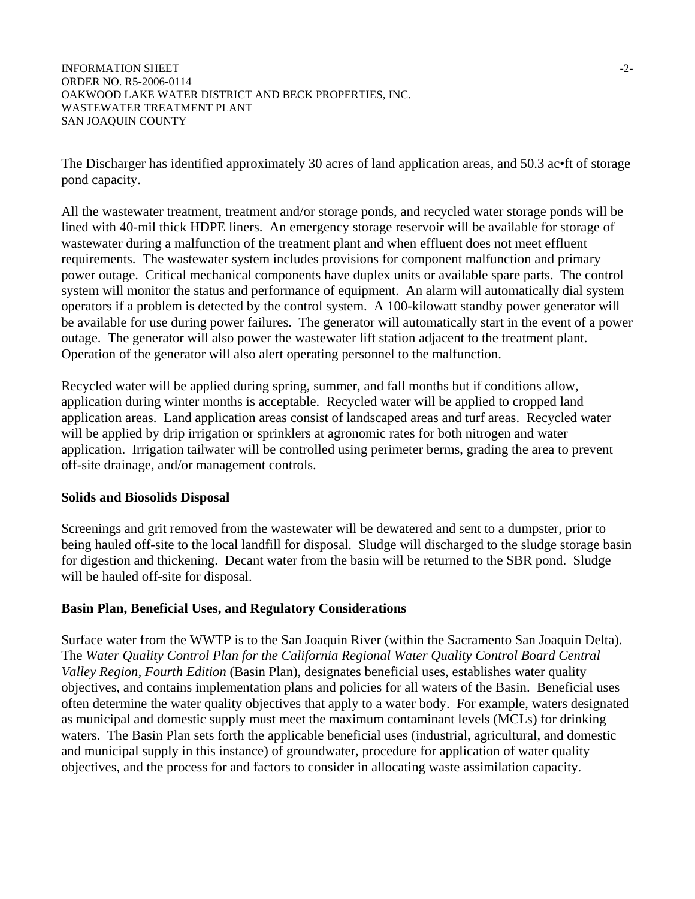The Discharger has identified approximately 30 acres of land application areas, and 50.3 ac•ft of storage pond capacity.

All the wastewater treatment, treatment and/or storage ponds, and recycled water storage ponds will be lined with 40-mil thick HDPE liners. An emergency storage reservoir will be available for storage of wastewater during a malfunction of the treatment plant and when effluent does not meet effluent requirements. The wastewater system includes provisions for component malfunction and primary power outage. Critical mechanical components have duplex units or available spare parts. The control system will monitor the status and performance of equipment. An alarm will automatically dial system operators if a problem is detected by the control system. A 100-kilowatt standby power generator will be available for use during power failures. The generator will automatically start in the event of a power outage. The generator will also power the wastewater lift station adjacent to the treatment plant. Operation of the generator will also alert operating personnel to the malfunction.

Recycled water will be applied during spring, summer, and fall months but if conditions allow, application during winter months is acceptable. Recycled water will be applied to cropped land application areas. Land application areas consist of landscaped areas and turf areas. Recycled water will be applied by drip irrigation or sprinklers at agronomic rates for both nitrogen and water application. Irrigation tailwater will be controlled using perimeter berms, grading the area to prevent off-site drainage, and/or management controls.

**Solids and Biosolids Disposal**

Screenings and grit removed from the wastewater will be dewatered and sent to a dumpster, prior to being hauled off-site to the local landfill for disposal. Sludge will discharged to the sludge storage basin for digestion and thickening. Decant water from the basin will be returned to the SBR pond. Sludge will be hauled off-site for disposal.

**Basin Plan, Beneficial Uses, and Regulatory Considerations**

Surface water from the WWTP is to the San Joaquin River (within the Sacramento San Joaquin Delta). The *Water Quality Control Plan for the California Regional Water Quality Control Board Central Valley Region, Fourth Edition* (Basin Plan), designates beneficial uses, establishes water quality objectives, and contains implementation plans and policies for all waters of the Basin. Beneficial uses often determine the water quality objectives that apply to a water body. For example, waters designated as municipal and domestic supply must meet the maximum contaminant levels (MCLs) for drinking waters. The Basin Plan sets forth the applicable beneficial uses (industrial, agricultural, and domestic and municipal supply in this instance) of groundwater, procedure for application of water quality objectives, and the process for and factors to consider in allocating waste assimilation capacity.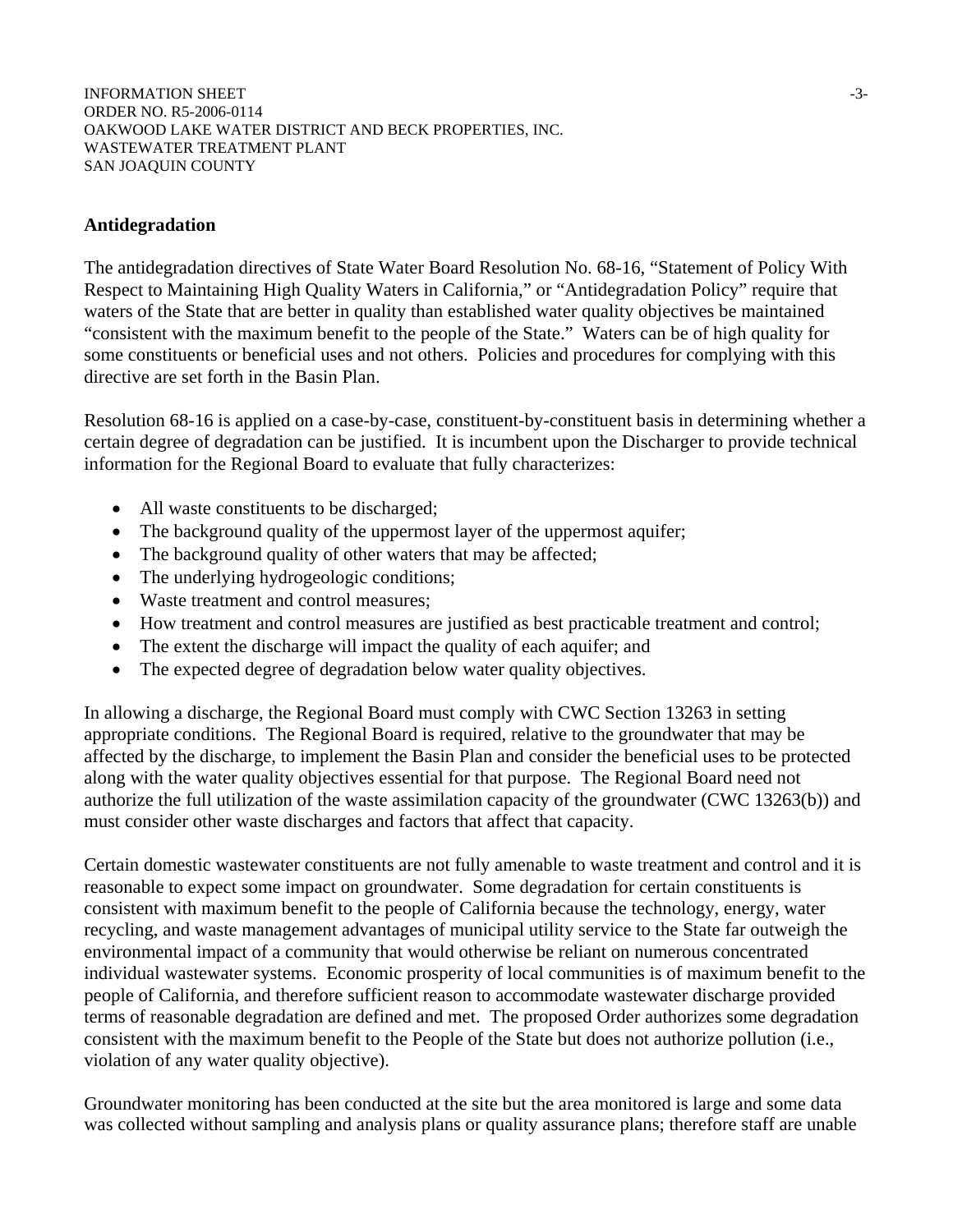## Antidegradation

The antidegradation directives of State Water Board Resolution No. 68-16, "Statement of Policy With Respect to Maintaining High Quality Waters in California," or "Antidegradation Policy" require that waters of the State that are better in quality than established water quality objectives be maintained "consistent with the maximum benefit to the people of the State." Waters can be of high quality for some constituents or beneficial uses and not others. Policies and procedures for complying with this directive are set forth in the Basin Plan.

Resolution 68-16 is applied on a case-by-case, constituent-by-constituent basis in determining whether a certain degree of degradation can be justified. It is incumbent upon the Discharger to provide technical information for the Regional Board to evaluate that fully characterizes:

- All waste constituents to be discharged;
- The background quality of the uppermost layer of the uppermost aquifer;
- The background quality of other waters that may be affected;
- The underlying hydrogeologic conditions;
- Waste treatment and control measures;
- How treatment and control measures are justified as best practicable treatment and control;
- The extent the discharge will impact the quality of each aquifer; and
- The expected degree of degradation below water quality objectives.

In allowing a discharge, the Regional Board must comply with CWC Section 13263 in setting appropriate conditions. The Regional Board is required, relative to the groundwater that may be affected by the discharge, to implement the Basin Plan and consider the beneficial uses to be protected along with the water quality objectives essential for that purpose. The Regional Board need not authorize the full utilization of the waste assimilation capacity of the groundwater (CWC 13263(b)) and must consider other waste discharges and factors that affect that capacity.

Certain domestic wastewater constituents are not fully amenable to waste treatment and control and it is reasonable to expect some impact on groundwater. Some degradation for certain constituents is consistent with maximum benefit to the people of California because the technology, energy, water recycling, and waste management advantages of municipal utility service to the State far outweigh the environmental impact of a community that would otherwise be reliant on numerous concentrated individual wastewater systems. Economic prosperity of local communities is of maximum benefit to the people of California, and therefore sufficient reason to accommodate wastewater discharge provided terms of reasonable degradation are defined and met. The proposed Order authorizes some degradation consistent with the maximum benefit to the People of the State but does not authorize pollution (i.e., violation of any water quality objective).

Groundwater monitoring has been conducted at the site but the area monitored is large and some data was collected without sampling and analysis plans or quality assurance plans; therefore staff are unable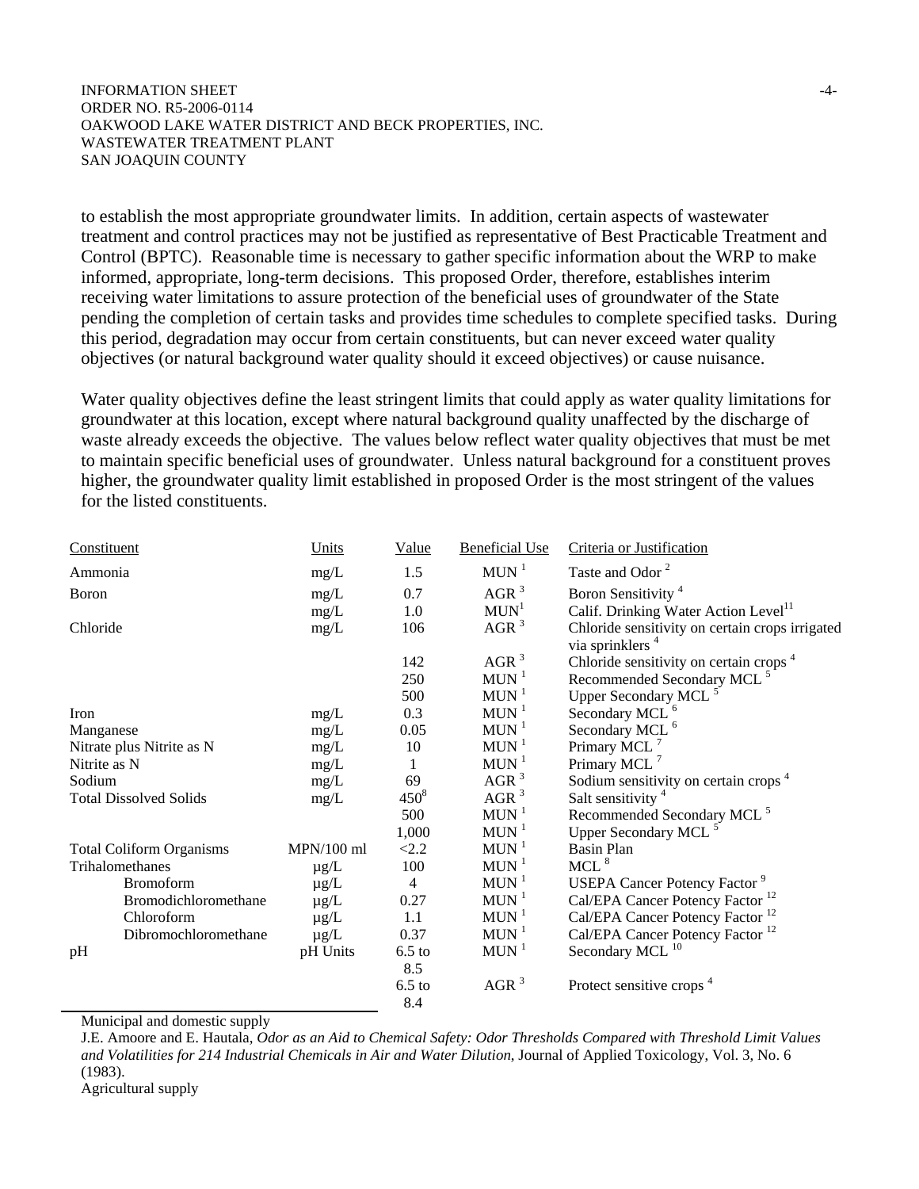to establish the most appropriate groundwater limits. In addition, certain aspects of wastewater treatment and control practices may not be justified as representative of Best Practicable Treatment and Control (BPTC). Reasonable time is necessary to gather specific information about the WRP to make informed, appropriate, long-term decisions. This proposed Order, therefore, establishes interim receiving water limitations to assure protection of the beneficial uses of groundwater of the State pending the completion of certain tasks and provides time schedules to complete specified tasks. During this period, degradation may occur from certain constituents, but can never exceed water quality objectives (or natural background water quality should it exceed objectives) or cause nuisance.

Water quality objectives define the least stringent limits that could apply as water quality limitations for groundwater at this location, except where natural background quality unaffected by the discharge of waste already exceeds the objective. The values below reflect water quality objectives that must be met to maintain specific beneficial uses of groundwater. Unless natural background for a constituent proves higher, the groundwater quality limit established in proposed Order is the most stringent of the values for the listed constituents.

| Constituent | Units | Value | Beneficial Use | Criteria or Justification |
|---|---|---|---|---|
| Ammonia | mg/L | 1.5 | MUN [1] | Taste and Odor [2] |
| Boron | mg/L | 0.7 | AGR [3] | Boron Sensitivity [4] |
| | mg/L | 1.0 | MUN[1] | Calif. Drinking Water Action Level[11] |
| Chloride | mg/L | 106 | AGR [3] | Chloride sensitivity on certain crops irrigated via sprinklers [4] |
| | | 142 | AGR [3] | Chloride sensitivity on certain crops [4] |
| | | 250 | MUN [1] | Recommended Secondary MCL [5] |
| | | 500 | MUN [1] | Upper Secondary MCL [5] |
| Iron | mg/L | 0.3 | MUN [1] | Secondary MCL [6] |
| Manganese | mg/L | 0.05 | MUN [1] | Secondary MCL [6] |
| Nitrate plus Nitrite as N | mg/L | 10 | MUN [1] | Primary MCL [7] |
| Nitrite as N | mg/L | 1 | MUN [1] | Primary MCL [7] |
| Sodium | mg/L | 69 | AGR [3] | Sodium sensitivity on certain crops [4] |
| Total Dissolved Solids | mg/L | 450[8] | AGR [3] | Salt sensitivity [4] |
| | | 500 | MUN [1] | Recommended Secondary MCL [5] |
| | | 1,000 | MUN [1] | Upper Secondary MCL [5] |
| Total Coliform Organisms | MPN/100 ml | <2.2 | MUN [1] | Basin Plan |
| Trihalomethanes | µg/L | 100 | MUN [1] | MCL [8] |
| Bromoform | µg/L | 4 | MUN [1] | USEPA Cancer Potency Factor [9] |
| Bromodichloromethane | µg/L | 0.27 | MUN [1] | Cal/EPA Cancer Potency Factor [12] |
| Chloroform | µg/L | 1.1 | MUN [1] | Cal/EPA Cancer Potency Factor [12] |
| Dibromochloromethane | µg/L | 0.37 | MUN [1] | Cal/EPA Cancer Potency Factor [12] |
| pH | pH Units | 6.5 to 8.5 | MUN [1] | Secondary MCL [10] |
| | | 6.5 to 8.4 | AGR [3] | Protect sensitive crops [4] |

Municipal and domestic supply

J.E. Amoore and E. Hautala, *Odor as an Aid to Chemical Safety: Odor Thresholds Compared with Threshold Limit Values and Volatilities for 214 Industrial Chemicals in Air and Water Dilution*, Journal of Applied Toxicology, Vol. 3, No. 6 (1983).

Agricultural supply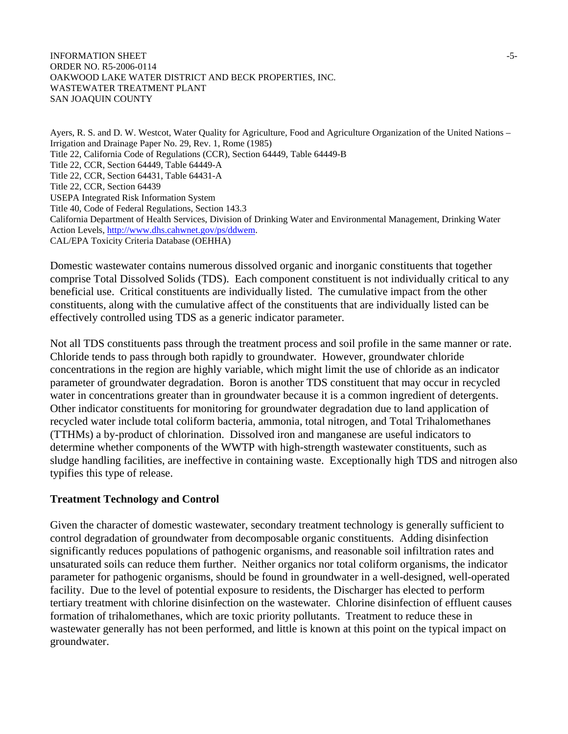Ayers, R. S. and D. W. Westcot, Water Quality for Agriculture, Food and Agriculture Organization of the United Nations – Irrigation and Drainage Paper No. 29, Rev. 1, Rome (1985)
Title 22, California Code of Regulations (CCR), Section 64449, Table 64449-B
Title 22, CCR, Section 64449, Table 64449-A
Title 22, CCR, Section 64431, Table 64431-A
Title 22, CCR, Section 64439
USEPA Integrated Risk Information System
Title 40, Code of Federal Regulations, Section 143.3
California Department of Health Services, Division of Drinking Water and Environmental Management, Drinking Water Action Levels, http://www.dhs.cahwnet.gov/ps/ddwem.
CAL/EPA Toxicity Criteria Database (OEHHA)

Domestic wastewater contains numerous dissolved organic and inorganic constituents that together comprise Total Dissolved Solids (TDS). Each component constituent is not individually critical to any beneficial use. Critical constituents are individually listed. The cumulative impact from the other constituents, along with the cumulative affect of the constituents that are individually listed can be effectively controlled using TDS as a generic indicator parameter.

Not all TDS constituents pass through the treatment process and soil profile in the same manner or rate. Chloride tends to pass through both rapidly to groundwater. However, groundwater chloride concentrations in the region are highly variable, which might limit the use of chloride as an indicator parameter of groundwater degradation. Boron is another TDS constituent that may occur in recycled water in concentrations greater than in groundwater because it is a common ingredient of detergents. Other indicator constituents for monitoring for groundwater degradation due to land application of recycled water include total coliform bacteria, ammonia, total nitrogen, and Total Trihalomethanes (TTHMs) a by-product of chlorination. Dissolved iron and manganese are useful indicators to determine whether components of the WWTP with high-strength wastewater constituents, such as sludge handling facilities, are ineffective in containing waste. Exceptionally high TDS and nitrogen also typifies this type of release.

## Treatment Technology and Control

Given the character of domestic wastewater, secondary treatment technology is generally sufficient to control degradation of groundwater from decomposable organic constituents. Adding disinfection significantly reduces populations of pathogenic organisms, and reasonable soil infiltration rates and unsaturated soils can reduce them further. Neither organics nor total coliform organisms, the indicator parameter for pathogenic organisms, should be found in groundwater in a well-designed, well-operated facility. Due to the level of potential exposure to residents, the Discharger has elected to perform tertiary treatment with chlorine disinfection on the wastewater. Chlorine disinfection of effluent causes formation of trihalomethanes, which are toxic priority pollutants. Treatment to reduce these in wastewater generally has not been performed, and little is known at this point on the typical impact on groundwater.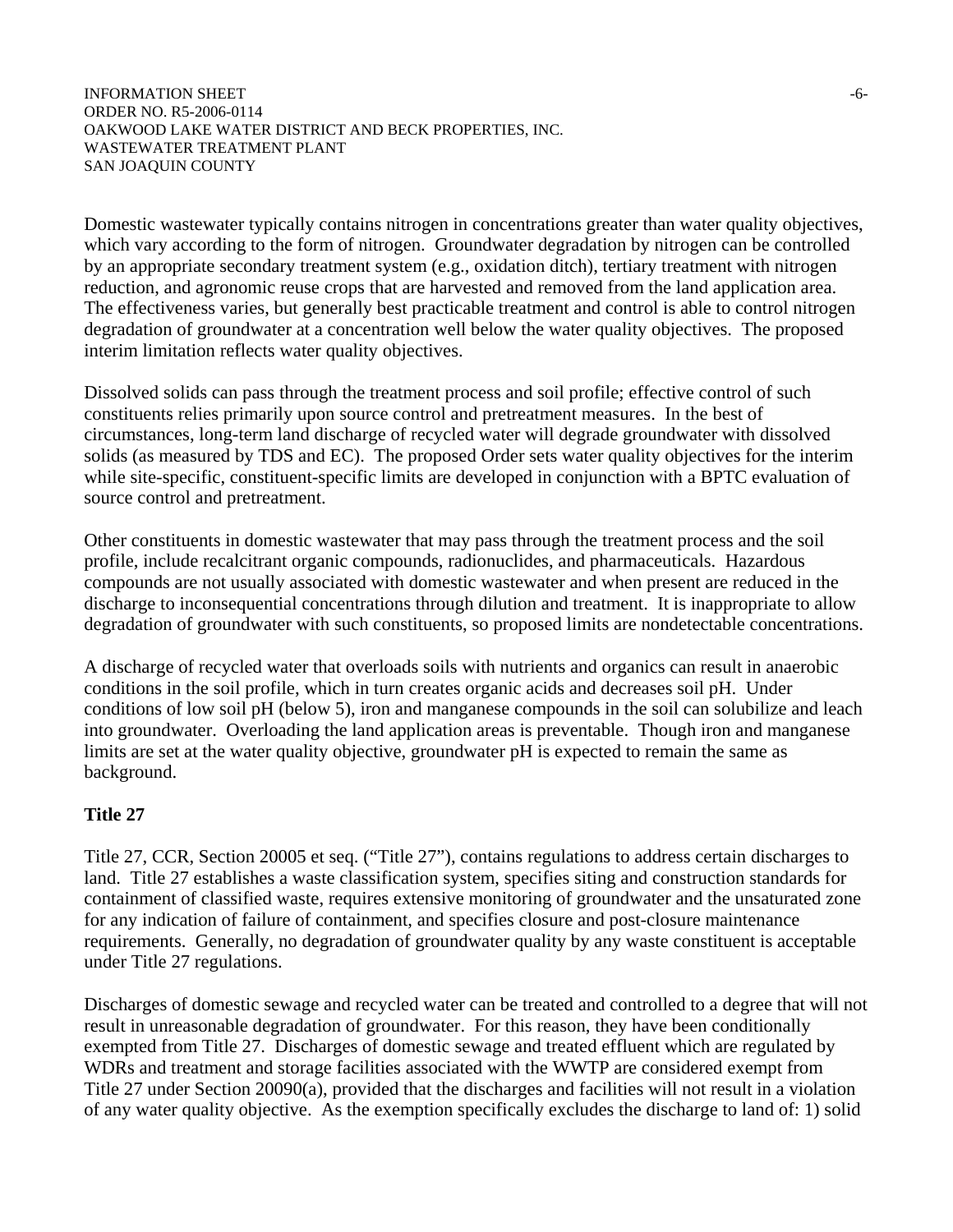Domestic wastewater typically contains nitrogen in concentrations greater than water quality objectives, which vary according to the form of nitrogen. Groundwater degradation by nitrogen can be controlled by an appropriate secondary treatment system (e.g., oxidation ditch), tertiary treatment with nitrogen reduction, and agronomic reuse crops that are harvested and removed from the land application area. The effectiveness varies, but generally best practicable treatment and control is able to control nitrogen degradation of groundwater at a concentration well below the water quality objectives. The proposed interim limitation reflects water quality objectives.

Dissolved solids can pass through the treatment process and soil profile; effective control of such constituents relies primarily upon source control and pretreatment measures. In the best of circumstances, long-term land discharge of recycled water will degrade groundwater with dissolved solids (as measured by TDS and EC). The proposed Order sets water quality objectives for the interim while site-specific, constituent-specific limits are developed in conjunction with a BPTC evaluation of source control and pretreatment.

Other constituents in domestic wastewater that may pass through the treatment process and the soil profile, include recalcitrant organic compounds, radionuclides, and pharmaceuticals. Hazardous compounds are not usually associated with domestic wastewater and when present are reduced in the discharge to inconsequential concentrations through dilution and treatment. It is inappropriate to allow degradation of groundwater with such constituents, so proposed limits are nondetectable concentrations.

A discharge of recycled water that overloads soils with nutrients and organics can result in anaerobic conditions in the soil profile, which in turn creates organic acids and decreases soil pH. Under conditions of low soil pH (below 5), iron and manganese compounds in the soil can solubilize and leach into groundwater. Overloading the land application areas is preventable. Though iron and manganese limits are set at the water quality objective, groundwater pH is expected to remain the same as background.

**Title 27**

Title 27, CCR, Section 20005 et seq. ("Title 27"), contains regulations to address certain discharges to land. Title 27 establishes a waste classification system, specifies siting and construction standards for containment of classified waste, requires extensive monitoring of groundwater and the unsaturated zone for any indication of failure of containment, and specifies closure and post-closure maintenance requirements. Generally, no degradation of groundwater quality by any waste constituent is acceptable under Title 27 regulations.

Discharges of domestic sewage and recycled water can be treated and controlled to a degree that will not result in unreasonable degradation of groundwater. For this reason, they have been conditionally exempted from Title 27. Discharges of domestic sewage and treated effluent which are regulated by WDRs and treatment and storage facilities associated with the WWTP are considered exempt from Title 27 under Section 20090(a), provided that the discharges and facilities will not result in a violation of any water quality objective. As the exemption specifically excludes the discharge to land of: 1) solid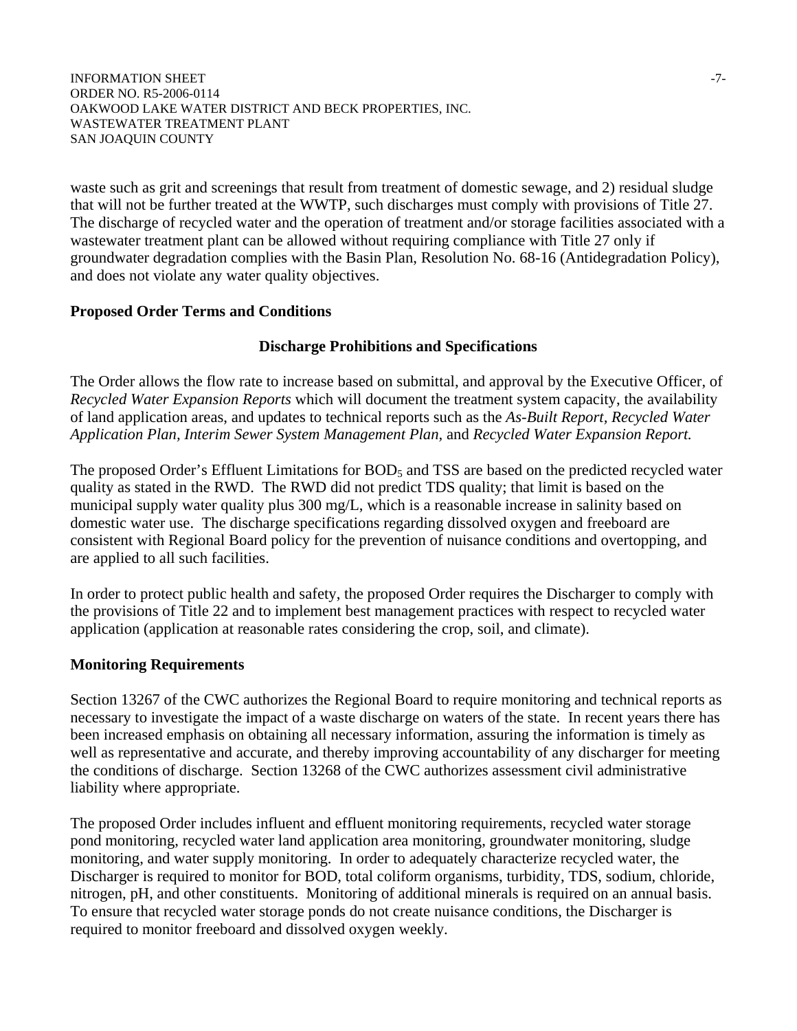waste such as grit and screenings that result from treatment of domestic sewage, and 2) residual sludge that will not be further treated at the WWTP, such discharges must comply with provisions of Title 27. The discharge of recycled water and the operation of treatment and/or storage facilities associated with a wastewater treatment plant can be allowed without requiring compliance with Title 27 only if groundwater degradation complies with the Basin Plan, Resolution No. 68-16 (Antidegradation Policy), and does not violate any water quality objectives.

**Proposed Order Terms and Conditions**

**Discharge Prohibitions and Specifications**

The Order allows the flow rate to increase based on submittal, and approval by the Executive Officer, of *Recycled Water Expansion Reports* which will document the treatment system capacity, the availability of land application areas, and updates to technical reports such as the *As-Built Report, Recycled Water Application Plan, Interim Sewer System Management Plan,* and *Recycled Water Expansion Report.*

The proposed Order's Effluent Limitations for $BOD_5$ and TSS are based on the predicted recycled water quality as stated in the RWD. The RWD did not predict TDS quality; that limit is based on the municipal supply water quality plus 300 mg/L, which is a reasonable increase in salinity based on domestic water use. The discharge specifications regarding dissolved oxygen and freeboard are consistent with Regional Board policy for the prevention of nuisance conditions and overtopping, and are applied to all such facilities.

In order to protect public health and safety, the proposed Order requires the Discharger to comply with the provisions of Title 22 and to implement best management practices with respect to recycled water application (application at reasonable rates considering the crop, soil, and climate).

**Monitoring Requirements**

Section 13267 of the CWC authorizes the Regional Board to require monitoring and technical reports as necessary to investigate the impact of a waste discharge on waters of the state. In recent years there has been increased emphasis on obtaining all necessary information, assuring the information is timely as well as representative and accurate, and thereby improving accountability of any discharger for meeting the conditions of discharge. Section 13268 of the CWC authorizes assessment civil administrative liability where appropriate.

The proposed Order includes influent and effluent monitoring requirements, recycled water storage pond monitoring, recycled water land application area monitoring, groundwater monitoring, sludge monitoring, and water supply monitoring. In order to adequately characterize recycled water, the Discharger is required to monitor for BOD, total coliform organisms, turbidity, TDS, sodium, chloride, nitrogen, pH, and other constituents. Monitoring of additional minerals is required on an annual basis. To ensure that recycled water storage ponds do not create nuisance conditions, the Discharger is required to monitor freeboard and dissolved oxygen weekly.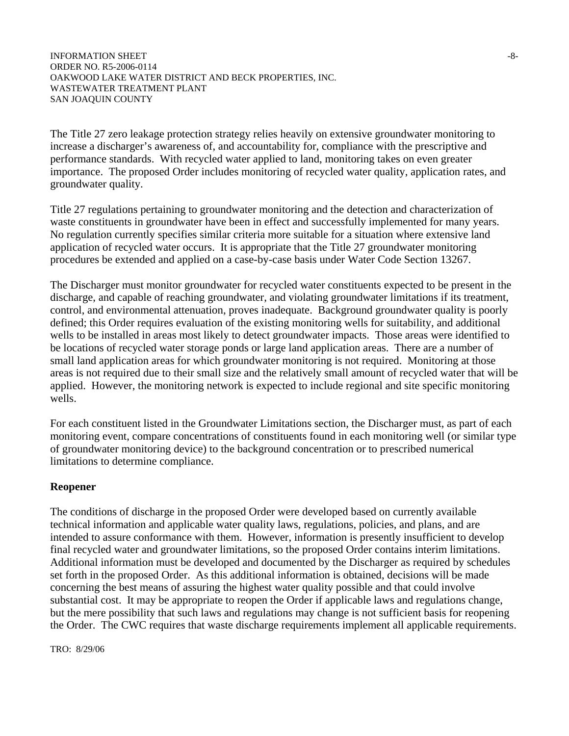The Title 27 zero leakage protection strategy relies heavily on extensive groundwater monitoring to increase a discharger's awareness of, and accountability for, compliance with the prescriptive and performance standards. With recycled water applied to land, monitoring takes on even greater importance. The proposed Order includes monitoring of recycled water quality, application rates, and groundwater quality.

Title 27 regulations pertaining to groundwater monitoring and the detection and characterization of waste constituents in groundwater have been in effect and successfully implemented for many years. No regulation currently specifies similar criteria more suitable for a situation where extensive land application of recycled water occurs. It is appropriate that the Title 27 groundwater monitoring procedures be extended and applied on a case-by-case basis under Water Code Section 13267.

The Discharger must monitor groundwater for recycled water constituents expected to be present in the discharge, and capable of reaching groundwater, and violating groundwater limitations if its treatment, control, and environmental attenuation, proves inadequate. Background groundwater quality is poorly defined; this Order requires evaluation of the existing monitoring wells for suitability, and additional wells to be installed in areas most likely to detect groundwater impacts. Those areas were identified to be locations of recycled water storage ponds or large land application areas. There are a number of small land application areas for which groundwater monitoring is not required. Monitoring at those areas is not required due to their small size and the relatively small amount of recycled water that will be applied. However, the monitoring network is expected to include regional and site specific monitoring wells.

For each constituent listed in the Groundwater Limitations section, the Discharger must, as part of each monitoring event, compare concentrations of constituents found in each monitoring well (or similar type of groundwater monitoring device) to the background concentration or to prescribed numerical limitations to determine compliance.

**Reopener**

The conditions of discharge in the proposed Order were developed based on currently available technical information and applicable water quality laws, regulations, policies, and plans, and are intended to assure conformance with them. However, information is presently insufficient to develop final recycled water and groundwater limitations, so the proposed Order contains interim limitations. Additional information must be developed and documented by the Discharger as required by schedules set forth in the proposed Order. As this additional information is obtained, decisions will be made concerning the best means of assuring the highest water quality possible and that could involve substantial cost. It may be appropriate to reopen the Order if applicable laws and regulations change, but the mere possibility that such laws and regulations may change is not sufficient basis for reopening the Order. The CWC requires that waste discharge requirements implement all applicable requirements.

TRO: 8/29/06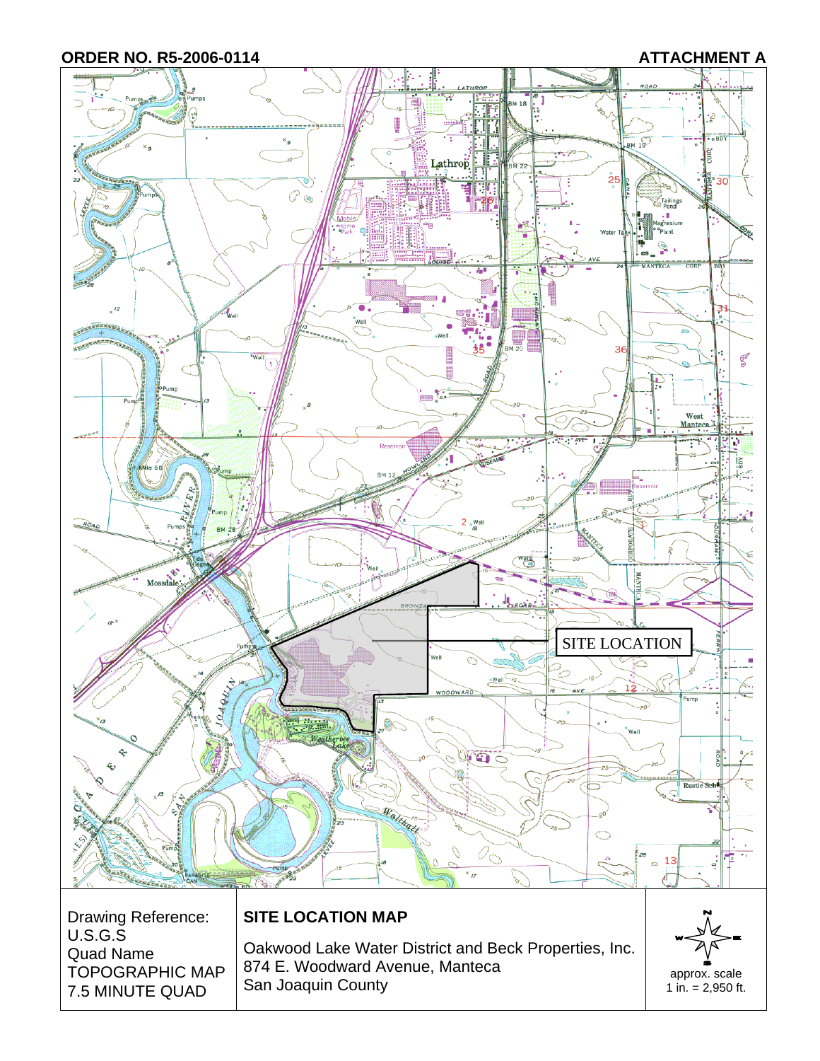**ORDER NO. R5-2006-0114** **ATTACHMENT A**

SITE LOCATION

| Drawing Reference: U.S.G.S Quad Name TOPOGRAPHIC MAP 7.5 MINUTE QUAD | **SITE LOCATION MAP** Oakwood Lake Water District and Beck Properties, Inc. 874 E. Woodward Avenue, Manteca San Joaquin County | approx. scale 1 in. = 2,950 ft. |
|---|---|---|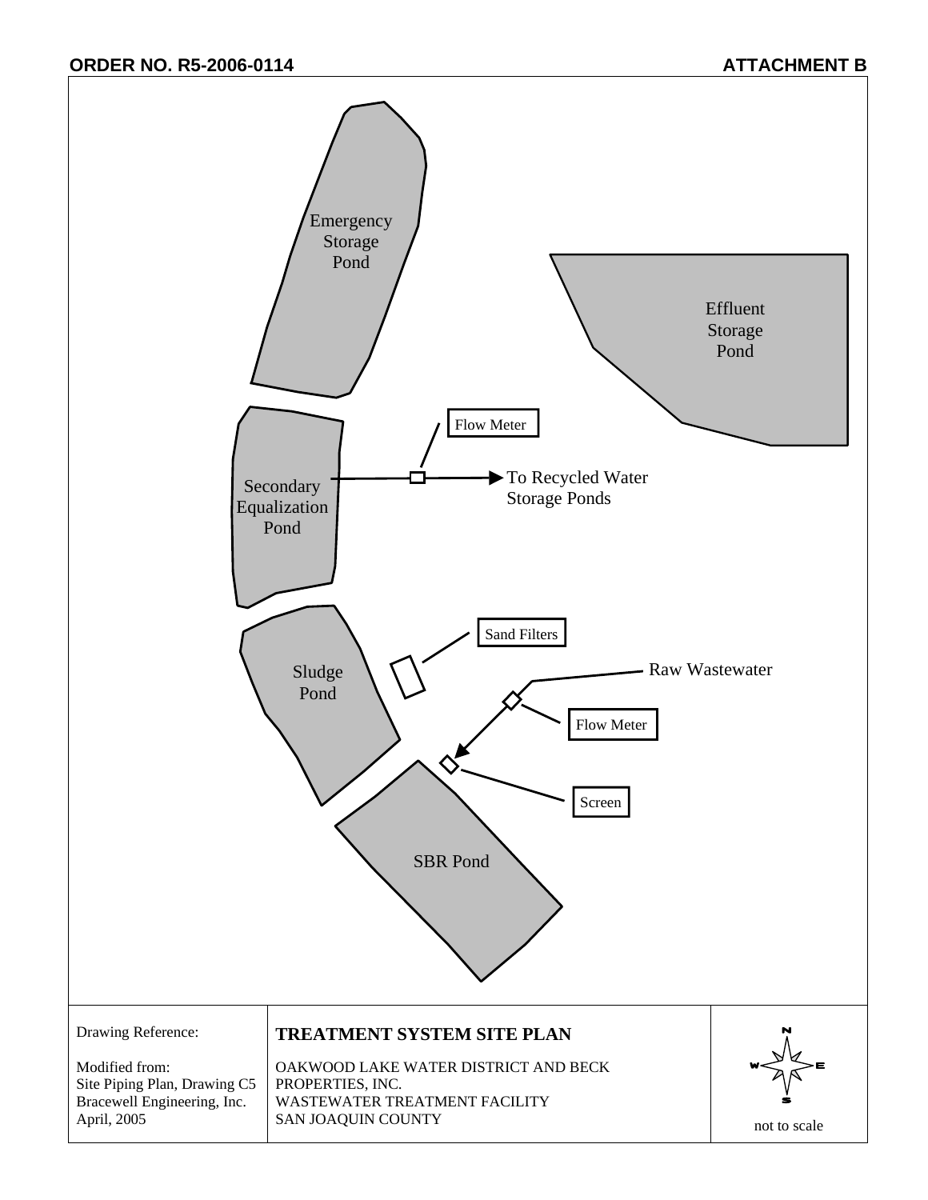**ORDER NO. R5-2006-0114** **ATTACHMENT B**

Emergency Storage Pond

Effluent Storage Pond

Flow Meter

Secondary Equalization Pond

To Recycled Water Storage Ponds

Sand Filters

Raw Wastewater

Sludge Pond

Flow Meter

Screen

SBR Pond

| Drawing Reference: Modified from: Site Piping Plan, Drawing C5 Bracewell Engineering, Inc. April, 2005 | **TREATMENT SYSTEM SITE PLAN** OAKWOOD LAKE WATER DISTRICT AND BECK PROPERTIES, INC. WASTEWATER TREATMENT FACILITY SAN JOAQUIN COUNTY | N W E S not to scale |
|---|---|---|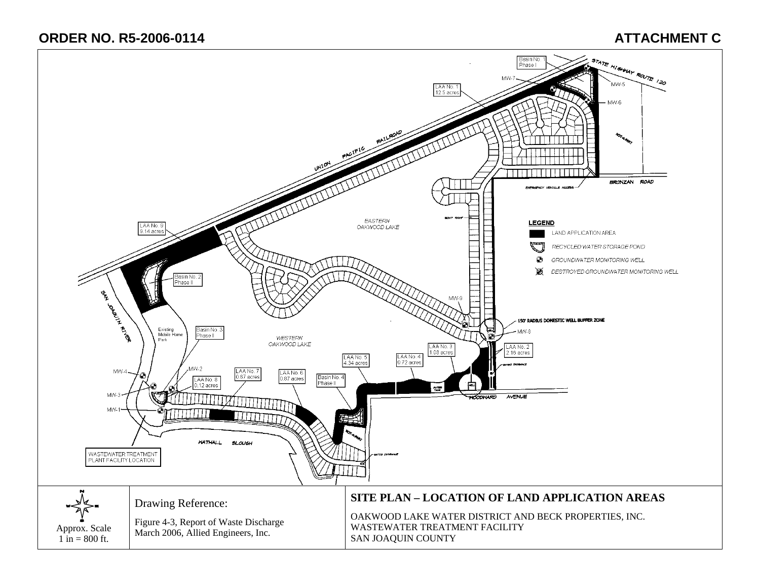**ORDER NO. R5-2006-0114** **ATTACHMENT C**

Basin No. 1 Phase I

STATE HIGHWAY ROUTE 120

MW-7

MW-5

LAA No. 1 12.5 acres

MW-6

UNION PACIFIC RAILROAD

NOT-A-PART

BRONZAN ROAD

EMERGENCY VEHICLE ACCESS

BOAT RAMP

EASTERN OAKWOOD LAKE

LAA No. 9 9.14 acres

**LEGEND**

LAND APPLICATION AREA

RECYCLED WATER STORAGE POND

GROUNDWATER MONITORING WELL

DESTROYED GROUNDWATER MONITORING WELL

Basin No. 2 Phase II

SAN JOAQUIN RIVER

MW-9

150' RADIUS DOMESTIC WELL BUFFER ZONE

MW-8

Existing Mobile Home Park

Basin No. 3 Phase II

WESTERN OAKWOOD LAKE

LAA No. 3 1.03 acres

LAA No. 2 2.16 acres

LAA No. 5 4.34 acres

LAA No. 4 0.72 acres

GATED ENTRANCE

MW-4

MW-2

LAA No. 7 0.87 acres

LAA No. 6 0.87 acres

Basin No. 4 Phase II

LAA No. 8 0.12 acres

WATER TANK

WELL

MW-3

WOODWARD AVENUE

MW-1

NOT-A-PART

HATHALL SLOUGH

GATED ENTRANCE

WASTEWATER TREATMENT PLANT FACILITY LOCATION

Approx. Scale 1 in = 800 ft.

Drawing Reference:

Figure 4-3, Report of Waste Discharge March 2006, Allied Engineers, Inc.

**SITE PLAN – LOCATION OF LAND APPLICATION AREAS**

OAKWOOD LAKE WATER DISTRICT AND BECK PROPERTIES, INC.
WASTEWATER TREATMENT FACILITY
SAN JOAQUIN COUNTY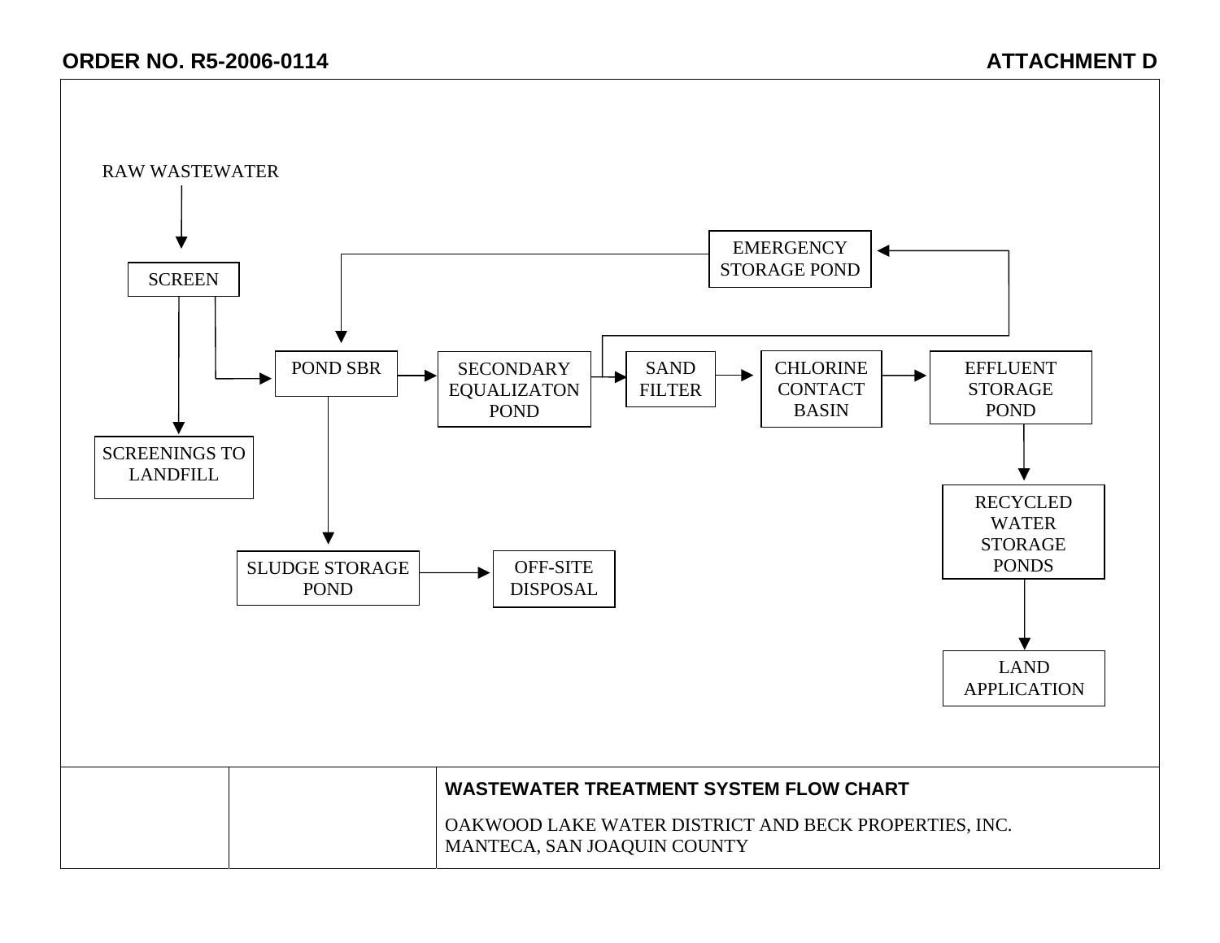## ORDER NO. R5-2006-0114

## ATTACHMENT D

RAW WASTEWATER

SCREEN

SCREENINGS TO LANDFILL

POND SBR

SECONDARY EQUALIZATON POND

SAND FILTER

CHLORINE CONTACT BASIN

EFFLUENT STORAGE POND

EMERGENCY STORAGE POND

RECYCLED WATER STORAGE PONDS

LAND APPLICATION

SLUDGE STORAGE POND

OFF-SITE DISPOSAL

| | | |
|---|---|---|
| | | **WASTEWATER TREATMENT SYSTEM FLOW CHART**<br><br>OAKWOOD LAKE WATER DISTRICT AND BECK PROPERTIES, INC.<br>MANTECA, SAN JOAQUIN COUNTY |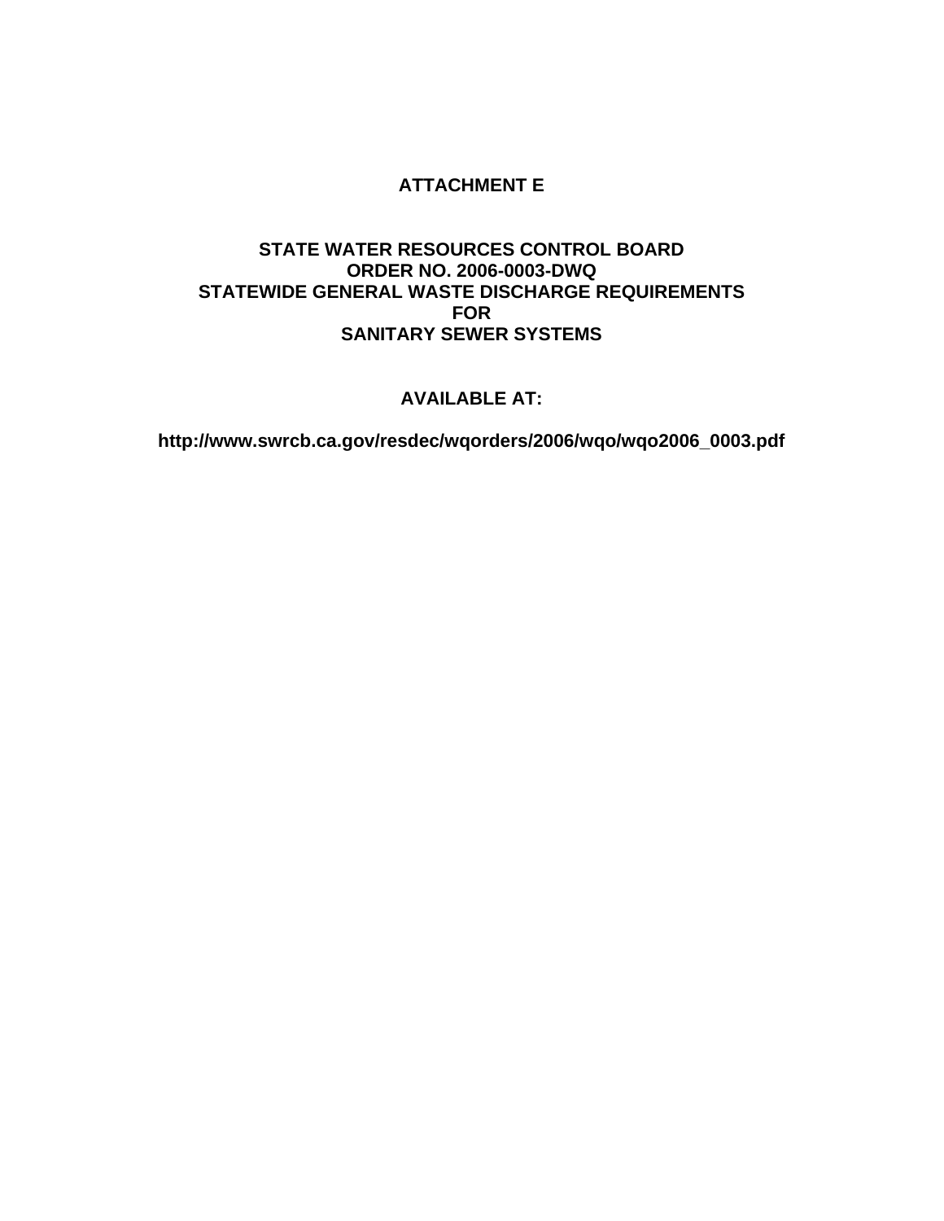# ATTACHMENT E

## STATE WATER RESOURCES CONTROL BOARD
## ORDER NO. 2006-0003-DWQ
## STATEWIDE GENERAL WASTE DISCHARGE REQUIREMENTS
## FOR
## SANITARY SEWER SYSTEMS

**AVAILABLE AT:**

**http://www.swrcb.ca.gov/resdec/wqorders/2006/wqo/wqo2006_0003.pdf**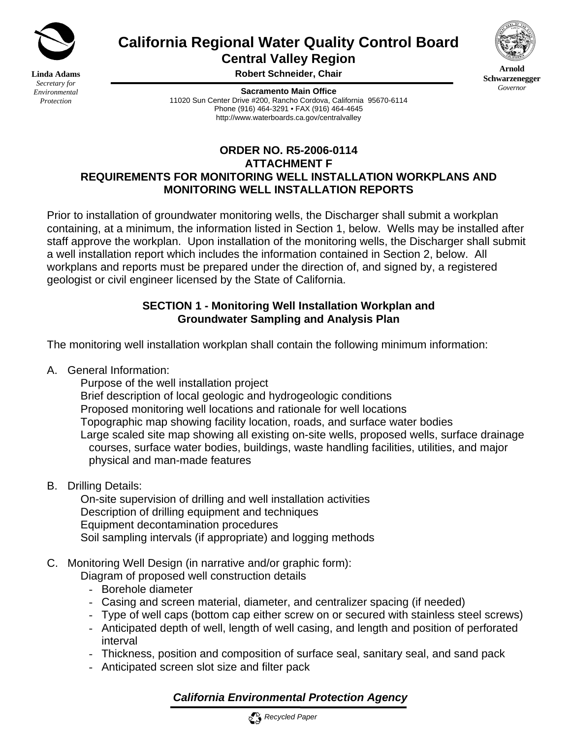**Linda Adams**
*Secretary for Environmental Protection*

# California Regional Water Quality Control Board
## Central Valley Region

**Robert Schneider, Chair**

**Arnold Schwarzenegger**
*Governor*

**Sacramento Main Office**
11020 Sun Center Drive #200, Rancho Cordova, California 95670-6114
Phone (916) 464-3291 • FAX (916) 464-4645
http://www.waterboards.ca.gov/centralvalley

## ORDER NO. R5-2006-0114
## ATTACHMENT F
## REQUIREMENTS FOR MONITORING WELL INSTALLATION WORKPLANS AND MONITORING WELL INSTALLATION REPORTS

Prior to installation of groundwater monitoring wells, the Discharger shall submit a workplan containing, at a minimum, the information listed in Section 1, below. Wells may be installed after staff approve the workplan. Upon installation of the monitoring wells, the Discharger shall submit a well installation report which includes the information contained in Section 2, below. All workplans and reports must be prepared under the direction of, and signed by, a registered geologist or civil engineer licensed by the State of California.

### SECTION 1 - Monitoring Well Installation Workplan and Groundwater Sampling and Analysis Plan

The monitoring well installation workplan shall contain the following minimum information:

A. General Information:

Purpose of the well installation project
Brief description of local geologic and hydrogeologic conditions
Proposed monitoring well locations and rationale for well locations
Topographic map showing facility location, roads, and surface water bodies
Large scaled site map showing all existing on-site wells, proposed wells, surface drainage courses, surface water bodies, buildings, waste handling facilities, utilities, and major physical and man-made features

B. Drilling Details:

On-site supervision of drilling and well installation activities
Description of drilling equipment and techniques
Equipment decontamination procedures
Soil sampling intervals (if appropriate) and logging methods

C. Monitoring Well Design (in narrative and/or graphic form):

Diagram of proposed well construction details

- Borehole diameter
- Casing and screen material, diameter, and centralizer spacing (if needed)
- Type of well caps (bottom cap either screw on or secured with stainless steel screws)
- Anticipated depth of well, length of well casing, and length and position of perforated interval
- Thickness, position and composition of surface seal, sanitary seal, and sand pack
- Anticipated screen slot size and filter pack

*California Environmental Protection Agency*

*Recycled Paper*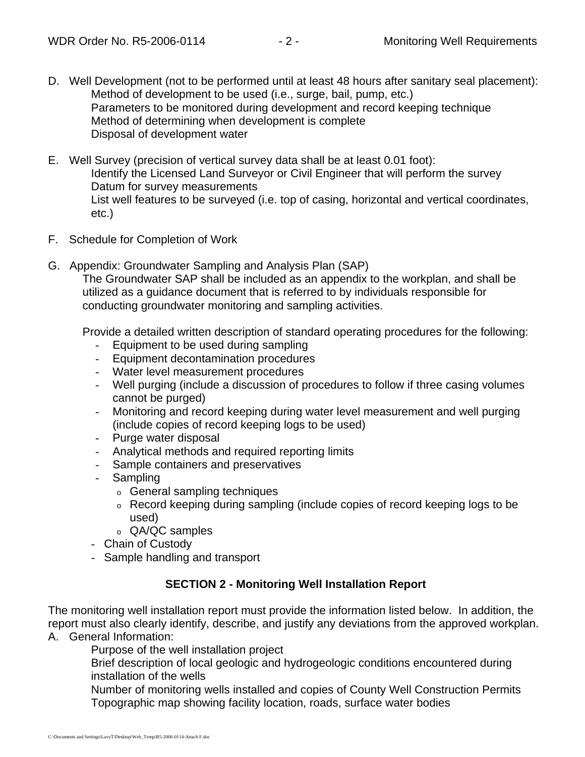D. Well Development (not to be performed until at least 48 hours after sanitary seal placement):
   Method of development to be used (i.e., surge, bail, pump, etc.)
   Parameters to be monitored during development and record keeping technique
   Method of determining when development is complete
   Disposal of development water

E. Well Survey (precision of vertical survey data shall be at least 0.01 foot):
   Identify the Licensed Land Surveyor or Civil Engineer that will perform the survey
   Datum for survey measurements
   List well features to be surveyed (i.e. top of casing, horizontal and vertical coordinates, etc.)

F. Schedule for Completion of Work

G. Appendix: Groundwater Sampling and Analysis Plan (SAP)
   The Groundwater SAP shall be included as an appendix to the workplan, and shall be utilized as a guidance document that is referred to by individuals responsible for conducting groundwater monitoring and sampling activities.

   Provide a detailed written description of standard operating procedures for the following:
   - Equipment to be used during sampling
   - Equipment decontamination procedures
   - Water level measurement procedures
   - Well purging (include a discussion of procedures to follow if three casing volumes cannot be purged)
   - Monitoring and record keeping during water level measurement and well purging (include copies of record keeping logs to be used)
   - Purge water disposal
   - Analytical methods and required reporting limits
   - Sample containers and preservatives
   - Sampling
     - General sampling techniques
     - Record keeping during sampling (include copies of record keeping logs to be used)
     - QA/QC samples
   - Chain of Custody
   - Sample handling and transport

## SECTION 2 - Monitoring Well Installation Report

The monitoring well installation report must provide the information listed below. In addition, the report must also clearly identify, describe, and justify any deviations from the approved workplan.

A. General Information:
   Purpose of the well installation project
   Brief description of local geologic and hydrogeologic conditions encountered during installation of the wells
   Number of monitoring wells installed and copies of County Well Construction Permits
   Topographic map showing facility location, roads, surface water bodies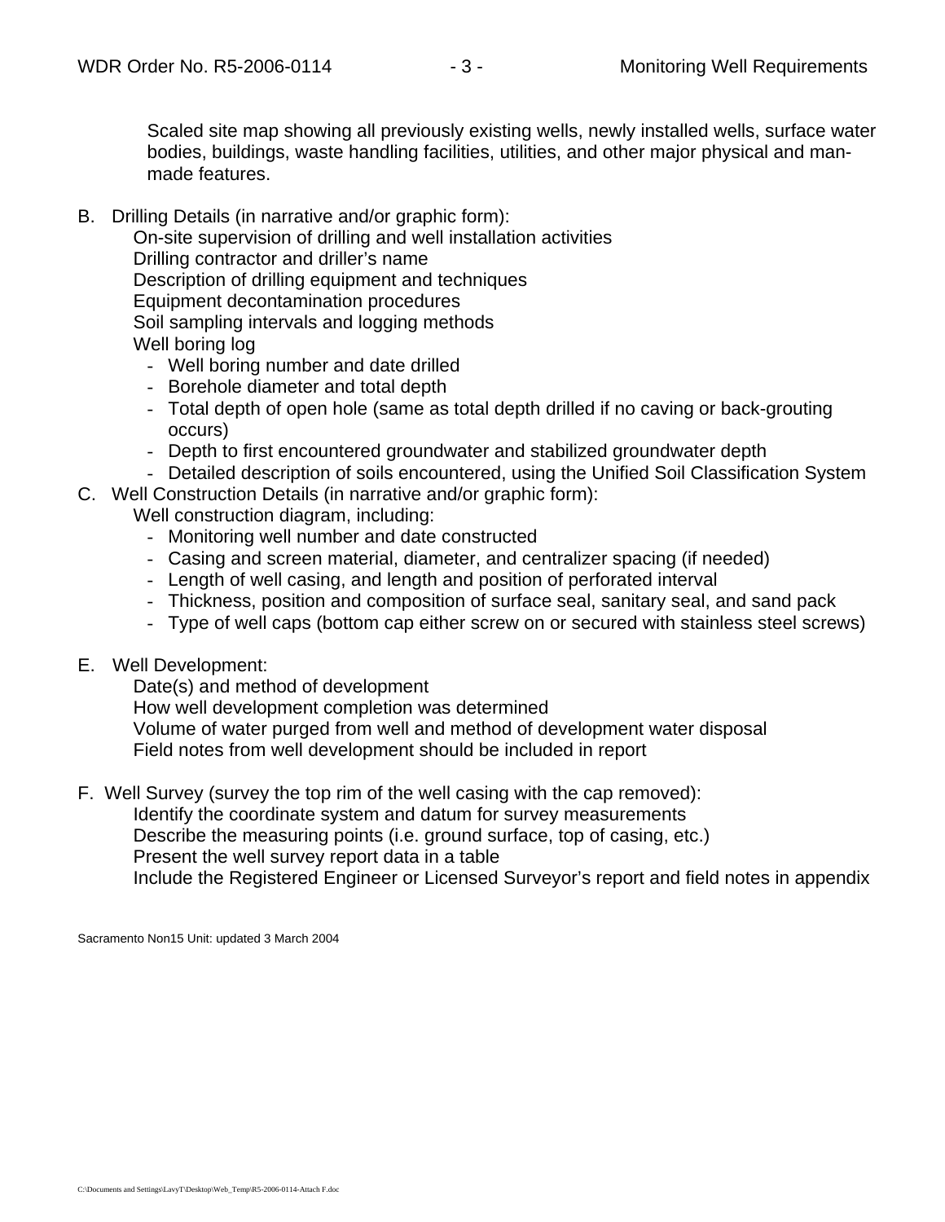Scaled site map showing all previously existing wells, newly installed wells, surface water bodies, buildings, waste handling facilities, utilities, and other major physical and man-made features.

B. Drilling Details (in narrative and/or graphic form):

On-site supervision of drilling and well installation activities
Drilling contractor and driller's name
Description of drilling equipment and techniques
Equipment decontamination procedures
Soil sampling intervals and logging methods
Well boring log

- Well boring number and date drilled
- Borehole diameter and total depth
- Total depth of open hole (same as total depth drilled if no caving or back-grouting occurs)
- Depth to first encountered groundwater and stabilized groundwater depth
- Detailed description of soils encountered, using the Unified Soil Classification System

C. Well Construction Details (in narrative and/or graphic form):

Well construction diagram, including:

- Monitoring well number and date constructed
- Casing and screen material, diameter, and centralizer spacing (if needed)
- Length of well casing, and length and position of perforated interval
- Thickness, position and composition of surface seal, sanitary seal, and sand pack
- Type of well caps (bottom cap either screw on or secured with stainless steel screws)

E. Well Development:

Date(s) and method of development
How well development completion was determined
Volume of water purged from well and method of development water disposal
Field notes from well development should be included in report

F. Well Survey (survey the top rim of the well casing with the cap removed):

Identify the coordinate system and datum for survey measurements
Describe the measuring points (i.e. ground surface, top of casing, etc.)
Present the well survey report data in a table
Include the Registered Engineer or Licensed Surveyor's report and field notes in appendix

Sacramento Non15 Unit: updated 3 March 2004